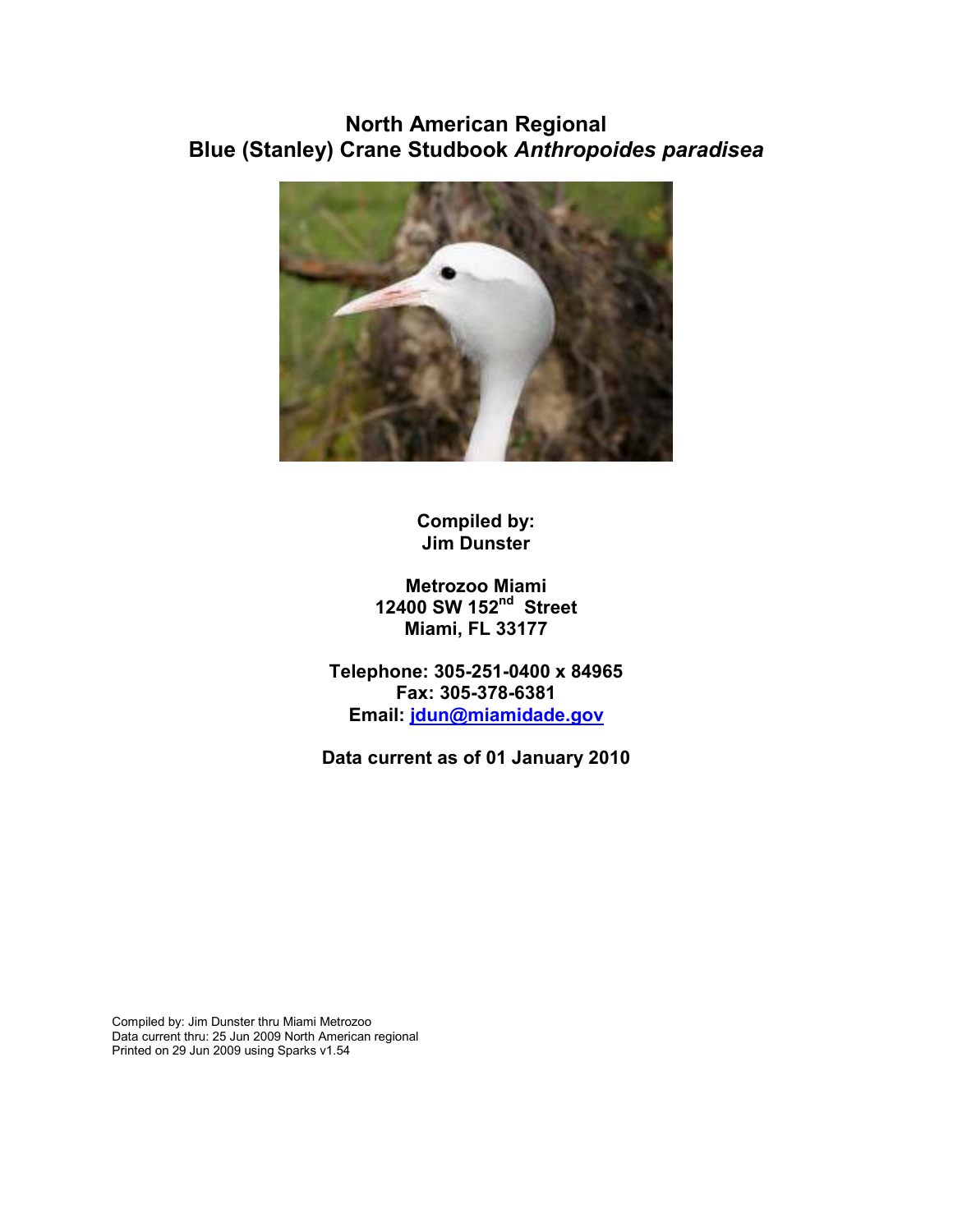# North American Regional
# Blue (Stanley) Crane Studbook *Anthropoides paradisea*

**Compiled by:**
**Jim Dunster**

**Metrozoo Miami**
**12400 SW 152nd Street**
**Miami, FL 33177**

**Telephone: 305-251-0400 x 84965**
**Fax: 305-378-6381**
**Email: jdun@miamidade.gov**

**Data current as of 01 January 2010**

Compiled by: Jim Dunster thru Miami Metrozoo
Data current thru: 25 Jun 2009 North American regional
Printed on 29 Jun 2009 using Sparks v1.54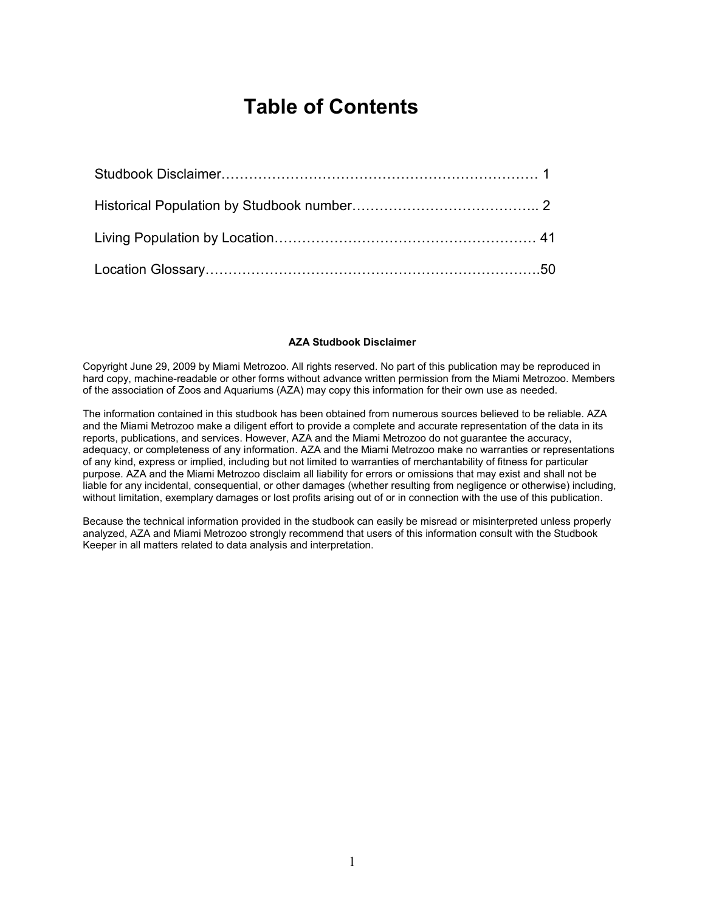# Table of Contents

Studbook Disclaimer…………………………………………………………… 1

Historical Population by Studbook number………………………………….. 2

Living Population by Location………………………………………………… 41

Location Glossary………………………………………………………………50

**AZA Studbook Disclaimer**

Copyright June 29, 2009 by Miami Metrozoo. All rights reserved. No part of this publication may be reproduced in hard copy, machine-readable or other forms without advance written permission from the Miami Metrozoo. Members of the association of Zoos and Aquariums (AZA) may copy this information for their own use as needed.

The information contained in this studbook has been obtained from numerous sources believed to be reliable. AZA and the Miami Metrozoo make a diligent effort to provide a complete and accurate representation of the data in its reports, publications, and services. However, AZA and the Miami Metrozoo do not guarantee the accuracy, adequacy, or completeness of any information. AZA and the Miami Metrozoo make no warranties or representations of any kind, express or implied, including but not limited to warranties of merchantability of fitness for particular purpose. AZA and the Miami Metrozoo disclaim all liability for errors or omissions that may exist and shall not be liable for any incidental, consequential, or other damages (whether resulting from negligence or otherwise) including, without limitation, exemplary damages or lost profits arising out of or in connection with the use of this publication.

Because the technical information provided in the studbook can easily be misread or misinterpreted unless properly analyzed, AZA and Miami Metrozoo strongly recommend that users of this information consult with the Studbook Keeper in all matters related to data analysis and interpretation.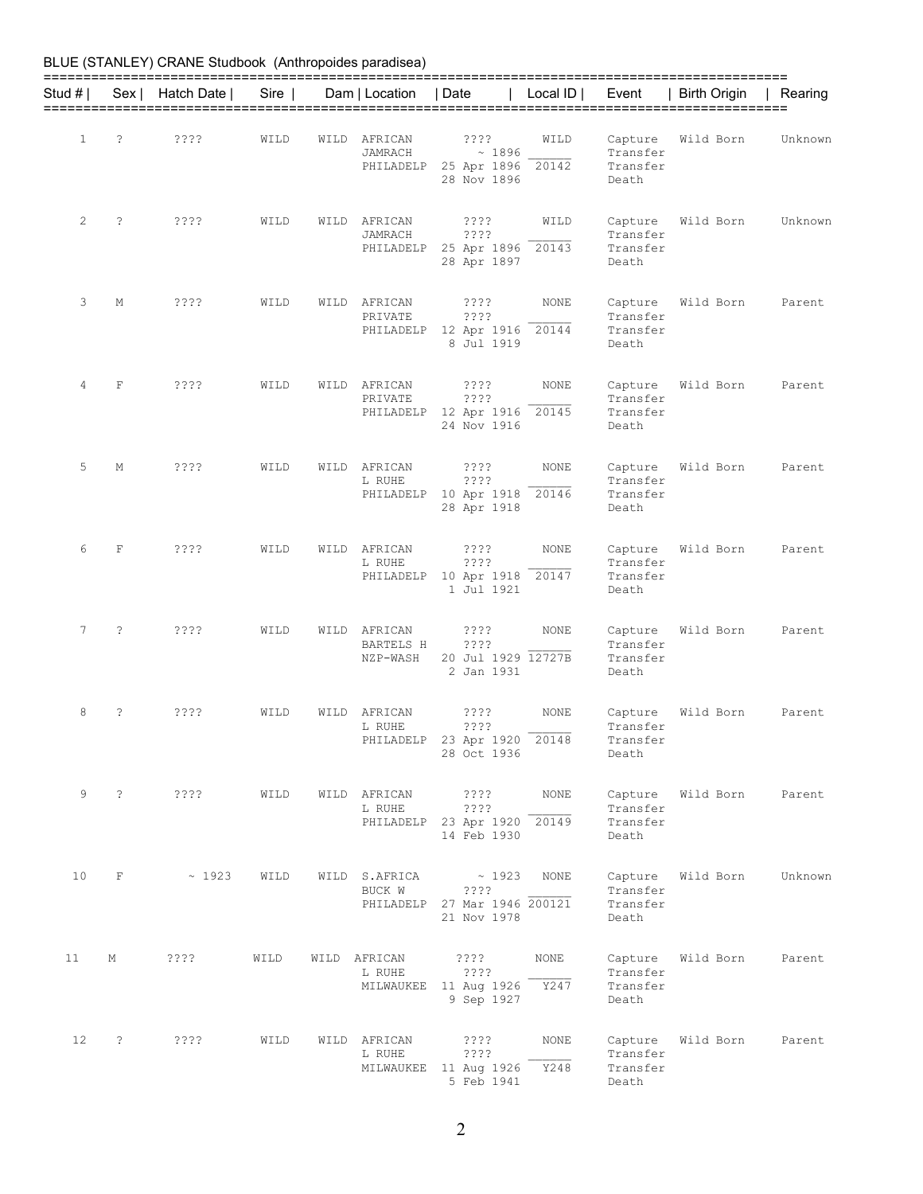BLUE (STANLEY) CRANE Studbook (Anthropoides paradisea)

| Stud # | Sex | Hatch Date | Sire | Dam | Location | Date | Local ID | Event | Birth Origin | Rearing |
|---|---|---|---|---|---|---|---|---|---|---|
| 1 | ? | ???? | WILD | WILD | AFRICAN | ???? | WILD | Capture | Wild Born | Unknown |
| | | | | | JAMRACH | ~ 1896 | ______ | Transfer | | |
| | | | | | PHILADELP | 25 Apr 1896 | 20142 | Transfer | | |
| | | | | | | 28 Nov 1896 | | Death | | |
| 2 | ? | ???? | WILD | WILD | AFRICAN | ???? | WILD | Capture | Wild Born | Unknown |
| | | | | | JAMRACH | ???? | ______ | Transfer | | |
| | | | | | PHILADELP | 25 Apr 1896 | 20143 | Transfer | | |
| | | | | | | 28 Apr 1897 | | Death | | |
| 3 | M | ???? | WILD | WILD | AFRICAN | ???? | NONE | Capture | Wild Born | Parent |
| | | | | | PRIVATE | ???? | ______ | Transfer | | |
| | | | | | PHILADELP | 12 Apr 1916 | 20144 | Transfer | | |
| | | | | | | 8 Jul 1919 | | Death | | |
| 4 | F | ???? | WILD | WILD | AFRICAN | ???? | NONE | Capture | Wild Born | Parent |
| | | | | | PRIVATE | ???? | ______ | Transfer | | |
| | | | | | PHILADELP | 12 Apr 1916 | 20145 | Transfer | | |
| | | | | | | 24 Nov 1916 | | Death | | |
| 5 | M | ???? | WILD | WILD | AFRICAN | ???? | NONE | Capture | Wild Born | Parent |
| | | | | | L RUHE | ???? | ______ | Transfer | | |
| | | | | | PHILADELP | 10 Apr 1918 | 20146 | Transfer | | |
| | | | | | | 28 Apr 1918 | | Death | | |
| 6 | F | ???? | WILD | WILD | AFRICAN | ???? | NONE | Capture | Wild Born | Parent |
| | | | | | L RUHE | ???? | ______ | Transfer | | |
| | | | | | PHILADELP | 10 Apr 1918 | 20147 | Transfer | | |
| | | | | | | 1 Jul 1921 | | Death | | |
| 7 | ? | ???? | WILD | WILD | AFRICAN | ???? | NONE | Capture | Wild Born | Parent |
| | | | | | BARTELS H | ???? | ______ | Transfer | | |
| | | | | | NZP-WASH | 20 Jul 1929 | 12727B | Transfer | | |
| | | | | | | 2 Jan 1931 | | Death | | |
| 8 | ? | ???? | WILD | WILD | AFRICAN | ???? | NONE | Capture | Wild Born | Parent |
| | | | | | L RUHE | ???? | ______ | Transfer | | |
| | | | | | PHILADELP | 23 Apr 1920 | 20148 | Transfer | | |
| | | | | | | 28 Oct 1936 | | Death | | |
| 9 | ? | ???? | WILD | WILD | AFRICAN | ???? | NONE | Capture | Wild Born | Parent |
| | | | | | L RUHE | ???? | ______ | Transfer | | |
| | | | | | PHILADELP | 23 Apr 1920 | 20149 | Transfer | | |
| | | | | | | 14 Feb 1930 | | Death | | |
| 10 | F | ~ 1923 | WILD | WILD | S.AFRICA | ~ 1923 | NONE | Capture | Wild Born | Unknown |
| | | | | | BUCK W | ???? | ______ | Transfer | | |
| | | | | | PHILADELP | 27 Mar 1946 | 200121 | Transfer | | |
| | | | | | | 21 Nov 1978 | | Death | | |
| 11 | M | ???? | WILD | WILD | AFRICAN | ???? | NONE | Capture | Wild Born | Parent |
| | | | | | L RUHE | ???? | ______ | Transfer | | |
| | | | | | MILWAUKEE | 11 Aug 1926 | Y247 | Transfer | | |
| | | | | | | 9 Sep 1927 | | Death | | |
| 12 | ? | ???? | WILD | WILD | AFRICAN | ???? | NONE | Capture | Wild Born | Parent |
| | | | | | L RUHE | ???? | ______ | Transfer | | |
| | | | | | MILWAUKEE | 11 Aug 1926 | Y248 | Transfer | | |
| | | | | | | 5 Feb 1941 | | Death | | |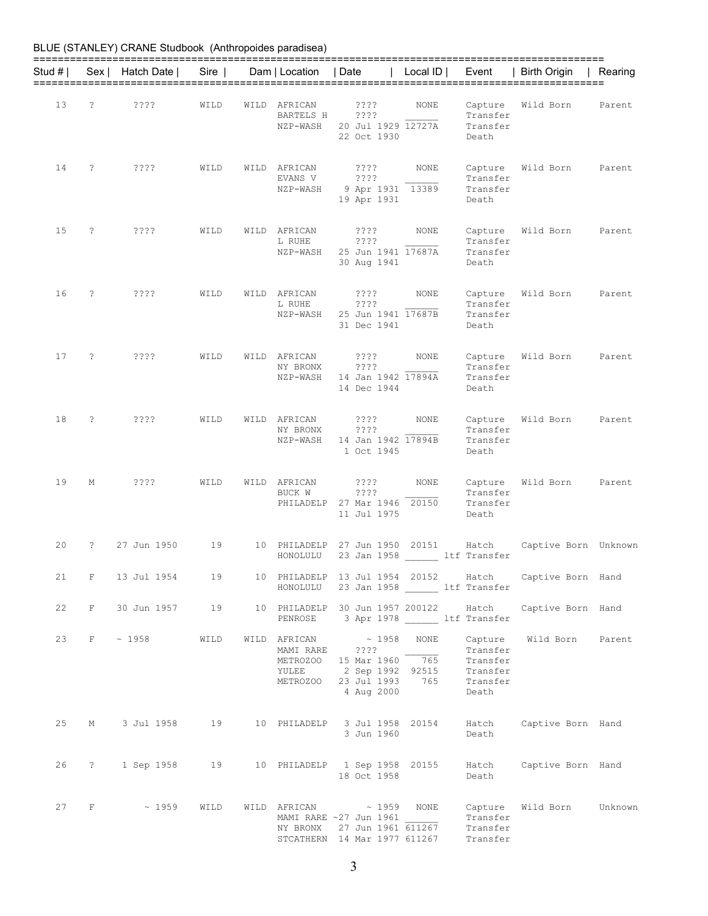BLUE (STANLEY) CRANE Studbook (Anthropoides paradisea)

| Stud # | Sex | Hatch Date | Sire | Dam | Location | Date | Local ID | Event | Birth Origin | Rearing |
|---|---|---|---|---|---|---|---|---|---|---|
| 13 | ? | ???? | WILD | WILD | AFRICAN | ???? | NONE | Capture | Wild Born | Parent |
| | | | | | BARTELS H | ???? | ______ | Transfer | | |
| | | | | | NZP-WASH | 20 Jul 1929 | 12727A | Transfer | | |
| | | | | | | 22 Oct 1930 | | Death | | |
| 14 | ? | ???? | WILD | WILD | AFRICAN | ???? | NONE | Capture | Wild Born | Parent |
| | | | | | EVANS V | ???? | ______ | Transfer | | |
| | | | | | NZP-WASH | 9 Apr 1931 | 13389 | Transfer | | |
| | | | | | | 19 Apr 1931 | | Death | | |
| 15 | ? | ???? | WILD | WILD | AFRICAN | ???? | NONE | Capture | Wild Born | Parent |
| | | | | | L RUHE | ???? | ______ | Transfer | | |
| | | | | | NZP-WASH | 25 Jun 1941 | 17687A | Transfer | | |
| | | | | | | 30 Aug 1941 | | Death | | |
| 16 | ? | ???? | WILD | WILD | AFRICAN | ???? | NONE | Capture | Wild Born | Parent |
| | | | | | L RUHE | ???? | ______ | Transfer | | |
| | | | | | NZP-WASH | 25 Jun 1941 | 17687B | Transfer | | |
| | | | | | | 31 Dec 1941 | | Death | | |
| 17 | ? | ???? | WILD | WILD | AFRICAN | ???? | NONE | Capture | Wild Born | Parent |
| | | | | | NY BRONX | ???? | ______ | Transfer | | |
| | | | | | NZP-WASH | 14 Jan 1942 | 17894A | Transfer | | |
| | | | | | | 14 Dec 1944 | | Death | | |
| 18 | ? | ???? | WILD | WILD | AFRICAN | ???? | NONE | Capture | Wild Born | Parent |
| | | | | | NY BRONX | ???? | ______ | Transfer | | |
| | | | | | NZP-WASH | 14 Jan 1942 | 17894B | Transfer | | |
| | | | | | | 1 Oct 1945 | | Death | | |
| 19 | M | ???? | WILD | WILD | AFRICAN | ???? | NONE | Capture | Wild Born | Parent |
| | | | | | BUCK W | ???? | ______ | Transfer | | |
| | | | | | PHILADELP | 27 Mar 1946 | 20150 | Transfer | | |
| | | | | | | 11 Jul 1975 | | Death | | |
| 20 | ? | 27 Jun 1950 | 19 | 10 | PHILADELP | 27 Jun 1950 | 20151 | Hatch | Captive Born | Unknown |
| | | | | | HONOLULU | 23 Jan 1958 | ______ | ltf Transfer | | |
| 21 | F | 13 Jul 1954 | 19 | 10 | PHILADELP | 13 Jul 1954 | 20152 | Hatch | Captive Born | Hand |
| | | | | | HONOLULU | 23 Jan 1958 | ______ | ltf Transfer | | |
| 22 | F | 30 Jun 1957 | 19 | 10 | PHILADELP | 30 Jun 1957 | 200122 | Hatch | Captive Born | Hand |
| | | | | | PENROSE | 3 Apr 1978 | ______ | ltf Transfer | | |
| 23 | F | ~ 1958 | WILD | WILD | AFRICAN | ~ 1958 | NONE | Capture | Wild Born | Parent |
| | | | | | MAMI RARE | ???? | ______ | Transfer | | |
| | | | | | METROZOO | 15 Mar 1960 | 765 | Transfer | | |
| | | | | | YULEE | 2 Sep 1992 | 92515 | Transfer | | |
| | | | | | METROZOO | 23 Jul 1993 | 765 | Transfer | | |
| | | | | | | 4 Aug 2000 | | Death | | |
| 25 | M | 3 Jul 1958 | 19 | 10 | PHILADELP | 3 Jul 1958 | 20154 | Hatch | Captive Born | Hand |
| | | | | | | 3 Jun 1960 | | Death | | |
| 26 | ? | 1 Sep 1958 | 19 | 10 | PHILADELP | 1 Sep 1958 | 20155 | Hatch | Captive Born | Hand |
| | | | | | | 18 Oct 1958 | | Death | | |
| 27 | F | ~ 1959 | WILD | WILD | AFRICAN | ~ 1959 | NONE | Capture | Wild Born | Unknown |
| | | | | | MAMI RARE | ~27 Jun 1961 | ______ | Transfer | | |
| | | | | | NY BRONX | 27 Jun 1961 | 611267 | Transfer | | |
| | | | | | STCATHERN | 14 Mar 1977 | 611267 | Transfer | | |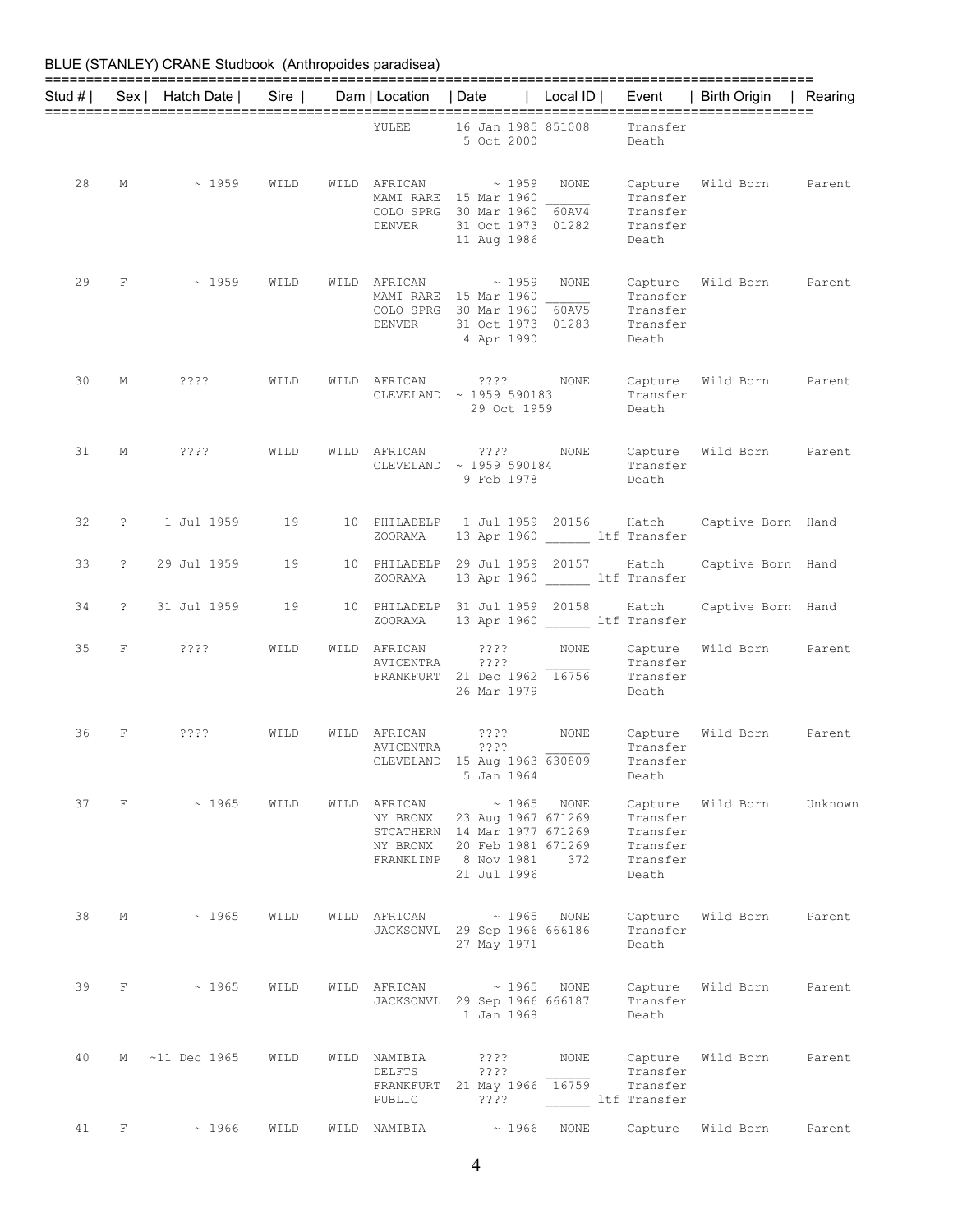BLUE (STANLEY) CRANE Studbook (Anthropoides paradisea)

| Stud # | Sex | Hatch Date | Sire | Dam | Location | Date | Local ID | Event | Birth Origin | Rearing |
|---|---|---|---|---|---|---|---|---|---|---|
| | | | | | YULEE | 16 Jan 1985 | 851008 | Transfer | | |
| | | | | | | 5 Oct 2000 | | Death | | |
| 28 | M | ~ 1959 | WILD | WILD | AFRICAN | ~ 1959 | NONE | Capture | Wild Born | Parent |
| | | | | | MAMI RARE | 15 Mar 1960 | ______ | Transfer | | |
| | | | | | COLO SPRG | 30 Mar 1960 | 60AV4 | Transfer | | |
| | | | | | DENVER | 31 Oct 1973 | 01282 | Transfer | | |
| | | | | | | 11 Aug 1986 | | Death | | |
| 29 | F | ~ 1959 | WILD | WILD | AFRICAN | ~ 1959 | NONE | Capture | Wild Born | Parent |
| | | | | | MAMI RARE | 15 Mar 1960 | ______ | Transfer | | |
| | | | | | COLO SPRG | 30 Mar 1960 | 60AV5 | Transfer | | |
| | | | | | DENVER | 31 Oct 1973 | 01283 | Transfer | | |
| | | | | | | 4 Apr 1990 | | Death | | |
| 30 | M | ???? | WILD | WILD | AFRICAN | ???? | NONE | Capture | Wild Born | Parent |
| | | | | | CLEVELAND | ~ 1959 | 590183 | Transfer | | |
| | | | | | | 29 Oct 1959 | | Death | | |
| 31 | M | ???? | WILD | WILD | AFRICAN | ???? | NONE | Capture | Wild Born | Parent |
| | | | | | CLEVELAND | ~ 1959 | 590184 | Transfer | | |
| | | | | | | 9 Feb 1978 | | Death | | |
| 32 | ? | 1 Jul 1959 | 19 | 10 | PHILADELP | 1 Jul 1959 | 20156 | Hatch | Captive Born | Hand |
| | | | | | ZOORAMA | 13 Apr 1960 | ______ | ltf Transfer | | |
| 33 | ? | 29 Jul 1959 | 19 | 10 | PHILADELP | 29 Jul 1959 | 20157 | Hatch | Captive Born | Hand |
| | | | | | ZOORAMA | 13 Apr 1960 | ______ | ltf Transfer | | |
| 34 | ? | 31 Jul 1959 | 19 | 10 | PHILADELP | 31 Jul 1959 | 20158 | Hatch | Captive Born | Hand |
| | | | | | ZOORAMA | 13 Apr 1960 | ______ | ltf Transfer | | |
| 35 | F | ???? | WILD | WILD | AFRICAN | ???? | NONE | Capture | Wild Born | Parent |
| | | | | | AVICENTRA | ???? | ______ | Transfer | | |
| | | | | | FRANKFURT | 21 Dec 1962 | 16756 | Transfer | | |
| | | | | | | 26 Mar 1979 | | Death | | |
| 36 | F | ???? | WILD | WILD | AFRICAN | ???? | NONE | Capture | Wild Born | Parent |
| | | | | | AVICENTRA | ???? | ______ | Transfer | | |
| | | | | | CLEVELAND | 15 Aug 1963 | 630809 | Transfer | | |
| | | | | | | 5 Jan 1964 | | Death | | |
| 37 | F | ~ 1965 | WILD | WILD | AFRICAN | ~ 1965 | NONE | Capture | Wild Born | Unknown |
| | | | | | NY BRONX | 23 Aug 1967 | 671269 | Transfer | | |
| | | | | | STCATHERN | 14 Mar 1977 | 671269 | Transfer | | |
| | | | | | NY BRONX | 20 Feb 1981 | 671269 | Transfer | | |
| | | | | | FRANKLINP | 8 Nov 1981 | 372 | Transfer | | |
| | | | | | | 21 Jul 1996 | | Death | | |
| 38 | M | ~ 1965 | WILD | WILD | AFRICAN | ~ 1965 | NONE | Capture | Wild Born | Parent |
| | | | | | JACKSONVL | 29 Sep 1966 | 666186 | Transfer | | |
| | | | | | | 27 May 1971 | | Death | | |
| 39 | F | ~ 1965 | WILD | WILD | AFRICAN | ~ 1965 | NONE | Capture | Wild Born | Parent |
| | | | | | JACKSONVL | 29 Sep 1966 | 666187 | Transfer | | |
| | | | | | | 1 Jan 1968 | | Death | | |
| 40 | M | ~11 Dec 1965 | WILD | WILD | NAMIBIA | ???? | NONE | Capture | Wild Born | Parent |
| | | | | | DELFTS | ???? | ______ | Transfer | | |
| | | | | | FRANKFURT | 21 May 1966 | 16759 | Transfer | | |
| | | | | | PUBLIC | ???? | ______ | ltf Transfer | | |
| 41 | F | ~ 1966 | WILD | WILD | NAMIBIA | ~ 1966 | NONE | Capture | Wild Born | Parent |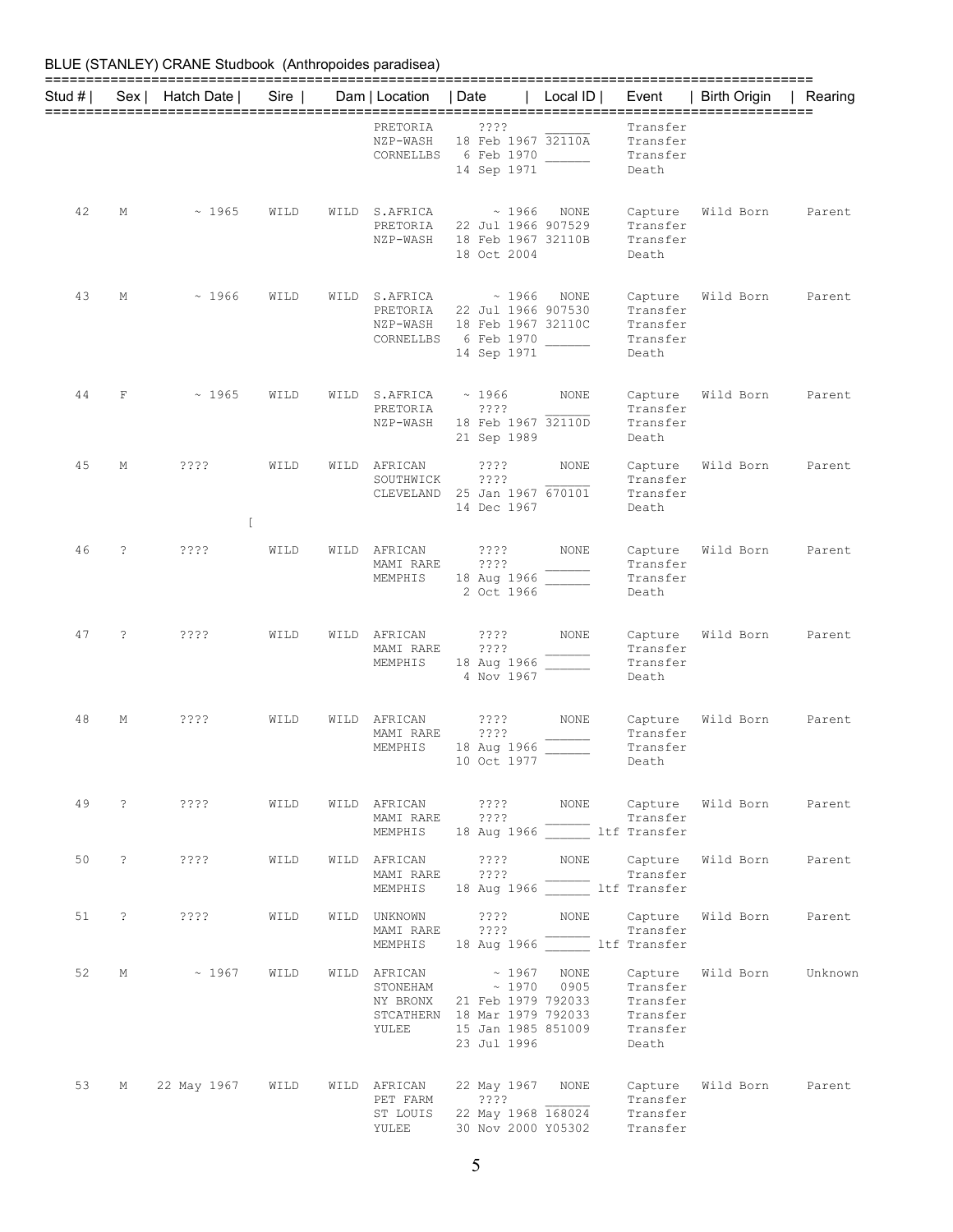BLUE (STANLEY) CRANE Studbook (Anthropoides paradisea)

| Stud # | Sex | Hatch Date | Sire | Dam | Location | Date | Local ID | Event | Birth Origin | Rearing |
|---|---|---|---|---|---|---|---|---|---|---|
| | | | | | PRETORIA | ???? | ______ | Transfer | | |
| | | | | | NZP-WASH | 18 Feb 1967 | 32110A | Transfer | | |
| | | | | | CORNELLBS | 6 Feb 1970 | ______ | Transfer | | |
| | | | | | | 14 Sep 1971 | | Death | | |
| 42 | M | ~ 1965 | WILD | WILD | S.AFRICA | ~ 1966 | NONE | Capture | Wild Born | Parent |
| | | | | | PRETORIA | 22 Jul 1966 | 907529 | Transfer | | |
| | | | | | NZP-WASH | 18 Feb 1967 | 32110B | Transfer | | |
| | | | | | | 18 Oct 2004 | | Death | | |
| 43 | M | ~ 1966 | WILD | WILD | S.AFRICA | ~ 1966 | NONE | Capture | Wild Born | Parent |
| | | | | | PRETORIA | 22 Jul 1966 | 907530 | Transfer | | |
| | | | | | NZP-WASH | 18 Feb 1967 | 32110C | Transfer | | |
| | | | | | CORNELLBS | 6 Feb 1970 | ______ | Transfer | | |
| | | | | | | 14 Sep 1971 | | Death | | |
| 44 | F | ~ 1965 | WILD | WILD | S.AFRICA | ~ 1966 | NONE | Capture | Wild Born | Parent |
| | | | | | PRETORIA | ???? | ______ | Transfer | | |
| | | | | | NZP-WASH | 18 Feb 1967 | 32110D | Transfer | | |
| | | | | | | 21 Sep 1989 | | Death | | |
| 45 | M | ???? | WILD | WILD | AFRICAN | ???? | NONE | Capture | Wild Born | Parent |
| | | | | | SOUTHWICK | ???? | ______ | Transfer | | |
| | | | | | CLEVELAND | 25 Jan 1967 | 670101 | Transfer | | |
| | | | | | | 14 Dec 1967 | | Death | | |
| 46 | ? | ???? | WILD | WILD | AFRICAN | ???? | NONE | Capture | Wild Born | Parent |
| | | | | | MAMI RARE | ???? | ______ | Transfer | | |
| | | | | | MEMPHIS | 18 Aug 1966 | ______ | Transfer | | |
| | | | | | | 2 Oct 1966 | | Death | | |
| 47 | ? | ???? | WILD | WILD | AFRICAN | ???? | NONE | Capture | Wild Born | Parent |
| | | | | | MAMI RARE | ???? | ______ | Transfer | | |
| | | | | | MEMPHIS | 18 Aug 1966 | ______ | Transfer | | |
| | | | | | | 4 Nov 1967 | | Death | | |
| 48 | M | ???? | WILD | WILD | AFRICAN | ???? | NONE | Capture | Wild Born | Parent |
| | | | | | MAMI RARE | ???? | ______ | Transfer | | |
| | | | | | MEMPHIS | 18 Aug 1966 | ______ | Transfer | | |
| | | | | | | 10 Oct 1977 | | Death | | |
| 49 | ? | ???? | WILD | WILD | AFRICAN | ???? | NONE | Capture | Wild Born | Parent |
| | | | | | MAMI RARE | ???? | ______ | Transfer | | |
| | | | | | MEMPHIS | 18 Aug 1966 | ______ | ltf Transfer | | |
| 50 | ? | ???? | WILD | WILD | AFRICAN | ???? | NONE | Capture | Wild Born | Parent |
| | | | | | MAMI RARE | ???? | ______ | Transfer | | |
| | | | | | MEMPHIS | 18 Aug 1966 | ______ | ltf Transfer | | |
| 51 | ? | ???? | WILD | WILD | UNKNOWN | ???? | NONE | Capture | Wild Born | Parent |
| | | | | | MAMI RARE | ???? | ______ | Transfer | | |
| | | | | | MEMPHIS | 18 Aug 1966 | ______ | ltf Transfer | | |
| 52 | M | ~ 1967 | WILD | WILD | AFRICAN | ~ 1967 | NONE | Capture | Wild Born | Unknown |
| | | | | | STONEHAM | ~ 1970 | 0905 | Transfer | | |
| | | | | | NY BRONX | 21 Feb 1979 | 792033 | Transfer | | |
| | | | | | STCATHERN | 18 Mar 1979 | 792033 | Transfer | | |
| | | | | | YULEE | 15 Jan 1985 | 851009 | Transfer | | |
| | | | | | | 23 Jul 1996 | | Death | | |
| 53 | M | 22 May 1967 | WILD | WILD | AFRICAN | 22 May 1967 | NONE | Capture | Wild Born | Parent |
| | | | | | PET FARM | ???? | ______ | Transfer | | |
| | | | | | ST LOUIS | 22 May 1968 | 168024 | Transfer | | |
| | | | | | YULEE | 30 Nov 2000 | Y05302 | Transfer | | |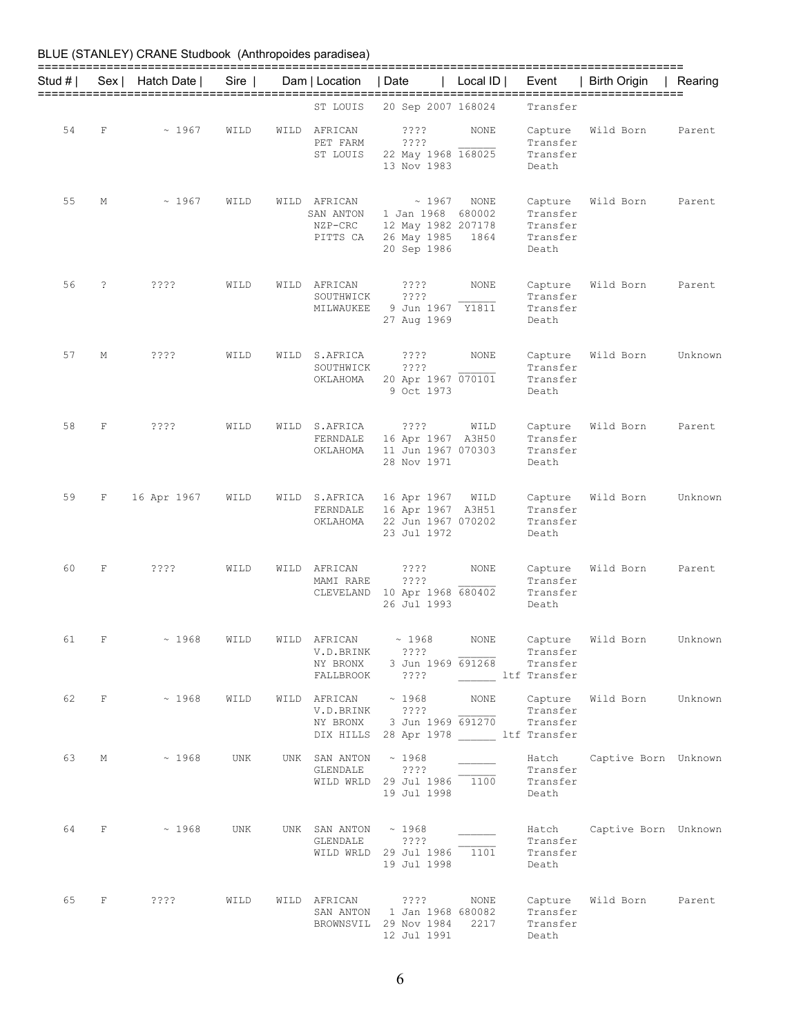BLUE (STANLEY) CRANE Studbook (Anthropoides paradisea)

| Stud # | Sex | Hatch Date | Sire | Dam | Location | Date | Local ID | Event | Birth Origin | Rearing |
|---|---|---|---|---|---|---|---|---|---|---|
| | | | | | ST LOUIS | 20 Sep 2007 | 168024 | Transfer | | |
| 54 | F | ~ 1967 | WILD | WILD | AFRICAN | ???? | NONE | Capture | Wild Born | Parent |
| | | | | | PET FARM | ???? | ______ | Transfer | | |
| | | | | | ST LOUIS | 22 May 1968 | 168025 | Transfer | | |
| | | | | | | 13 Nov 1983 | | Death | | |
| 55 | M | ~ 1967 | WILD | WILD | AFRICAN | ~ 1967 | NONE | Capture | Wild Born | Parent |
| | | | | | SAN ANTON | 1 Jan 1968 | 680002 | Transfer | | |
| | | | | | NZP-CRC | 12 May 1982 | 207178 | Transfer | | |
| | | | | | PITTS CA | 26 May 1985 | 1864 | Transfer | | |
| | | | | | | 20 Sep 1986 | | Death | | |
| 56 | ? | ???? | WILD | WILD | AFRICAN | ???? | NONE | Capture | Wild Born | Parent |
| | | | | | SOUTHWICK | ???? | ______ | Transfer | | |
| | | | | | MILWAUKEE | 9 Jun 1967 | Y1811 | Transfer | | |
| | | | | | | 27 Aug 1969 | | Death | | |
| 57 | M | ???? | WILD | WILD | S.AFRICA | ???? | NONE | Capture | Wild Born | Unknown |
| | | | | | SOUTHWICK | ???? | ______ | Transfer | | |
| | | | | | OKLAHOMA | 20 Apr 1967 | 070101 | Transfer | | |
| | | | | | | 9 Oct 1973 | | Death | | |
| 58 | F | ???? | WILD | WILD | S.AFRICA | ???? | WILD | Capture | Wild Born | Parent |
| | | | | | FERNDALE | 16 Apr 1967 | A3H50 | Transfer | | |
| | | | | | OKLAHOMA | 11 Jun 1967 | 070303 | Transfer | | |
| | | | | | | 28 Nov 1971 | | Death | | |
| 59 | F | 16 Apr 1967 | WILD | WILD | S.AFRICA | 16 Apr 1967 | WILD | Capture | Wild Born | Unknown |
| | | | | | FERNDALE | 16 Apr 1967 | A3H51 | Transfer | | |
| | | | | | OKLAHOMA | 22 Jun 1967 | 070202 | Transfer | | |
| | | | | | | 23 Jul 1972 | | Death | | |
| 60 | F | ???? | WILD | WILD | AFRICAN | ???? | NONE | Capture | Wild Born | Parent |
| | | | | | MAMI RARE | ???? | ______ | Transfer | | |
| | | | | | CLEVELAND | 10 Apr 1968 | 680402 | Transfer | | |
| | | | | | | 26 Jul 1993 | | Death | | |
| 61 | F | ~ 1968 | WILD | WILD | AFRICAN | ~ 1968 | NONE | Capture | Wild Born | Unknown |
| | | | | | V.D.BRINK | ???? | ______ | Transfer | | |
| | | | | | NY BRONX | 3 Jun 1969 | 691268 | Transfer | | |
| | | | | | FALLBROOK | ???? | ______ ltf | Transfer | | |
| 62 | F | ~ 1968 | WILD | WILD | AFRICAN | ~ 1968 | NONE | Capture | Wild Born | Unknown |
| | | | | | V.D.BRINK | ???? | ______ | Transfer | | |
| | | | | | NY BRONX | 3 Jun 1969 | 691270 | Transfer | | |
| | | | | | DIX HILLS | 28 Apr 1978 | ______ ltf | Transfer | | |
| 63 | M | ~ 1968 | UNK | UNK | SAN ANTON | ~ 1968 | ______ | Hatch | Captive Born | Unknown |
| | | | | | GLENDALE | ???? | ______ | Transfer | | |
| | | | | | WILD WRLD | 29 Jul 1986 | 1100 | Transfer | | |
| | | | | | | 19 Jul 1998 | | Death | | |
| 64 | F | ~ 1968 | UNK | UNK | SAN ANTON | ~ 1968 | ______ | Hatch | Captive Born | Unknown |
| | | | | | GLENDALE | ???? | ______ | Transfer | | |
| | | | | | WILD WRLD | 29 Jul 1986 | 1101 | Transfer | | |
| | | | | | | 19 Jul 1998 | | Death | | |
| 65 | F | ???? | WILD | WILD | AFRICAN | ???? | NONE | Capture | Wild Born | Parent |
| | | | | | SAN ANTON | 1 Jan 1968 | 680082 | Transfer | | |
| | | | | | BROWNSVIL | 29 Nov 1984 | 2217 | Transfer | | |
| | | | | | | 12 Jul 1991 | | Death | | |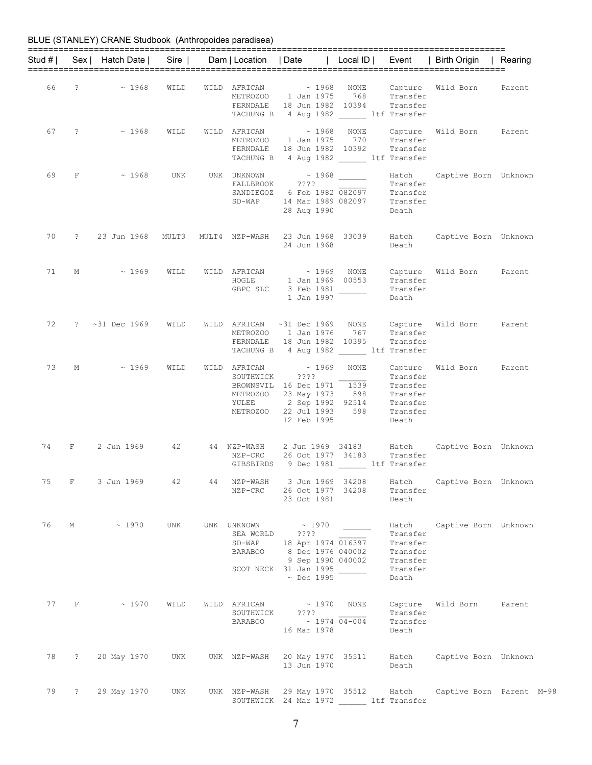BLUE (STANLEY) CRANE Studbook (Anthropoides paradisea)

| Stud # | Sex | Hatch Date | Sire | Dam | Location | Date | Local ID | Event | Birth Origin | Rearing |
|---|---|---|---|---|---|---|---|---|---|---|
| 66 | ? | ~ 1968 | WILD | WILD | AFRICAN | ~ 1968 | NONE | Capture | Wild Born | Parent |
| | | | | | METROZOO | 1 Jan 1975 | 768 | Transfer | | |
| | | | | | FERNDALE | 18 Jun 1982 | 10394 | Transfer | | |
| | | | | | TACHUNG B | 4 Aug 1982 | ______ | ltf Transfer | | |
| 67 | ? | ~ 1968 | WILD | WILD | AFRICAN | ~ 1968 | NONE | Capture | Wild Born | Parent |
| | | | | | METROZOO | 1 Jan 1975 | 770 | Transfer | | |
| | | | | | FERNDALE | 18 Jun 1982 | 10392 | Transfer | | |
| | | | | | TACHUNG B | 4 Aug 1982 | ______ | ltf Transfer | | |
| 69 | F | ~ 1968 | UNK | UNK | UNKNOWN | ~ 1968 | ______ | Hatch | Captive Born | Unknown |
| | | | | | FALLBROOK | ???? | ______ | Transfer | | |
| | | | | | SANDIEGOZ | 6 Feb 1982 | 082097 | Transfer | | |
| | | | | | SD-WAP | 14 Mar 1989 | 082097 | Transfer | | |
| | | | | | | 28 Aug 1990 | | Death | | |
| 70 | ? | 23 Jun 1968 | MULT3 | MULT4 | NZP-WASH | 23 Jun 1968 | 33039 | Hatch | Captive Born | Unknown |
| | | | | | | 24 Jun 1968 | | Death | | |
| 71 | M | ~ 1969 | WILD | WILD | AFRICAN | ~ 1969 | NONE | Capture | Wild Born | Parent |
| | | | | | HOGLE | 1 Jan 1969 | 00553 | Transfer | | |
| | | | | | GBPC SLC | 3 Feb 1981 | ______ | Transfer | | |
| | | | | | | 1 Jan 1997 | | Death | | |
| 72 | ? | ~31 Dec 1969 | WILD | WILD | AFRICAN | ~31 Dec 1969 | NONE | Capture | Wild Born | Parent |
| | | | | | METROZOO | 1 Jan 1976 | 767 | Transfer | | |
| | | | | | FERNDALE | 18 Jun 1982 | 10395 | Transfer | | |
| | | | | | TACHUNG B | 4 Aug 1982 | ______ | ltf Transfer | | |
| 73 | M | ~ 1969 | WILD | WILD | AFRICAN | ~ 1969 | NONE | Capture | Wild Born | Parent |
| | | | | | SOUTHWICK | ???? | ______ | Transfer | | |
| | | | | | BROWNSVIL | 16 Dec 1971 | 1539 | Transfer | | |
| | | | | | METROZOO | 23 May 1973 | 598 | Transfer | | |
| | | | | | YULEE | 2 Sep 1992 | 92514 | Transfer | | |
| | | | | | METROZOO | 22 Jul 1993 | 598 | Transfer | | |
| | | | | | | 12 Feb 1995 | | Death | | |
| 74 | F | 2 Jun 1969 | 42 | 44 | NZP-WASH | 2 Jun 1969 | 34183 | Hatch | Captive Born | Unknown |
| | | | | | NZP-CRC | 26 Oct 1977 | 34183 | Transfer | | |
| | | | | | GIBSBIRDS | 9 Dec 1981 | ______ | ltf Transfer | | |
| 75 | F | 3 Jun 1969 | 42 | 44 | NZP-WASH | 3 Jun 1969 | 34208 | Hatch | Captive Born | Unknown |
| | | | | | NZP-CRC | 26 Oct 1977 | 34208 | Transfer | | |
| | | | | | | 23 Oct 1981 | | Death | | |
| 76 | M | ~ 1970 | UNK | UNK | UNKNOWN | ~ 1970 | ______ | Hatch | Captive Born | Unknown |
| | | | | | SEA WORLD | ???? | ______ | Transfer | | |
| | | | | | SD-WAP | 18 Apr 1974 | 016397 | Transfer | | |
| | | | | | BARABOO | 8 Dec 1976 | 040002 | Transfer | | |
| | | | | | | 9 Sep 1990 | 040002 | Transfer | | |
| | | | | | SCOT NECK | 31 Jan 1995 | ______ | Transfer | | |
| | | | | | | ~ Dec 1995 | | Death | | |
| 77 | F | ~ 1970 | WILD | WILD | AFRICAN | ~ 1970 | NONE | Capture | Wild Born | Parent |
| | | | | | SOUTHWICK | ???? | ______ | Transfer | | |
| | | | | | BARABOO | ~ 1974 | 04-004 | Transfer | | |
| | | | | | | 16 Mar 1978 | | Death | | |
| 78 | ? | 20 May 1970 | UNK | UNK | NZP-WASH | 20 May 1970 | 35511 | Hatch | Captive Born | Unknown |
| | | | | | | 13 Jun 1970 | | Death | | |
| 79 | ? | 29 May 1970 | UNK | UNK | NZP-WASH | 29 May 1970 | 35512 | Hatch | Captive Born | Parent M-98 |
| | | | | | SOUTHWICK | 24 Mar 1972 | ______ | ltf Transfer | | |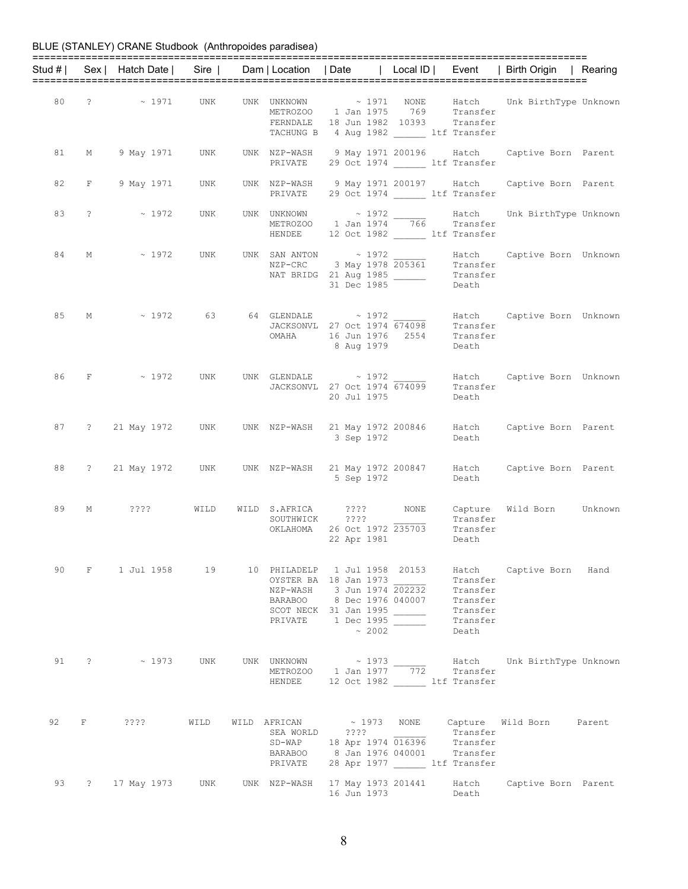BLUE (STANLEY) CRANE Studbook (Anthropoides paradisea)

| Stud # | Sex | Hatch Date | Sire | Dam | Location | Date | Local ID | Event | Birth Origin | Rearing |
|---|---|---|---|---|---|---|---|---|---|---|
| 80 | ? | ~ 1971 | UNK | UNK | UNKNOWN | ~ 1971 | NONE | Hatch | Unk BirthType | Unknown |
| | | | | | METROZOO | 1 Jan 1975 | 769 | Transfer | | |
| | | | | | FERNDALE | 18 Jun 1982 | 10393 | Transfer | | |
| | | | | | TACHUNG B | 4 Aug 1982 | ______ | ltf Transfer | | |
| 81 | M | 9 May 1971 | UNK | UNK | NZP-WASH | 9 May 1971 | 200196 | Hatch | Captive Born | Parent |
| | | | | | PRIVATE | 29 Oct 1974 | ______ | ltf Transfer | | |
| 82 | F | 9 May 1971 | UNK | UNK | NZP-WASH | 9 May 1971 | 200197 | Hatch | Captive Born | Parent |
| | | | | | PRIVATE | 29 Oct 1974 | ______ | ltf Transfer | | |
| 83 | ? | ~ 1972 | UNK | UNK | UNKNOWN | ~ 1972 | ______ | Hatch | Unk BirthType | Unknown |
| | | | | | METROZOO | 1 Jan 1974 | 766 | Transfer | | |
| | | | | | HENDEE | 12 Oct 1982 | ______ | ltf Transfer | | |
| 84 | M | ~ 1972 | UNK | UNK | SAN ANTON | ~ 1972 | ______ | Hatch | Captive Born | Unknown |
| | | | | | NZP-CRC | 3 May 1978 | 205361 | Transfer | | |
| | | | | | NAT BRIDG | 21 Aug 1985 | ______ | Transfer | | |
| | | | | | | 31 Dec 1985 | | Death | | |
| 85 | M | ~ 1972 | 63 | 64 | GLENDALE | ~ 1972 | ______ | Hatch | Captive Born | Unknown |
| | | | | | JACKSONVL | 27 Oct 1974 | 674098 | Transfer | | |
| | | | | | OMAHA | 16 Jun 1976 | 2554 | Transfer | | |
| | | | | | | 8 Aug 1979 | | Death | | |
| 86 | F | ~ 1972 | UNK | UNK | GLENDALE | ~ 1972 | ______ | Hatch | Captive Born | Unknown |
| | | | | | JACKSONVL | 27 Oct 1974 | 674099 | Transfer | | |
| | | | | | | 20 Jul 1975 | | Death | | |
| 87 | ? | 21 May 1972 | UNK | UNK | NZP-WASH | 21 May 1972 | 200846 | Hatch | Captive Born | Parent |
| | | | | | | 3 Sep 1972 | | Death | | |
| 88 | ? | 21 May 1972 | UNK | UNK | NZP-WASH | 21 May 1972 | 200847 | Hatch | Captive Born | Parent |
| | | | | | | 5 Sep 1972 | | Death | | |
| 89 | M | ???? | WILD | WILD | S.AFRICA | ???? | NONE | Capture | Wild Born | Unknown |
| | | | | | SOUTHWICK | ???? | ______ | Transfer | | |
| | | | | | OKLAHOMA | 26 Oct 1972 | 235703 | Transfer | | |
| | | | | | | 22 Apr 1981 | | Death | | |
| 90 | F | 1 Jul 1958 | 19 | 10 | PHILADELP | 1 Jul 1958 | 20153 | Hatch | Captive Born | Hand |
| | | | | | OYSTER BA | 18 Jan 1973 | ______ | Transfer | | |
| | | | | | NZP-WASH | 3 Jun 1974 | 202232 | Transfer | | |
| | | | | | BARABOO | 8 Dec 1976 | 040007 | Transfer | | |
| | | | | | SCOT NECK | 31 Jan 1995 | ______ | Transfer | | |
| | | | | | PRIVATE | 1 Dec 1995 | ______ | Transfer | | |
| | | | | | | ~ 2002 | | Death | | |
| 91 | ? | ~ 1973 | UNK | UNK | UNKNOWN | ~ 1973 | ______ | Hatch | Unk BirthType | Unknown |
| | | | | | METROZOO | 1 Jan 1977 | 772 | Transfer | | |
| | | | | | HENDEE | 12 Oct 1982 | ______ | ltf Transfer | | |
| 92 | F | ???? | WILD | WILD | AFRICAN | ~ 1973 | NONE | Capture | Wild Born | Parent |
| | | | | | SEA WORLD | ???? | ______ | Transfer | | |
| | | | | | SD-WAP | 18 Apr 1974 | 016396 | Transfer | | |
| | | | | | BARABOO | 8 Jan 1976 | 040001 | Transfer | | |
| | | | | | PRIVATE | 28 Apr 1977 | ______ | ltf Transfer | | |
| 93 | ? | 17 May 1973 | UNK | UNK | NZP-WASH | 17 May 1973 | 201441 | Hatch | Captive Born | Parent |
| | | | | | | 16 Jun 1973 | | Death | | |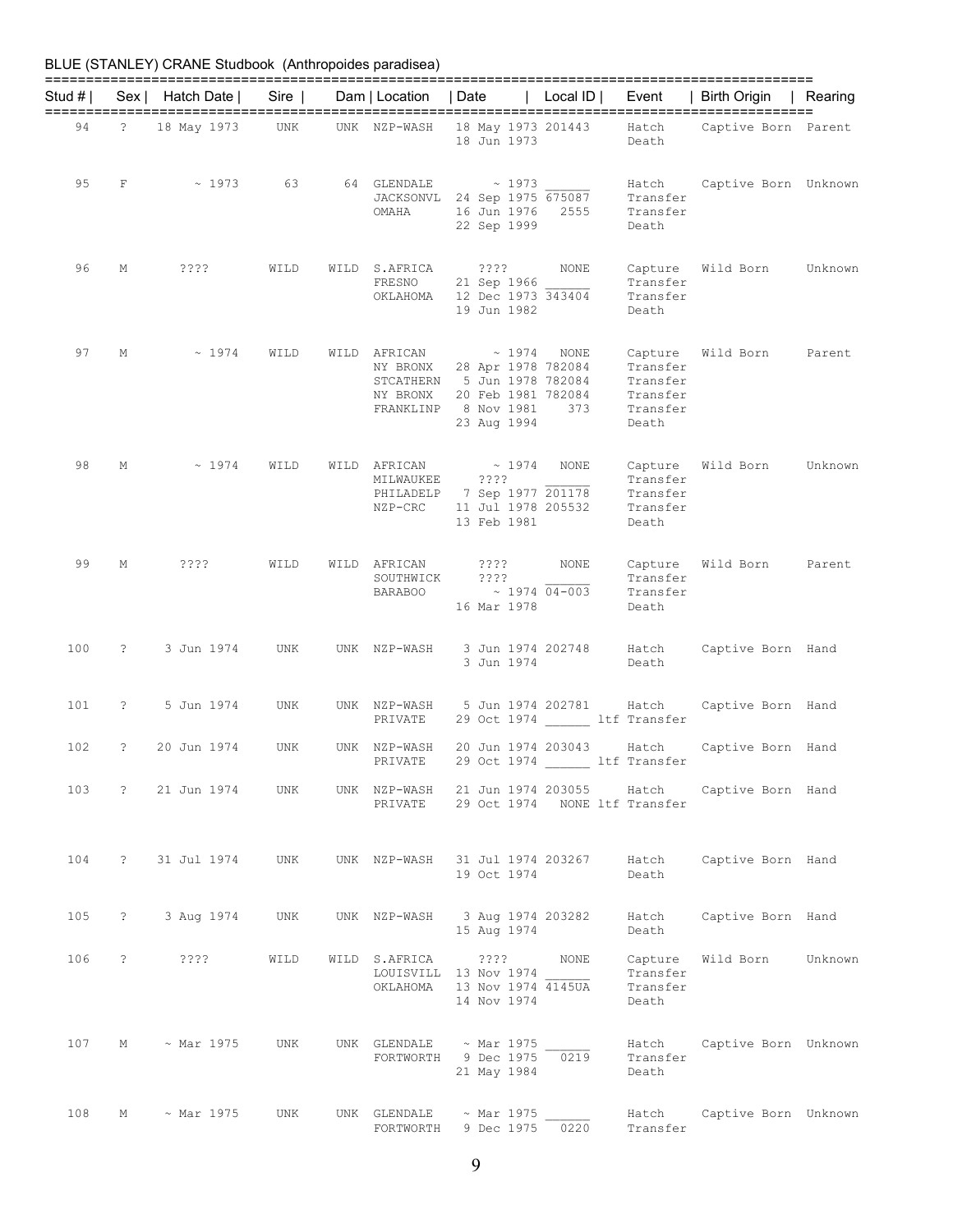BLUE (STANLEY) CRANE Studbook (Anthropoides paradisea)

| Stud # | Sex | Hatch Date | Sire | Dam | Location | Date | Local ID | Event | Birth Origin | Rearing |
|---|---|---|---|---|---|---|---|---|---|---|
| 94 | ? | 18 May 1973 | UNK | UNK | NZP-WASH | 18 May 1973 | 201443 | Hatch | Captive Born | Parent |
| | | | | | | 18 Jun 1973 | | Death | | |
| 95 | F | ~ 1973 | 63 | 64 | GLENDALE | ~ 1973 | ______ | Hatch | Captive Born | Unknown |
| | | | | | JACKSONVL | 24 Sep 1975 | 675087 | Transfer | | |
| | | | | | OMAHA | 16 Jun 1976 | 2555 | Transfer | | |
| | | | | | | 22 Sep 1999 | | Death | | |
| 96 | M | ???? | WILD | WILD | S.AFRICA | ???? | NONE | Capture | Wild Born | Unknown |
| | | | | | FRESNO | 21 Sep 1966 | ______ | Transfer | | |
| | | | | | OKLAHOMA | 12 Dec 1973 | 343404 | Transfer | | |
| | | | | | | 19 Jun 1982 | | Death | | |
| 97 | M | ~ 1974 | WILD | WILD | AFRICAN | ~ 1974 | NONE | Capture | Wild Born | Parent |
| | | | | | NY BRONX | 28 Apr 1978 | 782084 | Transfer | | |
| | | | | | STCATHERN | 5 Jun 1978 | 782084 | Transfer | | |
| | | | | | NY BRONX | 20 Feb 1981 | 782084 | Transfer | | |
| | | | | | FRANKLINP | 8 Nov 1981 | 373 | Transfer | | |
| | | | | | | 23 Aug 1994 | | Death | | |
| 98 | M | ~ 1974 | WILD | WILD | AFRICAN | ~ 1974 | NONE | Capture | Wild Born | Unknown |
| | | | | | MILWAUKEE | ???? | ______ | Transfer | | |
| | | | | | PHILADELP | 7 Sep 1977 | 201178 | Transfer | | |
| | | | | | NZP-CRC | 11 Jul 1978 | 205532 | Transfer | | |
| | | | | | | 13 Feb 1981 | | Death | | |
| 99 | M | ???? | WILD | WILD | AFRICAN | ???? | NONE | Capture | Wild Born | Parent |
| | | | | | SOUTHWICK | ???? | ______ | Transfer | | |
| | | | | | BARABOO | ~ 1974 | 04-003 | Transfer | | |
| | | | | | | 16 Mar 1978 | | Death | | |
| 100 | ? | 3 Jun 1974 | UNK | UNK | NZP-WASH | 3 Jun 1974 | 202748 | Hatch | Captive Born | Hand |
| | | | | | | 3 Jun 1974 | | Death | | |
| 101 | ? | 5 Jun 1974 | UNK | UNK | NZP-WASH | 5 Jun 1974 | 202781 | Hatch | Captive Born | Hand |
| | | | | | PRIVATE | 29 Oct 1974 | ______ | ltf Transfer | | |
| 102 | ? | 20 Jun 1974 | UNK | UNK | NZP-WASH | 20 Jun 1974 | 203043 | Hatch | Captive Born | Hand |
| | | | | | PRIVATE | 29 Oct 1974 | ______ | ltf Transfer | | |
| 103 | ? | 21 Jun 1974 | UNK | UNK | NZP-WASH | 21 Jun 1974 | 203055 | Hatch | Captive Born | Hand |
| | | | | | PRIVATE | 29 Oct 1974 | NONE | ltf Transfer | | |
| 104 | ? | 31 Jul 1974 | UNK | UNK | NZP-WASH | 31 Jul 1974 | 203267 | Hatch | Captive Born | Hand |
| | | | | | | 19 Oct 1974 | | Death | | |
| 105 | ? | 3 Aug 1974 | UNK | UNK | NZP-WASH | 3 Aug 1974 | 203282 | Hatch | Captive Born | Hand |
| | | | | | | 15 Aug 1974 | | Death | | |
| 106 | ? | ???? | WILD | WILD | S.AFRICA | ???? | NONE | Capture | Wild Born | Unknown |
| | | | | | LOUISVILL | 13 Nov 1974 | ______ | Transfer | | |
| | | | | | OKLAHOMA | 13 Nov 1974 | 4145UA | Transfer | | |
| | | | | | | 14 Nov 1974 | | Death | | |
| 107 | M | ~ Mar 1975 | UNK | UNK | GLENDALE | ~ Mar 1975 | ______ | Hatch | Captive Born | Unknown |
| | | | | | FORTWORTH | 9 Dec 1975 | 0219 | Transfer | | |
| | | | | | | 21 May 1984 | | Death | | |
| 108 | M | ~ Mar 1975 | UNK | UNK | GLENDALE | ~ Mar 1975 | ______ | Hatch | Captive Born | Unknown |
| | | | | | FORTWORTH | 9 Dec 1975 | 0220 | Transfer | | |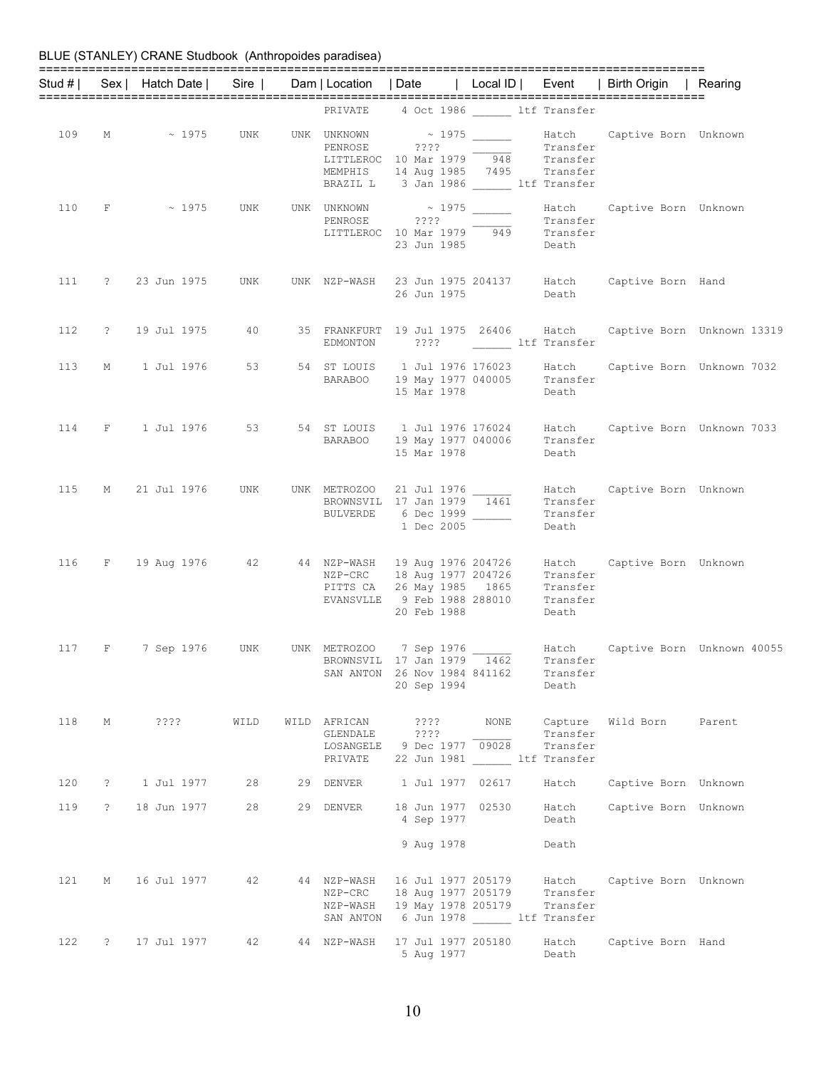BLUE (STANLEY) CRANE Studbook (Anthropoides paradisea)

| Stud # | Sex | Hatch Date | Sire | Dam | Location | Date | Local ID | Event | Birth Origin | Rearing |
|---|---|---|---|---|---|---|---|---|---|---|
| | | | | | PRIVATE | 4 Oct 1986 | ______ | ltf Transfer | | |
| 109 | M | ~ 1975 | UNK | UNK | UNKNOWN | ~ 1975 | ______ | Hatch | Captive Born | Unknown |
| | | | | | PENROSE | ???? | ______ | Transfer | | |
| | | | | | LITTLEROC | 10 Mar 1979 | 948 | Transfer | | |
| | | | | | MEMPHIS | 14 Aug 1985 | 7495 | Transfer | | |
| | | | | | BRAZIL L | 3 Jan 1986 | ______ | ltf Transfer | | |
| 110 | F | ~ 1975 | UNK | UNK | UNKNOWN | ~ 1975 | ______ | Hatch | Captive Born | Unknown |
| | | | | | PENROSE | ???? | ______ | Transfer | | |
| | | | | | LITTLEROC | 10 Mar 1979 | 949 | Transfer | | |
| | | | | | | 23 Jun 1985 | | Death | | |
| 111 | ? | 23 Jun 1975 | UNK | UNK | NZP-WASH | 23 Jun 1975 | 204137 | Hatch | Captive Born | Hand |
| | | | | | | 26 Jun 1975 | | Death | | |
| 112 | ? | 19 Jul 1975 | 40 | 35 | FRANKFURT | 19 Jul 1975 | 26406 | Hatch | Captive Born | Unknown 13319 |
| | | | | | EDMONTON | ???? | ______ | ltf Transfer | | |
| 113 | M | 1 Jul 1976 | 53 | 54 | ST LOUIS | 1 Jul 1976 | 176023 | Hatch | Captive Born | Unknown 7032 |
| | | | | | BARABOO | 19 May 1977 | 040005 | Transfer | | |
| | | | | | | 15 Mar 1978 | | Death | | |
| 114 | F | 1 Jul 1976 | 53 | 54 | ST LOUIS | 1 Jul 1976 | 176024 | Hatch | Captive Born | Unknown 7033 |
| | | | | | BARABOO | 19 May 1977 | 040006 | Transfer | | |
| | | | | | | 15 Mar 1978 | | Death | | |
| 115 | M | 21 Jul 1976 | UNK | UNK | METROZOO | 21 Jul 1976 | ______ | Hatch | Captive Born | Unknown |
| | | | | | BROWNSVIL | 17 Jan 1979 | 1461 | Transfer | | |
| | | | | | BULVERDE | 6 Dec 1999 | ______ | Transfer | | |
| | | | | | | 1 Dec 2005 | | Death | | |
| 116 | F | 19 Aug 1976 | 42 | 44 | NZP-WASH | 19 Aug 1976 | 204726 | Hatch | Captive Born | Unknown |
| | | | | | NZP-CRC | 18 Aug 1977 | 204726 | Transfer | | |
| | | | | | PITTS CA | 26 May 1985 | 1865 | Transfer | | |
| | | | | | EVANSVLLE | 9 Feb 1988 | 288010 | Transfer | | |
| | | | | | | 20 Feb 1988 | | Death | | |
| 117 | F | 7 Sep 1976 | UNK | UNK | METROZOO | 7 Sep 1976 | ______ | Hatch | Captive Born | Unknown 40055 |
| | | | | | BROWNSVIL | 17 Jan 1979 | 1462 | Transfer | | |
| | | | | | SAN ANTON | 26 Nov 1984 | 841162 | Transfer | | |
| | | | | | | 20 Sep 1994 | | Death | | |
| 118 | M | ???? | WILD | WILD | AFRICAN | ???? | NONE | Capture | Wild Born | Parent |
| | | | | | GLENDALE | ???? | ______ | Transfer | | |
| | | | | | LOSANGELE | 9 Dec 1977 | 09028 | Transfer | | |
| | | | | | PRIVATE | 22 Jun 1981 | ______ | ltf Transfer | | |
| 120 | ? | 1 Jul 1977 | 28 | 29 | DENVER | 1 Jul 1977 | 02617 | Hatch | Captive Born | Unknown |
| 119 | ? | 18 Jun 1977 | 28 | 29 | DENVER | 18 Jun 1977 | 02530 | Hatch | Captive Born | Unknown |
| | | | | | | 4 Sep 1977 | | Death | | |
| | | | | | | 9 Aug 1978 | | Death | | |
| 121 | M | 16 Jul 1977 | 42 | 44 | NZP-WASH | 16 Jul 1977 | 205179 | Hatch | Captive Born | Unknown |
| | | | | | NZP-CRC | 18 Aug 1977 | 205179 | Transfer | | |
| | | | | | NZP-WASH | 19 May 1978 | 205179 | Transfer | | |
| | | | | | SAN ANTON | 6 Jun 1978 | ______ | ltf Transfer | | |
| 122 | ? | 17 Jul 1977 | 42 | 44 | NZP-WASH | 17 Jul 1977 | 205180 | Hatch | Captive Born | Hand |
| | | | | | | 5 Aug 1977 | | Death | | |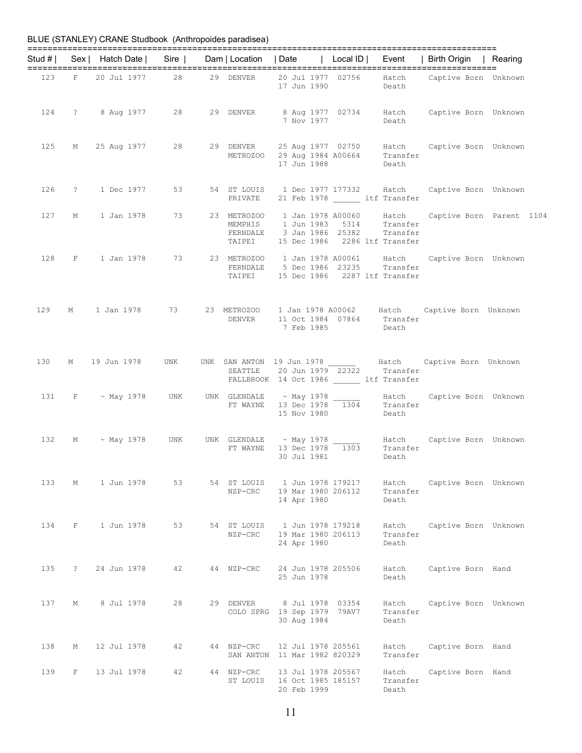BLUE (STANLEY) CRANE Studbook (Anthropoides paradisea)

| Stud # | Sex | Hatch Date | Sire | Dam | Location | Date | Local ID | Event | Birth Origin | Rearing |
|---|---|---|---|---|---|---|---|---|---|---|
| 123 | F | 20 Jul 1977 | 28 | 29 | DENVER | 20 Jul 1977 | 02756 | Hatch | Captive Born | Unknown |
| | | | | | | 17 Jun 1990 | | Death | | |
| 124 | ? | 8 Aug 1977 | 28 | 29 | DENVER | 8 Aug 1977 | 02734 | Hatch | Captive Born | Unknown |
| | | | | | | 7 Nov 1977 | | Death | | |
| 125 | M | 25 Aug 1977 | 28 | 29 | DENVER | 25 Aug 1977 | 02750 | Hatch | Captive Born | Unknown |
| | | | | | METROZOO | 29 Aug 1984 | A00664 | Transfer | | |
| | | | | | | 17 Jun 1988 | | Death | | |
| 126 | ? | 1 Dec 1977 | 53 | 54 | ST LOUIS | 1 Dec 1977 | 177332 | Hatch | Captive Born | Unknown |
| | | | | | PRIVATE | 21 Feb 1978 | ______ | ltf Transfer | | |
| 127 | M | 1 Jan 1978 | 73 | 23 | METROZOO | 1 Jan 1978 | A00060 | Hatch | Captive Born | Parent 1104 |
| | | | | | MEMPHIS | 1 Jun 1983 | 5314 | Transfer | | |
| | | | | | FERNDALE | 3 Jan 1986 | 25382 | Transfer | | |
| | | | | | TAIPEI | 15 Dec 1986 | 2286 | ltf Transfer | | |
| 128 | F | 1 Jan 1978 | 73 | 23 | METROZOO | 1 Jan 1978 | A00061 | Hatch | Captive Born | Unknown |
| | | | | | FERNDALE | 5 Dec 1986 | 23235 | Transfer | | |
| | | | | | TAIPEI | 15 Dec 1986 | 2287 | ltf Transfer | | |
| 129 | M | 1 Jan 1978 | 73 | 23 | METROZOO | 1 Jan 1978 | A00062 | Hatch | Captive Born | Unknown |
| | | | | | DENVER | 11 Oct 1984 | 07864 | Transfer | | |
| | | | | | | 7 Feb 1985 | | Death | | |
| 130 | M | 19 Jun 1978 | UNK | UNK | SAN ANTON | 19 Jun 1978 | ______ | Hatch | Captive Born | Unknown |
| | | | | | SEATTLE | 20 Jun 1979 | 22322 | Transfer | | |
| | | | | | FALLBROOK | 14 Oct 1986 | ______ | ltf Transfer | | |
| 131 | F | ~ May 1978 | UNK | UNK | GLENDALE | ~ May 1978 | ______ | Hatch | Captive Born | Unknown |
| | | | | | FT WAYNE | 13 Dec 1978 | 1304 | Transfer | | |
| | | | | | | 15 Nov 1980 | | Death | | |
| 132 | M | ~ May 1978 | UNK | UNK | GLENDALE | ~ May 1978 | ______ | Hatch | Captive Born | Unknown |
| | | | | | FT WAYNE | 13 Dec 1978 | 1303 | Transfer | | |
| | | | | | | 30 Jul 1981 | | Death | | |
| 133 | M | 1 Jun 1978 | 53 | 54 | ST LOUIS | 1 Jun 1978 | 179217 | Hatch | Captive Born | Unknown |
| | | | | | NZP-CRC | 19 Mar 1980 | 206112 | Transfer | | |
| | | | | | | 14 Apr 1980 | | Death | | |
| 134 | F | 1 Jun 1978 | 53 | 54 | ST LOUIS | 1 Jun 1978 | 179218 | Hatch | Captive Born | Unknown |
| | | | | | NZP-CRC | 19 Mar 1980 | 206113 | Transfer | | |
| | | | | | | 24 Apr 1980 | | Death | | |
| 135 | ? | 24 Jun 1978 | 42 | 44 | NZP-CRC | 24 Jun 1978 | 205506 | Hatch | Captive Born | Hand |
| | | | | | | 25 Jun 1978 | | Death | | |
| 137 | M | 8 Jul 1978 | 28 | 29 | DENVER | 8 Jul 1978 | 03354 | Hatch | Captive Born | Unknown |
| | | | | | COLO SPRG | 19 Sep 1979 | 79AV7 | Transfer | | |
| | | | | | | 30 Aug 1984 | | Death | | |
| 138 | M | 12 Jul 1978 | 42 | 44 | NZP-CRC | 12 Jul 1978 | 205561 | Hatch | Captive Born | Hand |
| | | | | | SAN ANTON | 11 Mar 1982 | 820329 | Transfer | | |
| 139 | F | 13 Jul 1978 | 42 | 44 | NZP-CRC | 13 Jul 1978 | 205567 | Hatch | Captive Born | Hand |
| | | | | | ST LOUIS | 16 Oct 1985 | 185157 | Transfer | | |
| | | | | | | 20 Feb 1999 | | Death | | |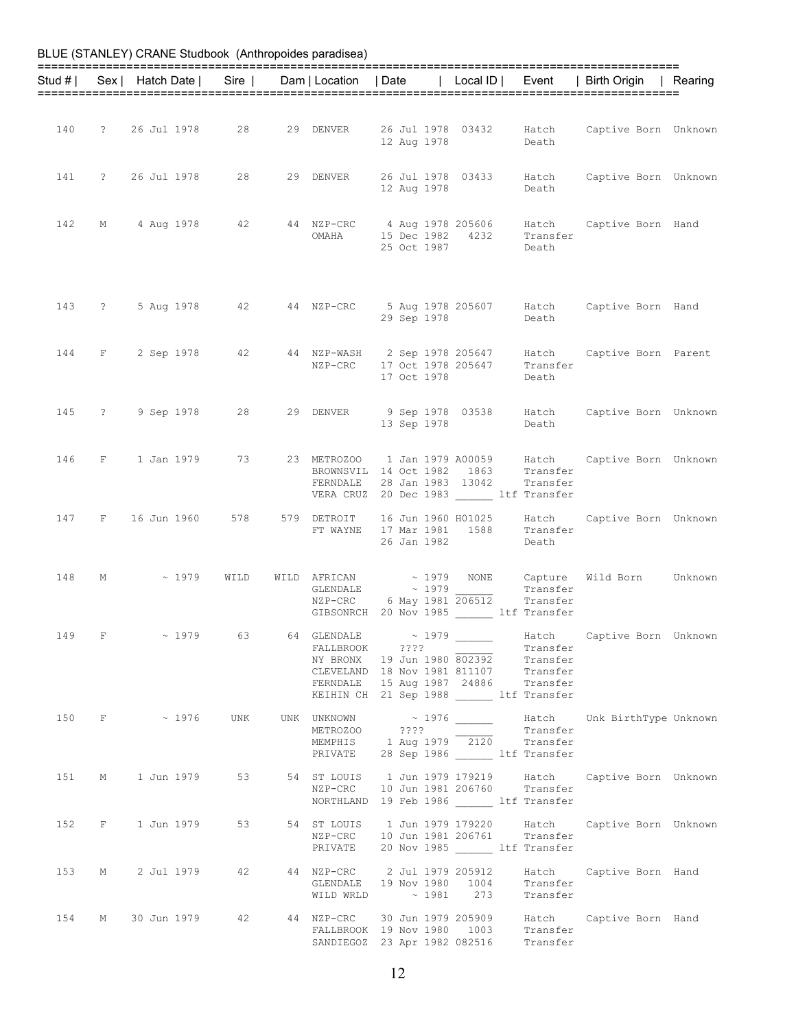BLUE (STANLEY) CRANE Studbook (Anthropoides paradisea)

| Stud # | Sex | Hatch Date | Sire | Dam | Location | Date | Local ID | Event | Birth Origin | Rearing |
|---|---|---|---|---|---|---|---|---|---|---|
| 140 | ? | 26 Jul 1978 | 28 | 29 | DENVER | 26 Jul 1978 | 03432 | Hatch | Captive Born | Unknown |
| | | | | | | 12 Aug 1978 | | Death | | |
| 141 | ? | 26 Jul 1978 | 28 | 29 | DENVER | 26 Jul 1978 | 03433 | Hatch | Captive Born | Unknown |
| | | | | | | 12 Aug 1978 | | Death | | |
| 142 | M | 4 Aug 1978 | 42 | 44 | NZP-CRC | 4 Aug 1978 | 205606 | Hatch | Captive Born | Hand |
| | | | | | OMAHA | 15 Dec 1982 | 4232 | Transfer | | |
| | | | | | | 25 Oct 1987 | | Death | | |
| 143 | ? | 5 Aug 1978 | 42 | 44 | NZP-CRC | 5 Aug 1978 | 205607 | Hatch | Captive Born | Hand |
| | | | | | | 29 Sep 1978 | | Death | | |
| 144 | F | 2 Sep 1978 | 42 | 44 | NZP-WASH | 2 Sep 1978 | 205647 | Hatch | Captive Born | Parent |
| | | | | | NZP-CRC | 17 Oct 1978 | 205647 | Transfer | | |
| | | | | | | 17 Oct 1978 | | Death | | |
| 145 | ? | 9 Sep 1978 | 28 | 29 | DENVER | 9 Sep 1978 | 03538 | Hatch | Captive Born | Unknown |
| | | | | | | 13 Sep 1978 | | Death | | |
| 146 | F | 1 Jan 1979 | 73 | 23 | METROZOO | 1 Jan 1979 | A00059 | Hatch | Captive Born | Unknown |
| | | | | | BROWNSVIL | 14 Oct 1982 | 1863 | Transfer | | |
| | | | | | FERNDALE | 28 Jan 1983 | 13042 | Transfer | | |
| | | | | | VERA CRUZ | 20 Dec 1983 | ______ | ltf Transfer | | |
| 147 | F | 16 Jun 1960 | 578 | 579 | DETROIT | 16 Jun 1960 | H01025 | Hatch | Captive Born | Unknown |
| | | | | | FT WAYNE | 17 Mar 1981 | 1588 | Transfer | | |
| | | | | | | 26 Jan 1982 | | Death | | |
| 148 | M | ~ 1979 | WILD | WILD | AFRICAN | ~ 1979 | NONE | Capture | Wild Born | Unknown |
| | | | | | GLENDALE | ~ 1979 | ______ | Transfer | | |
| | | | | | NZP-CRC | 6 May 1981 | 206512 | Transfer | | |
| | | | | | GIBSONRCH | 20 Nov 1985 | ______ | ltf Transfer | | |
| 149 | F | ~ 1979 | 63 | 64 | GLENDALE | ~ 1979 | ______ | Hatch | Captive Born | Unknown |
| | | | | | FALLBROOK | ???? | ______ | Transfer | | |
| | | | | | NY BRONX | 19 Jun 1980 | 802392 | Transfer | | |
| | | | | | CLEVELAND | 18 Nov 1981 | 811107 | Transfer | | |
| | | | | | FERNDALE | 15 Aug 1987 | 24886 | Transfer | | |
| | | | | | KEIHIN CH | 21 Sep 1988 | ______ | ltf Transfer | | |
| 150 | F | ~ 1976 | UNK | UNK | UNKNOWN | ~ 1976 | ______ | Hatch | Unk BirthType | Unknown |
| | | | | | METROZOO | ???? | ______ | Transfer | | |
| | | | | | MEMPHIS | 1 Aug 1979 | 2120 | Transfer | | |
| | | | | | PRIVATE | 28 Sep 1986 | ______ | ltf Transfer | | |
| 151 | M | 1 Jun 1979 | 53 | 54 | ST LOUIS | 1 Jun 1979 | 179219 | Hatch | Captive Born | Unknown |
| | | | | | NZP-CRC | 10 Jun 1981 | 206760 | Transfer | | |
| | | | | | NORTHLAND | 19 Feb 1986 | ______ | ltf Transfer | | |
| 152 | F | 1 Jun 1979 | 53 | 54 | ST LOUIS | 1 Jun 1979 | 179220 | Hatch | Captive Born | Unknown |
| | | | | | NZP-CRC | 10 Jun 1981 | 206761 | Transfer | | |
| | | | | | PRIVATE | 20 Nov 1985 | ______ | ltf Transfer | | |
| 153 | M | 2 Jul 1979 | 42 | 44 | NZP-CRC | 2 Jul 1979 | 205912 | Hatch | Captive Born | Hand |
| | | | | | GLENDALE | 19 Nov 1980 | 1004 | Transfer | | |
| | | | | | WILD WRLD | ~ 1981 | 273 | Transfer | | |
| 154 | M | 30 Jun 1979 | 42 | 44 | NZP-CRC | 30 Jun 1979 | 205909 | Hatch | Captive Born | Hand |
| | | | | | FALLBROOK | 19 Nov 1980 | 1003 | Transfer | | |
| | | | | | SANDIEGOZ | 23 Apr 1982 | 082516 | Transfer | | |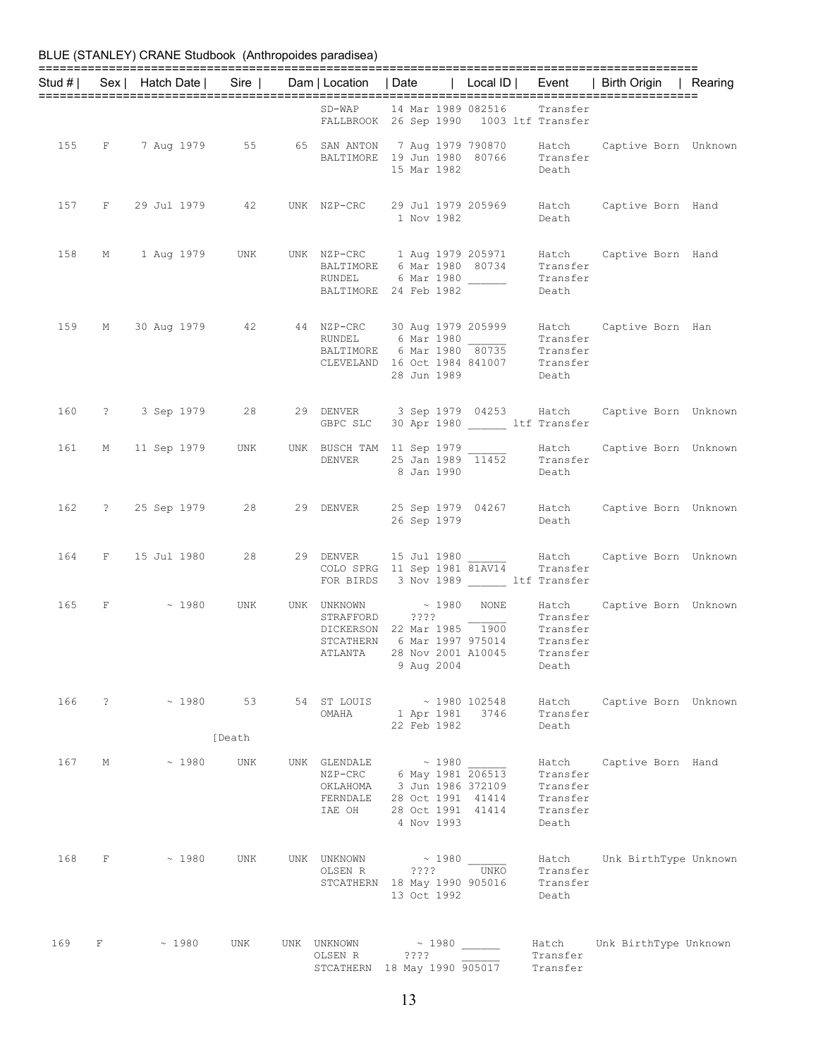BLUE (STANLEY) CRANE Studbook (Anthropoides paradisea)

| Stud # | Sex | Hatch Date | Sire | Dam | Location | Date | Local ID | Event | Birth Origin | Rearing |
|---|---|---|---|---|---|---|---|---|---|---|
| | | | | | SD-WAP | 14 Mar 1989 | 082516 | Transfer | | |
| | | | | | FALLBROOK | 26 Sep 1990 | 1003 | ltf Transfer | | |
| 155 | F | 7 Aug 1979 | 55 | 65 | SAN ANTON | 7 Aug 1979 | 790870 | Hatch | Captive Born | Unknown |
| | | | | | BALTIMORE | 19 Jun 1980 | 80766 | Transfer | | |
| | | | | | | 15 Mar 1982 | | Death | | |
| 157 | F | 29 Jul 1979 | 42 | UNK | NZP-CRC | 29 Jul 1979 | 205969 | Hatch | Captive Born | Hand |
| | | | | | | 1 Nov 1982 | | Death | | |
| 158 | M | 1 Aug 1979 | UNK | UNK | NZP-CRC | 1 Aug 1979 | 205971 | Hatch | Captive Born | Hand |
| | | | | | BALTIMORE | 6 Mar 1980 | 80734 | Transfer | | |
| | | | | | RUNDEL | 6 Mar 1980 | ______ | Transfer | | |
| | | | | | BALTIMORE | 24 Feb 1982 | | Death | | |
| 159 | M | 30 Aug 1979 | 42 | 44 | NZP-CRC | 30 Aug 1979 | 205999 | Hatch | Captive Born | Han |
| | | | | | RUNDEL | 6 Mar 1980 | ______ | Transfer | | |
| | | | | | BALTIMORE | 6 Mar 1980 | 80735 | Transfer | | |
| | | | | | CLEVELAND | 16 Oct 1984 | 841007 | Transfer | | |
| | | | | | | 28 Jun 1989 | | Death | | |
| 160 | ? | 3 Sep 1979 | 28 | 29 | DENVER | 3 Sep 1979 | 04253 | Hatch | Captive Born | Unknown |
| | | | | | GBPC SLC | 30 Apr 1980 | ______ | ltf Transfer | | |
| 161 | M | 11 Sep 1979 | UNK | UNK | BUSCH TAM | 11 Sep 1979 | ______ | Hatch | Captive Born | Unknown |
| | | | | | DENVER | 25 Jan 1989 | 11452 | Transfer | | |
| | | | | | | 8 Jan 1990 | | Death | | |
| 162 | ? | 25 Sep 1979 | 28 | 29 | DENVER | 25 Sep 1979 | 04267 | Hatch | Captive Born | Unknown |
| | | | | | | 26 Sep 1979 | | Death | | |
| 164 | F | 15 Jul 1980 | 28 | 29 | DENVER | 15 Jul 1980 | ______ | Hatch | Captive Born | Unknown |
| | | | | | COLO SPRG | 11 Sep 1981 | 81AV14 | Transfer | | |
| | | | | | FOR BIRDS | 3 Nov 1989 | ______ | ltf Transfer | | |
| 165 | F | ~ 1980 | UNK | UNK | UNKNOWN | ~ 1980 | NONE | Hatch | Captive Born | Unknown |
| | | | | | STRAFFORD | ???? | ______ | Transfer | | |
| | | | | | DICKERSON | 22 Mar 1985 | 1900 | Transfer | | |
| | | | | | STCATHERN | 6 Mar 1997 | 975014 | Transfer | | |
| | | | | | ATLANTA | 28 Nov 2001 | A10045 | Transfer | | |
| | | | | | | 9 Aug 2004 | | Death | | |
| 166 | ? | ~ 1980 | 53 | 54 | ST LOUIS | ~ 1980 | 102548 | Hatch | Captive Born | Unknown |
| | | | | | OMAHA | 1 Apr 1981 | 3746 | Transfer | | |
| | | | | | | 22 Feb 1982 | | Death | | |
| | | | [Death | | | | | | | |
| 167 | M | ~ 1980 | UNK | UNK | GLENDALE | ~ 1980 | ______ | Hatch | Captive Born | Hand |
| | | | | | NZP-CRC | 6 May 1981 | 206513 | Transfer | | |
| | | | | | OKLAHOMA | 3 Jun 1986 | 372109 | Transfer | | |
| | | | | | FERNDALE | 28 Oct 1991 | 41414 | Transfer | | |
| | | | | | IAE OH | 28 Oct 1991 | 41414 | Transfer | | |
| | | | | | | 4 Nov 1993 | | Death | | |
| 168 | F | ~ 1980 | UNK | UNK | UNKNOWN | ~ 1980 | ______ | Hatch | Unk BirthType | Unknown |
| | | | | | OLSEN R | ???? | UNKO | Transfer | | |
| | | | | | STCATHERN | 18 May 1990 | 905016 | Transfer | | |
| | | | | | | 13 Oct 1992 | | Death | | |
| 169 | F | ~ 1980 | UNK | UNK | UNKNOWN | ~ 1980 | ______ | Hatch | Unk BirthType | Unknown |
| | | | | | OLSEN R | ???? | ______ | Transfer | | |
| | | | | | STCATHERN | 18 May 1990 | 905017 | Transfer | | |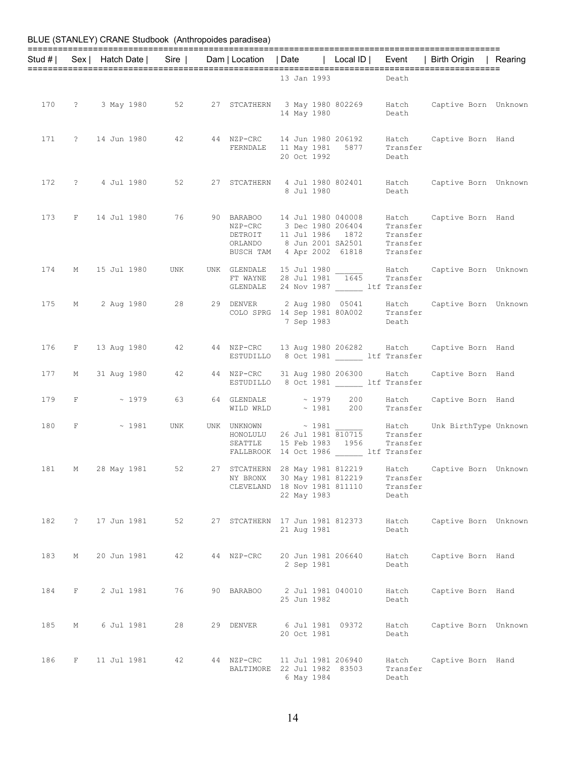BLUE (STANLEY) CRANE Studbook (Anthropoides paradisea)

| Stud # | Sex | Hatch Date | Sire | Dam | Location | Date | Local ID | Event | Birth Origin | Rearing |
|---|---|---|---|---|---|---|---|---|---|---|
| | | | | | | 13 Jan 1993 | | Death | | |
| 170 | ? | 3 May 1980 | 52 | 27 | STCATHERN | 3 May 1980 | 802269 | Hatch | Captive Born | Unknown |
| | | | | | | 14 May 1980 | | Death | | |
| 171 | ? | 14 Jun 1980 | 42 | 44 | NZP-CRC | 14 Jun 1980 | 206192 | Hatch | Captive Born | Hand |
| | | | | | FERNDALE | 11 May 1981 | 5877 | Transfer | | |
| | | | | | | 20 Oct 1992 | | Death | | |
| 172 | ? | 4 Jul 1980 | 52 | 27 | STCATHERN | 4 Jul 1980 | 802401 | Hatch | Captive Born | Unknown |
| | | | | | | 8 Jul 1980 | | Death | | |
| 173 | F | 14 Jul 1980 | 76 | 90 | BARABOO | 14 Jul 1980 | 040008 | Hatch | Captive Born | Hand |
| | | | | | NZP-CRC | 3 Dec 1980 | 206404 | Transfer | | |
| | | | | | DETROIT | 11 Jul 1986 | 1872 | Transfer | | |
| | | | | | ORLANDO | 8 Jun 2001 | SA2501 | Transfer | | |
| | | | | | BUSCH TAM | 4 Apr 2002 | 61818 | Transfer | | |
| 174 | M | 15 Jul 1980 | UNK | UNK | GLENDALE | 15 Jul 1980 | ______ | Hatch | Captive Born | Unknown |
| | | | | | FT WAYNE | 28 Jul 1981 | 1645 | Transfer | | |
| | | | | | GLENDALE | 24 Nov 1987 | ______ | ltf Transfer | | |
| 175 | M | 2 Aug 1980 | 28 | 29 | DENVER | 2 Aug 1980 | 05041 | Hatch | Captive Born | Unknown |
| | | | | | COLO SPRG | 14 Sep 1981 | 80A002 | Transfer | | |
| | | | | | | 7 Sep 1983 | | Death | | |
| 176 | F | 13 Aug 1980 | 42 | 44 | NZP-CRC | 13 Aug 1980 | 206282 | Hatch | Captive Born | Hand |
| | | | | | ESTUDILLO | 8 Oct 1981 | ______ | ltf Transfer | | |
| 177 | M | 31 Aug 1980 | 42 | 44 | NZP-CRC | 31 Aug 1980 | 206300 | Hatch | Captive Born | Hand |
| | | | | | ESTUDILLO | 8 Oct 1981 | ______ | ltf Transfer | | |
| 179 | F | ~ 1979 | 63 | 64 | GLENDALE | ~ 1979 | 200 | Hatch | Captive Born | Hand |
| | | | | | WILD WRLD | ~ 1981 | 200 | Transfer | | |
| 180 | F | ~ 1981 | UNK | UNK | UNKNOWN | ~ 1981 | ______ | Hatch | Unk BirthType | Unknown |
| | | | | | HONOLULU | 26 Jul 1981 | 810715 | Transfer | | |
| | | | | | SEATTLE | 15 Feb 1983 | 1956 | Transfer | | |
| | | | | | FALLBROOK | 14 Oct 1986 | ______ | ltf Transfer | | |
| 181 | M | 28 May 1981 | 52 | 27 | STCATHERN | 28 May 1981 | 812219 | Hatch | Captive Born | Unknown |
| | | | | | NY BRONX | 30 May 1981 | 812219 | Transfer | | |
| | | | | | CLEVELAND | 18 Nov 1981 | 811110 | Transfer | | |
| | | | | | | 22 May 1983 | | Death | | |
| 182 | ? | 17 Jun 1981 | 52 | 27 | STCATHERN | 17 Jun 1981 | 812373 | Hatch | Captive Born | Unknown |
| | | | | | | 21 Aug 1981 | | Death | | |
| 183 | M | 20 Jun 1981 | 42 | 44 | NZP-CRC | 20 Jun 1981 | 206640 | Hatch | Captive Born | Hand |
| | | | | | | 2 Sep 1981 | | Death | | |
| 184 | F | 2 Jul 1981 | 76 | 90 | BARABOO | 2 Jul 1981 | 040010 | Hatch | Captive Born | Hand |
| | | | | | | 25 Jun 1982 | | Death | | |
| 185 | M | 6 Jul 1981 | 28 | 29 | DENVER | 6 Jul 1981 | 09372 | Hatch | Captive Born | Unknown |
| | | | | | | 20 Oct 1981 | | Death | | |
| 186 | F | 11 Jul 1981 | 42 | 44 | NZP-CRC | 11 Jul 1981 | 206940 | Hatch | Captive Born | Hand |
| | | | | | BALTIMORE | 22 Jul 1982 | 83503 | Transfer | | |
| | | | | | | 6 May 1984 | | Death | | |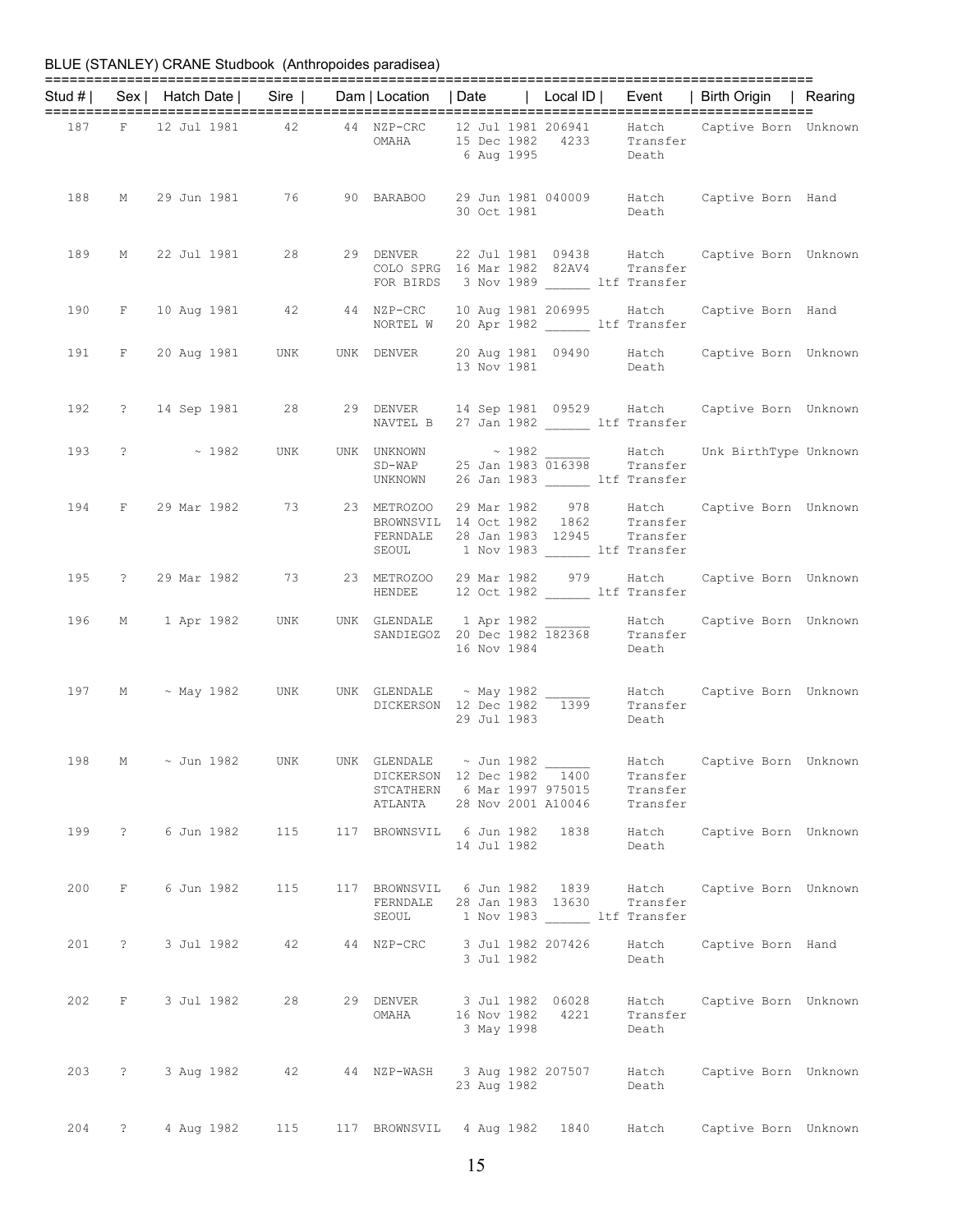BLUE (STANLEY) CRANE Studbook (Anthropoides paradisea)

| Stud # | Sex | Hatch Date | Sire | Dam | Location | Date | Local ID | Event | Birth Origin | Rearing |
|---|---|---|---|---|---|---|---|---|---|---|
| 187 | F | 12 Jul 1981 | 42 | 44 | NZP-CRC | 12 Jul 1981 | 206941 | Hatch | Captive Born | Unknown |
| | | | | | OMAHA | 15 Dec 1982 | 4233 | Transfer | | |
| | | | | | | 6 Aug 1995 | | Death | | |
| 188 | M | 29 Jun 1981 | 76 | 90 | BARABOO | 29 Jun 1981 | 040009 | Hatch | Captive Born | Hand |
| | | | | | | 30 Oct 1981 | | Death | | |
| 189 | M | 22 Jul 1981 | 28 | 29 | DENVER | 22 Jul 1981 | 09438 | Hatch | Captive Born | Unknown |
| | | | | | COLO SPRG | 16 Mar 1982 | 82AV4 | Transfer | | |
| | | | | | FOR BIRDS | 3 Nov 1989 | ______ | ltf Transfer | | |
| 190 | F | 10 Aug 1981 | 42 | 44 | NZP-CRC | 10 Aug 1981 | 206995 | Hatch | Captive Born | Hand |
| | | | | | NORTEL W | 20 Apr 1982 | ______ | ltf Transfer | | |
| 191 | F | 20 Aug 1981 | UNK | UNK | DENVER | 20 Aug 1981 | 09490 | Hatch | Captive Born | Unknown |
| | | | | | | 13 Nov 1981 | | Death | | |
| 192 | ? | 14 Sep 1981 | 28 | 29 | DENVER | 14 Sep 1981 | 09529 | Hatch | Captive Born | Unknown |
| | | | | | NAVTEL B | 27 Jan 1982 | ______ | ltf Transfer | | |
| 193 | ? | ~ 1982 | UNK | UNK | UNKNOWN | ~ 1982 | ______ | Hatch | Unk BirthType | Unknown |
| | | | | | SD-WAP | 25 Jan 1983 | 016398 | Transfer | | |
| | | | | | UNKNOWN | 26 Jan 1983 | ______ | ltf Transfer | | |
| 194 | F | 29 Mar 1982 | 73 | 23 | METROZOO | 29 Mar 1982 | 978 | Hatch | Captive Born | Unknown |
| | | | | | BROWNSVIL | 14 Oct 1982 | 1862 | Transfer | | |
| | | | | | FERNDALE | 28 Jan 1983 | 12945 | Transfer | | |
| | | | | | SEOUL | 1 Nov 1983 | ______ | ltf Transfer | | |
| 195 | ? | 29 Mar 1982 | 73 | 23 | METROZOO | 29 Mar 1982 | 979 | Hatch | Captive Born | Unknown |
| | | | | | HENDEE | 12 Oct 1982 | ______ | ltf Transfer | | |
| 196 | M | 1 Apr 1982 | UNK | UNK | GLENDALE | 1 Apr 1982 | ______ | Hatch | Captive Born | Unknown |
| | | | | | SANDIEGOZ | 20 Dec 1982 | 182368 | Transfer | | |
| | | | | | | 16 Nov 1984 | | Death | | |
| 197 | M | ~ May 1982 | UNK | UNK | GLENDALE | ~ May 1982 | ______ | Hatch | Captive Born | Unknown |
| | | | | | DICKERSON | 12 Dec 1982 | 1399 | Transfer | | |
| | | | | | | 29 Jul 1983 | | Death | | |
| 198 | M | ~ Jun 1982 | UNK | UNK | GLENDALE | ~ Jun 1982 | ______ | Hatch | Captive Born | Unknown |
| | | | | | DICKERSON | 12 Dec 1982 | 1400 | Transfer | | |
| | | | | | STCATHERN | 6 Mar 1997 | 975015 | Transfer | | |
| | | | | | ATLANTA | 28 Nov 2001 | A10046 | Transfer | | |
| 199 | ? | 6 Jun 1982 | 115 | 117 | BROWNSVIL | 6 Jun 1982 | 1838 | Hatch | Captive Born | Unknown |
| | | | | | | 14 Jul 1982 | | Death | | |
| 200 | F | 6 Jun 1982 | 115 | 117 | BROWNSVIL | 6 Jun 1982 | 1839 | Hatch | Captive Born | Unknown |
| | | | | | FERNDALE | 28 Jan 1983 | 13630 | Transfer | | |
| | | | | | SEOUL | 1 Nov 1983 | ______ | ltf Transfer | | |
| 201 | ? | 3 Jul 1982 | 42 | 44 | NZP-CRC | 3 Jul 1982 | 207426 | Hatch | Captive Born | Hand |
| | | | | | | 3 Jul 1982 | | Death | | |
| 202 | F | 3 Jul 1982 | 28 | 29 | DENVER | 3 Jul 1982 | 06028 | Hatch | Captive Born | Unknown |
| | | | | | OMAHA | 16 Nov 1982 | 4221 | Transfer | | |
| | | | | | | 3 May 1998 | | Death | | |
| 203 | ? | 3 Aug 1982 | 42 | 44 | NZP-WASH | 3 Aug 1982 | 207507 | Hatch | Captive Born | Unknown |
| | | | | | | 23 Aug 1982 | | Death | | |
| 204 | ? | 4 Aug 1982 | 115 | 117 | BROWNSVIL | 4 Aug 1982 | 1840 | Hatch | Captive Born | Unknown |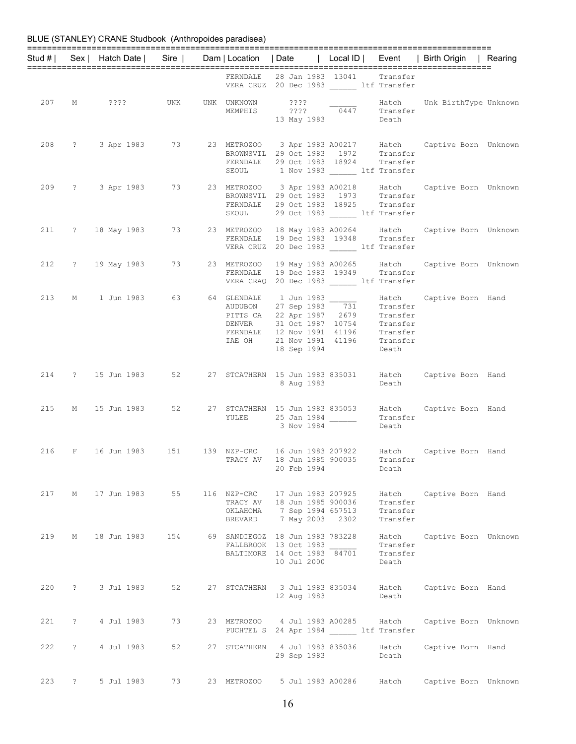BLUE (STANLEY) CRANE Studbook (Anthropoides paradisea)

| Stud # | Sex | Hatch Date | Sire | Dam | Location | Date | Local ID | Event | Birth Origin | Rearing |
|---|---|---|---|---|---|---|---|---|---|---|
| | | | | | FERNDALE | 28 Jan 1983 | 13041 | Transfer | | |
| | | | | | VERA CRUZ | 20 Dec 1983 | ______ ltf | Transfer | | |
| 207 | M | ???? | UNK | UNK | UNKNOWN | ???? | ______ | Hatch | Unk BirthType | Unknown |
| | | | | | MEMPHIS | ???? | 0447 | Transfer | | |
| | | | | | | 13 May 1983 | | Death | | |
| 208 | ? | 3 Apr 1983 | 73 | 23 | METROZOO | 3 Apr 1983 | A00217 | Hatch | Captive Born | Unknown |
| | | | | | BROWNSVIL | 29 Oct 1983 | 1972 | Transfer | | |
| | | | | | FERNDALE | 29 Oct 1983 | 18924 | Transfer | | |
| | | | | | SEOUL | 1 Nov 1983 | ______ ltf | Transfer | | |
| 209 | ? | 3 Apr 1983 | 73 | 23 | METROZOO | 3 Apr 1983 | A00218 | Hatch | Captive Born | Unknown |
| | | | | | BROWNSVIL | 29 Oct 1983 | 1973 | Transfer | | |
| | | | | | FERNDALE | 29 Oct 1983 | 18925 | Transfer | | |
| | | | | | SEOUL | 29 Oct 1983 | ______ ltf | Transfer | | |
| 211 | ? | 18 May 1983 | 73 | 23 | METROZOO | 18 May 1983 | A00264 | Hatch | Captive Born | Unknown |
| | | | | | FERNDALE | 19 Dec 1983 | 19348 | Transfer | | |
| | | | | | VERA CRUZ | 20 Dec 1983 | ______ ltf | Transfer | | |
| 212 | ? | 19 May 1983 | 73 | 23 | METROZOO | 19 May 1983 | A00265 | Hatch | Captive Born | Unknown |
| | | | | | FERNDALE | 19 Dec 1983 | 19349 | Transfer | | |
| | | | | | VERA CRAQ | 20 Dec 1983 | ______ ltf | Transfer | | |
| 213 | M | 1 Jun 1983 | 63 | 64 | GLENDALE | 1 Jun 1983 | ______ | Hatch | Captive Born | Hand |
| | | | | | AUDUBON | 27 Sep 1983 | 731 | Transfer | | |
| | | | | | PITTS CA | 22 Apr 1987 | 2679 | Transfer | | |
| | | | | | DENVER | 31 Oct 1987 | 10754 | Transfer | | |
| | | | | | FERNDALE | 12 Nov 1991 | 41196 | Transfer | | |
| | | | | | IAE OH | 21 Nov 1991 | 41196 | Transfer | | |
| | | | | | | 18 Sep 1994 | | Death | | |
| 214 | ? | 15 Jun 1983 | 52 | 27 | STCATHERN | 15 Jun 1983 | 835031 | Hatch | Captive Born | Hand |
| | | | | | | 8 Aug 1983 | | Death | | |
| 215 | M | 15 Jun 1983 | 52 | 27 | STCATHERN | 15 Jun 1983 | 835053 | Hatch | Captive Born | Hand |
| | | | | | YULEE | 25 Jan 1984 | ______ | Transfer | | |
| | | | | | | 3 Nov 1984 | | Death | | |
| 216 | F | 16 Jun 1983 | 151 | 139 | NZP-CRC | 16 Jun 1983 | 207922 | Hatch | Captive Born | Hand |
| | | | | | TRACY AV | 18 Jun 1985 | 900035 | Transfer | | |
| | | | | | | 20 Feb 1994 | | Death | | |
| 217 | M | 17 Jun 1983 | 55 | 116 | NZP-CRC | 17 Jun 1983 | 207925 | Hatch | Captive Born | Hand |
| | | | | | TRACY AV | 18 Jun 1985 | 900036 | Transfer | | |
| | | | | | OKLAHOMA | 7 Sep 1994 | 657513 | Transfer | | |
| | | | | | BREVARD | 7 May 2003 | 2302 | Transfer | | |
| 219 | M | 18 Jun 1983 | 154 | 69 | SANDIEGOZ | 18 Jun 1983 | 783228 | Hatch | Captive Born | Unknown |
| | | | | | FALLBROOK | 13 Oct 1983 | ______ | Transfer | | |
| | | | | | BALTIMORE | 14 Oct 1983 | 84701 | Transfer | | |
| | | | | | | 10 Jul 2000 | | Death | | |
| 220 | ? | 3 Jul 1983 | 52 | 27 | STCATHERN | 3 Jul 1983 | 835034 | Hatch | Captive Born | Hand |
| | | | | | | 12 Aug 1983 | | Death | | |
| 221 | ? | 4 Jul 1983 | 73 | 23 | METROZOO | 4 Jul 1983 | A00285 | Hatch | Captive Born | Unknown |
| | | | | | PUCHTEL S | 24 Apr 1984 | ______ ltf | Transfer | | |
| 222 | ? | 4 Jul 1983 | 52 | 27 | STCATHERN | 4 Jul 1983 | 835036 | Hatch | Captive Born | Hand |
| | | | | | | 29 Sep 1983 | | Death | | |
| 223 | ? | 5 Jul 1983 | 73 | 23 | METROZOO | 5 Jul 1983 | A00286 | Hatch | Captive Born | Unknown |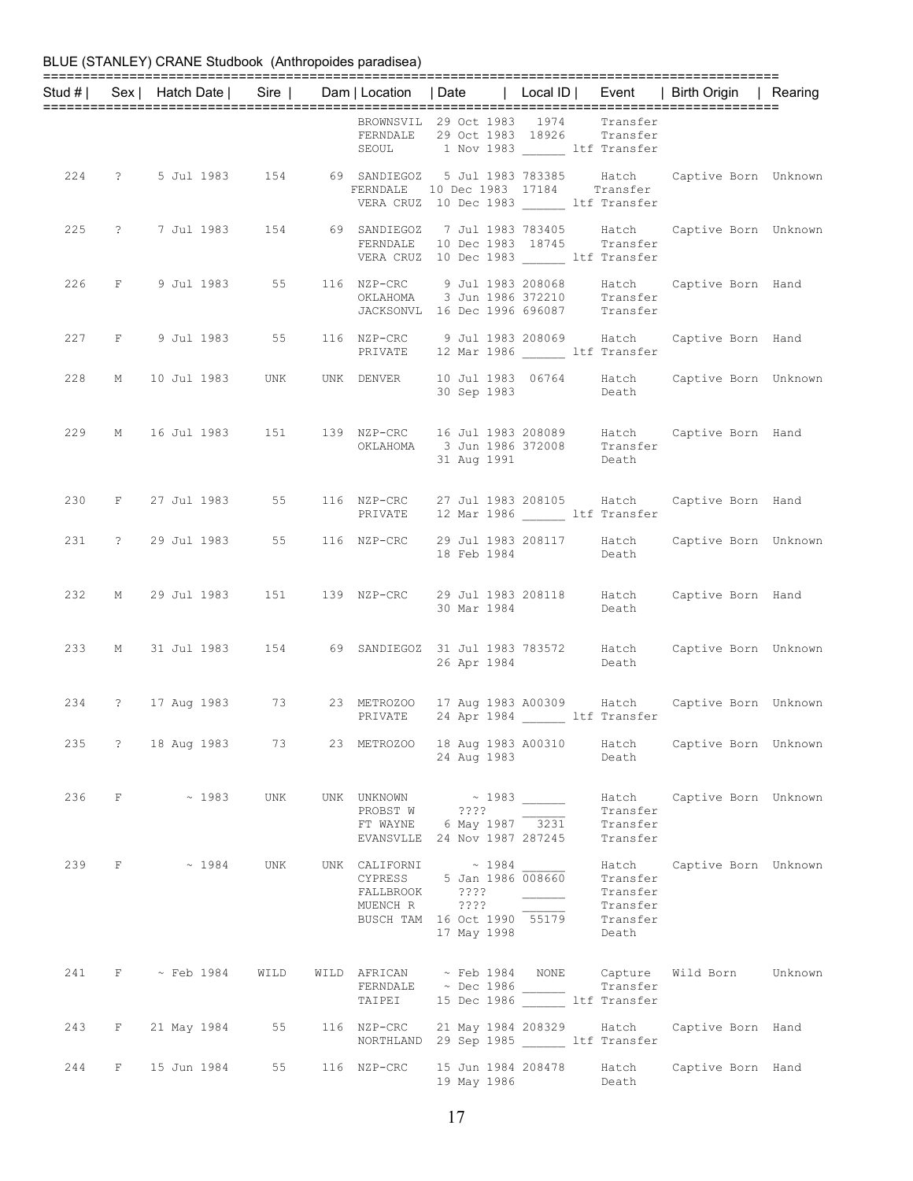BLUE (STANLEY) CRANE Studbook (Anthropoides paradisea)

| Stud # | Sex | Hatch Date | Sire | Dam | Location | Date | Local ID | Event | Birth Origin | Rearing |
|---|---|---|---|---|---|---|---|---|---|---|
| | | | | | BROWNSVIL | 29 Oct 1983 | 1974 | Transfer | | |
| | | | | | FERNDALE | 29 Oct 1983 | 18926 | Transfer | | |
| | | | | | SEOUL | 1 Nov 1983 | ______ | ltf Transfer | | |
| 224 | ? | 5 Jul 1983 | 154 | 69 | SANDIEGOZ | 5 Jul 1983 | 783385 | Hatch | Captive Born | Unknown |
| | | | | | FERNDALE | 10 Dec 1983 | 17184 | Transfer | | |
| | | | | | VERA CRUZ | 10 Dec 1983 | ______ | ltf Transfer | | |
| 225 | ? | 7 Jul 1983 | 154 | 69 | SANDIEGOZ | 7 Jul 1983 | 783405 | Hatch | Captive Born | Unknown |
| | | | | | FERNDALE | 10 Dec 1983 | 18745 | Transfer | | |
| | | | | | VERA CRUZ | 10 Dec 1983 | ______ | ltf Transfer | | |
| 226 | F | 9 Jul 1983 | 55 | 116 | NZP-CRC | 9 Jul 1983 | 208068 | Hatch | Captive Born | Hand |
| | | | | | OKLAHOMA | 3 Jun 1986 | 372210 | Transfer | | |
| | | | | | JACKSONVL | 16 Dec 1996 | 696087 | Transfer | | |
| 227 | F | 9 Jul 1983 | 55 | 116 | NZP-CRC | 9 Jul 1983 | 208069 | Hatch | Captive Born | Hand |
| | | | | | PRIVATE | 12 Mar 1986 | ______ | ltf Transfer | | |
| 228 | M | 10 Jul 1983 | UNK | UNK | DENVER | 10 Jul 1983 | 06764 | Hatch | Captive Born | Unknown |
| | | | | | | 30 Sep 1983 | | Death | | |
| 229 | M | 16 Jul 1983 | 151 | 139 | NZP-CRC | 16 Jul 1983 | 208089 | Hatch | Captive Born | Hand |
| | | | | | OKLAHOMA | 3 Jun 1986 | 372008 | Transfer | | |
| | | | | | | 31 Aug 1991 | | Death | | |
| 230 | F | 27 Jul 1983 | 55 | 116 | NZP-CRC | 27 Jul 1983 | 208105 | Hatch | Captive Born | Hand |
| | | | | | PRIVATE | 12 Mar 1986 | ______ | ltf Transfer | | |
| 231 | ? | 29 Jul 1983 | 55 | 116 | NZP-CRC | 29 Jul 1983 | 208117 | Hatch | Captive Born | Unknown |
| | | | | | | 18 Feb 1984 | | Death | | |
| 232 | M | 29 Jul 1983 | 151 | 139 | NZP-CRC | 29 Jul 1983 | 208118 | Hatch | Captive Born | Hand |
| | | | | | | 30 Mar 1984 | | Death | | |
| 233 | M | 31 Jul 1983 | 154 | 69 | SANDIEGOZ | 31 Jul 1983 | 783572 | Hatch | Captive Born | Unknown |
| | | | | | | 26 Apr 1984 | | Death | | |
| 234 | ? | 17 Aug 1983 | 73 | 23 | METROZOO | 17 Aug 1983 | A00309 | Hatch | Captive Born | Unknown |
| | | | | | PRIVATE | 24 Apr 1984 | ______ | ltf Transfer | | |
| 235 | ? | 18 Aug 1983 | 73 | 23 | METROZOO | 18 Aug 1983 | A00310 | Hatch | Captive Born | Unknown |
| | | | | | | 24 Aug 1983 | | Death | | |
| 236 | F | ~ 1983 | UNK | UNK | UNKNOWN | ~ 1983 | ______ | Hatch | Captive Born | Unknown |
| | | | | | PROBST W | ???? | ______ | Transfer | | |
| | | | | | FT WAYNE | 6 May 1987 | 3231 | Transfer | | |
| | | | | | EVANSVLLE | 24 Nov 1987 | 287245 | Transfer | | |
| 239 | F | ~ 1984 | UNK | UNK | CALIFORNI | ~ 1984 | ______ | Hatch | Captive Born | Unknown |
| | | | | | CYPRESS | 5 Jan 1986 | 008660 | Transfer | | |
| | | | | | FALLBROOK | ???? | ______ | Transfer | | |
| | | | | | MUENCH R | ???? | ______ | Transfer | | |
| | | | | | BUSCH TAM | 16 Oct 1990 | 55179 | Transfer | | |
| | | | | | | 17 May 1998 | | Death | | |
| 241 | F | ~ Feb 1984 | WILD | WILD | AFRICAN | ~ Feb 1984 | NONE | Capture | Wild Born | Unknown |
| | | | | | FERNDALE | ~ Dec 1986 | ______ | Transfer | | |
| | | | | | TAIPEI | 15 Dec 1986 | ______ | ltf Transfer | | |
| 243 | F | 21 May 1984 | 55 | 116 | NZP-CRC | 21 May 1984 | 208329 | Hatch | Captive Born | Hand |
| | | | | | NORTHLAND | 29 Sep 1985 | ______ | ltf Transfer | | |
| 244 | F | 15 Jun 1984 | 55 | 116 | NZP-CRC | 15 Jun 1984 | 208478 | Hatch | Captive Born | Hand |
| | | | | | | 19 May 1986 | | Death | | |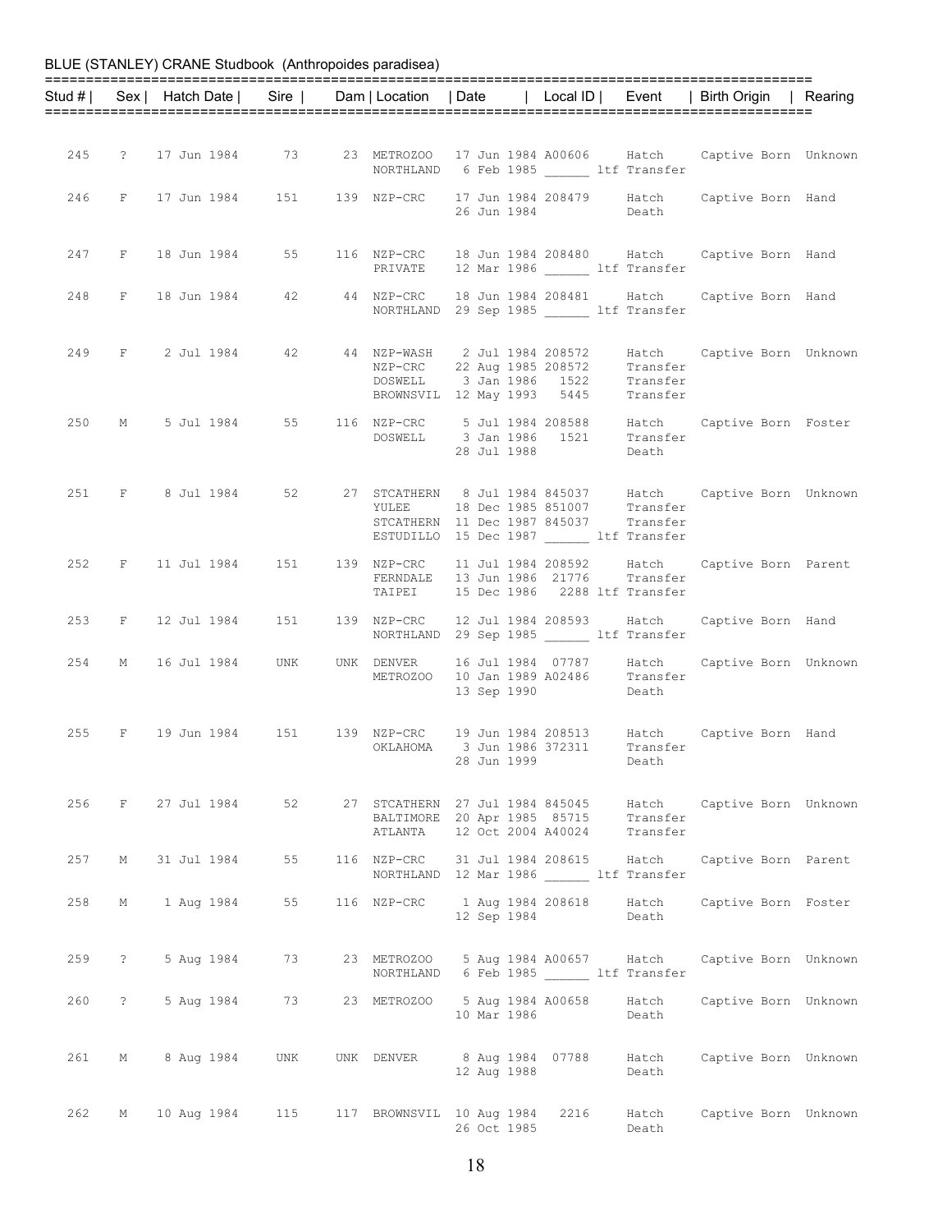BLUE (STANLEY) CRANE Studbook (Anthropoides paradisea)

| Stud # | Sex | Hatch Date | Sire | Dam | Location | Date | Local ID | Event | Birth Origin | Rearing |
|---|---|---|---|---|---|---|---|---|---|---|
| 245 | ? | 17 Jun 1984 | 73 | 23 | METROZOO | 17 Jun 1984 | A00606 | Hatch | Captive Born | Unknown |
| | | | | | NORTHLAND | 6 Feb 1985 | ______ | ltf Transfer | | |
| 246 | F | 17 Jun 1984 | 151 | 139 | NZP-CRC | 17 Jun 1984 | 208479 | Hatch | Captive Born | Hand |
| | | | | | | 26 Jun 1984 | | Death | | |
| 247 | F | 18 Jun 1984 | 55 | 116 | NZP-CRC | 18 Jun 1984 | 208480 | Hatch | Captive Born | Hand |
| | | | | | PRIVATE | 12 Mar 1986 | ______ | ltf Transfer | | |
| 248 | F | 18 Jun 1984 | 42 | 44 | NZP-CRC | 18 Jun 1984 | 208481 | Hatch | Captive Born | Hand |
| | | | | | NORTHLAND | 29 Sep 1985 | ______ | ltf Transfer | | |
| 249 | F | 2 Jul 1984 | 42 | 44 | NZP-WASH | 2 Jul 1984 | 208572 | Hatch | Captive Born | Unknown |
| | | | | | NZP-CRC | 22 Aug 1985 | 208572 | Transfer | | |
| | | | | | DOSWELL | 3 Jan 1986 | 1522 | Transfer | | |
| | | | | | BROWNSVIL | 12 May 1993 | 5445 | Transfer | | |
| 250 | M | 5 Jul 1984 | 55 | 116 | NZP-CRC | 5 Jul 1984 | 208588 | Hatch | Captive Born | Foster |
| | | | | | DOSWELL | 3 Jan 1986 | 1521 | Transfer | | |
| | | | | | | 28 Jul 1988 | | Death | | |
| 251 | F | 8 Jul 1984 | 52 | 27 | STCATHERN | 8 Jul 1984 | 845037 | Hatch | Captive Born | Unknown |
| | | | | | YULEE | 18 Dec 1985 | 851007 | Transfer | | |
| | | | | | STCATHERN | 11 Dec 1987 | 845037 | Transfer | | |
| | | | | | ESTUDILLO | 15 Dec 1987 | ______ | ltf Transfer | | |
| 252 | F | 11 Jul 1984 | 151 | 139 | NZP-CRC | 11 Jul 1984 | 208592 | Hatch | Captive Born | Parent |
| | | | | | FERNDALE | 13 Jun 1986 | 21776 | Transfer | | |
| | | | | | TAIPEI | 15 Dec 1986 | 2288 | ltf Transfer | | |
| 253 | F | 12 Jul 1984 | 151 | 139 | NZP-CRC | 12 Jul 1984 | 208593 | Hatch | Captive Born | Hand |
| | | | | | NORTHLAND | 29 Sep 1985 | ______ | ltf Transfer | | |
| 254 | M | 16 Jul 1984 | UNK | UNK | DENVER | 16 Jul 1984 | 07787 | Hatch | Captive Born | Unknown |
| | | | | | METROZOO | 10 Jan 1989 | A02486 | Transfer | | |
| | | | | | | 13 Sep 1990 | | Death | | |
| 255 | F | 19 Jun 1984 | 151 | 139 | NZP-CRC | 19 Jun 1984 | 208513 | Hatch | Captive Born | Hand |
| | | | | | OKLAHOMA | 3 Jun 1986 | 372311 | Transfer | | |
| | | | | | | 28 Jun 1999 | | Death | | |
| 256 | F | 27 Jul 1984 | 52 | 27 | STCATHERN | 27 Jul 1984 | 845045 | Hatch | Captive Born | Unknown |
| | | | | | BALTIMORE | 20 Apr 1985 | 85715 | Transfer | | |
| | | | | | ATLANTA | 12 Oct 2004 | A40024 | Transfer | | |
| 257 | M | 31 Jul 1984 | 55 | 116 | NZP-CRC | 31 Jul 1984 | 208615 | Hatch | Captive Born | Parent |
| | | | | | NORTHLAND | 12 Mar 1986 | ______ | ltf Transfer | | |
| 258 | M | 1 Aug 1984 | 55 | 116 | NZP-CRC | 1 Aug 1984 | 208618 | Hatch | Captive Born | Foster |
| | | | | | | 12 Sep 1984 | | Death | | |
| 259 | ? | 5 Aug 1984 | 73 | 23 | METROZOO | 5 Aug 1984 | A00657 | Hatch | Captive Born | Unknown |
| | | | | | NORTHLAND | 6 Feb 1985 | ______ | ltf Transfer | | |
| 260 | ? | 5 Aug 1984 | 73 | 23 | METROZOO | 5 Aug 1984 | A00658 | Hatch | Captive Born | Unknown |
| | | | | | | 10 Mar 1986 | | Death | | |
| 261 | M | 8 Aug 1984 | UNK | UNK | DENVER | 8 Aug 1984 | 07788 | Hatch | Captive Born | Unknown |
| | | | | | | 12 Aug 1988 | | Death | | |
| 262 | M | 10 Aug 1984 | 115 | 117 | BROWNSVIL | 10 Aug 1984 | 2216 | Hatch | Captive Born | Unknown |
| | | | | | | 26 Oct 1985 | | Death | | |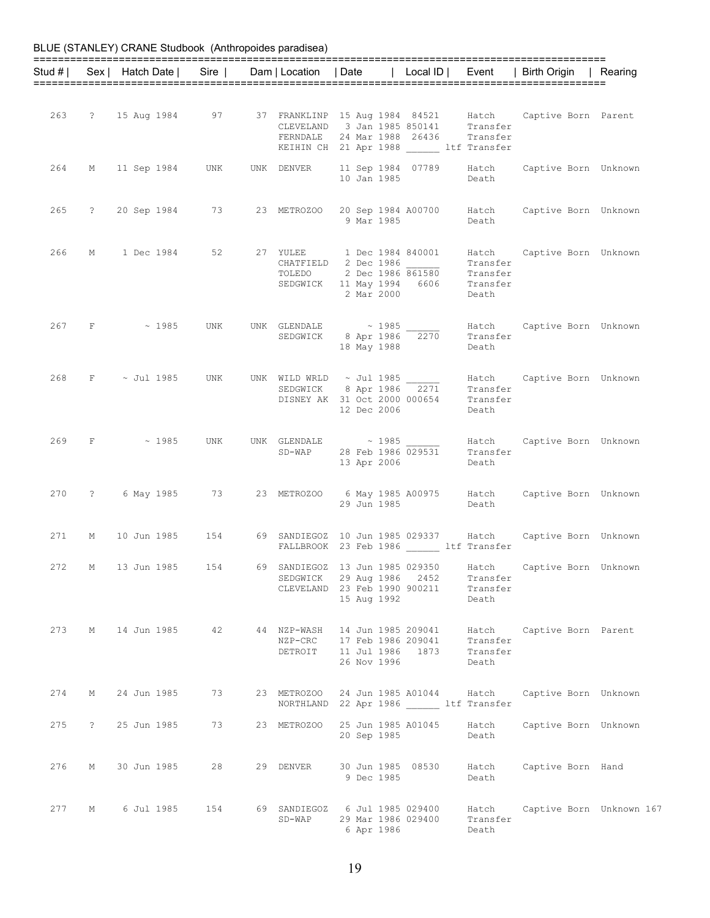BLUE (STANLEY) CRANE Studbook (Anthropoides paradisea)

| Stud # | Sex | Hatch Date | Sire | Dam | Location | Date | Local ID | Event | Birth Origin | Rearing |
|---|---|---|---|---|---|---|---|---|---|---|
| 263 | ? | 15 Aug 1984 | 97 | 37 | FRANKLINP | 15 Aug 1984 | 84521 | Hatch | Captive Born | Parent |
| | | | | | CLEVELAND | 3 Jan 1985 | 850141 | Transfer | | |
| | | | | | FERNDALE | 24 Mar 1988 | 26436 | Transfer | | |
| | | | | | KEIHIN CH | 21 Apr 1988 | ______ ltf | Transfer | | |
| 264 | M | 11 Sep 1984 | UNK | UNK | DENVER | 11 Sep 1984 | 07789 | Hatch | Captive Born | Unknown |
| | | | | | | 10 Jan 1985 | | Death | | |
| 265 | ? | 20 Sep 1984 | 73 | 23 | METROZOO | 20 Sep 1984 | A00700 | Hatch | Captive Born | Unknown |
| | | | | | | 9 Mar 1985 | | Death | | |
| 266 | M | 1 Dec 1984 | 52 | 27 | YULEE | 1 Dec 1984 | 840001 | Hatch | Captive Born | Unknown |
| | | | | | CHATFIELD | 2 Dec 1986 | ______ | Transfer | | |
| | | | | | TOLEDO | 2 Dec 1986 | 861580 | Transfer | | |
| | | | | | SEDGWICK | 11 May 1994 | 6606 | Transfer | | |
| | | | | | | 2 Mar 2000 | | Death | | |
| 267 | F | ~ 1985 | UNK | UNK | GLENDALE | ~ 1985 | ______ | Hatch | Captive Born | Unknown |
| | | | | | SEDGWICK | 8 Apr 1986 | 2270 | Transfer | | |
| | | | | | | 18 May 1988 | | Death | | |
| 268 | F | ~ Jul 1985 | UNK | UNK | WILD WRLD | ~ Jul 1985 | ______ | Hatch | Captive Born | Unknown |
| | | | | | SEDGWICK | 8 Apr 1986 | 2271 | Transfer | | |
| | | | | | DISNEY AK | 31 Oct 2000 | 000654 | Transfer | | |
| | | | | | | 12 Dec 2006 | | Death | | |
| 269 | F | ~ 1985 | UNK | UNK | GLENDALE | ~ 1985 | ______ | Hatch | Captive Born | Unknown |
| | | | | | SD-WAP | 28 Feb 1986 | 029531 | Transfer | | |
| | | | | | | 13 Apr 2006 | | Death | | |
| 270 | ? | 6 May 1985 | 73 | 23 | METROZOO | 6 May 1985 | A00975 | Hatch | Captive Born | Unknown |
| | | | | | | 29 Jun 1985 | | Death | | |
| 271 | M | 10 Jun 1985 | 154 | 69 | SANDIEGOZ | 10 Jun 1985 | 029337 | Hatch | Captive Born | Unknown |
| | | | | | FALLBROOK | 23 Feb 1986 | ______ ltf | Transfer | | |
| 272 | M | 13 Jun 1985 | 154 | 69 | SANDIEGOZ | 13 Jun 1985 | 029350 | Hatch | Captive Born | Unknown |
| | | | | | SEDGWICK | 29 Aug 1986 | 2452 | Transfer | | |
| | | | | | CLEVELAND | 23 Feb 1990 | 900211 | Transfer | | |
| | | | | | | 15 Aug 1992 | | Death | | |
| 273 | M | 14 Jun 1985 | 42 | 44 | NZP-WASH | 14 Jun 1985 | 209041 | Hatch | Captive Born | Parent |
| | | | | | NZP-CRC | 17 Feb 1986 | 209041 | Transfer | | |
| | | | | | DETROIT | 11 Jul 1986 | 1873 | Transfer | | |
| | | | | | | 26 Nov 1996 | | Death | | |
| 274 | M | 24 Jun 1985 | 73 | 23 | METROZOO | 24 Jun 1985 | A01044 | Hatch | Captive Born | Unknown |
| | | | | | NORTHLAND | 22 Apr 1986 | ______ ltf | Transfer | | |
| 275 | ? | 25 Jun 1985 | 73 | 23 | METROZOO | 25 Jun 1985 | A01045 | Hatch | Captive Born | Unknown |
| | | | | | | 20 Sep 1985 | | Death | | |
| 276 | M | 30 Jun 1985 | 28 | 29 | DENVER | 30 Jun 1985 | 08530 | Hatch | Captive Born | Hand |
| | | | | | | 9 Dec 1985 | | Death | | |
| 277 | M | 6 Jul 1985 | 154 | 69 | SANDIEGOZ | 6 Jul 1985 | 029400 | Hatch | Captive Born | Unknown 167 |
| | | | | | SD-WAP | 29 Mar 1986 | 029400 | Transfer | | |
| | | | | | | 6 Apr 1986 | | Death | | |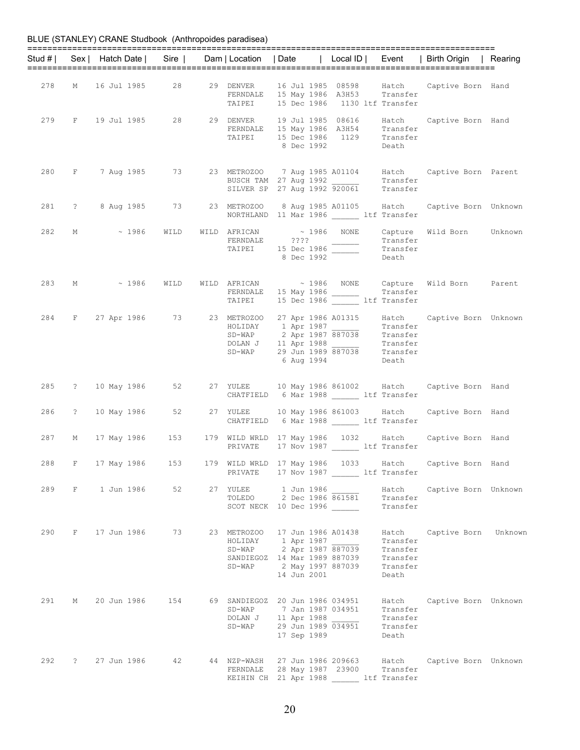BLUE (STANLEY) CRANE Studbook (Anthropoides paradisea)

| Stud # | Sex | Hatch Date | Sire | Dam | Location | Date | Local ID | Event | Birth Origin | Rearing |
|---|---|---|---|---|---|---|---|---|---|---|
| 278 | M | 16 Jul 1985 | 28 | 29 | DENVER | 16 Jul 1985 | 08598 | Hatch | Captive Born | Hand |
| | | | | | FERNDALE | 15 May 1986 | A3H53 | Transfer | | |
| | | | | | TAIPEI | 15 Dec 1986 | 1130 | ltf Transfer | | |
| 279 | F | 19 Jul 1985 | 28 | 29 | DENVER | 19 Jul 1985 | 08616 | Hatch | Captive Born | Hand |
| | | | | | FERNDALE | 15 May 1986 | A3H54 | Transfer | | |
| | | | | | TAIPEI | 15 Dec 1986 | 1129 | Transfer | | |
| | | | | | | 8 Dec 1992 | | Death | | |
| 280 | F | 7 Aug 1985 | 73 | 23 | METROZOO | 7 Aug 1985 | A01104 | Hatch | Captive Born | Parent |
| | | | | | BUSCH TAM | 27 Aug 1992 | ______ | Transfer | | |
| | | | | | SILVER SP | 27 Aug 1992 | 920061 | Transfer | | |
| 281 | ? | 8 Aug 1985 | 73 | 23 | METROZOO | 8 Aug 1985 | A01105 | Hatch | Captive Born | Unknown |
| | | | | | NORTHLAND | 11 Mar 1986 | ______ | ltf Transfer | | |
| 282 | M | ~ 1986 | WILD | WILD | AFRICAN | ~ 1986 | NONE | Capture | Wild Born | Unknown |
| | | | | | FERNDALE | ???? | ______ | Transfer | | |
| | | | | | TAIPEI | 15 Dec 1986 | ______ | Transfer | | |
| | | | | | | 8 Dec 1992 | | Death | | |
| 283 | M | ~ 1986 | WILD | WILD | AFRICAN | ~ 1986 | NONE | Capture | Wild Born | Parent |
| | | | | | FERNDALE | 15 May 1986 | ______ | Transfer | | |
| | | | | | TAIPEI | 15 Dec 1986 | ______ | ltf Transfer | | |
| 284 | F | 27 Apr 1986 | 73 | 23 | METROZOO | 27 Apr 1986 | A01315 | Hatch | Captive Born | Unknown |
| | | | | | HOLIDAY | 1 Apr 1987 | ______ | Transfer | | |
| | | | | | SD-WAP | 2 Apr 1987 | 887038 | Transfer | | |
| | | | | | DOLAN J | 11 Apr 1988 | ______ | Transfer | | |
| | | | | | SD-WAP | 29 Jun 1989 | 887038 | Transfer | | |
| | | | | | | 6 Aug 1994 | | Death | | |
| 285 | ? | 10 May 1986 | 52 | 27 | YULEE | 10 May 1986 | 861002 | Hatch | Captive Born | Hand |
| | | | | | CHATFIELD | 6 Mar 1988 | ______ | ltf Transfer | | |
| 286 | ? | 10 May 1986 | 52 | 27 | YULEE | 10 May 1986 | 861003 | Hatch | Captive Born | Hand |
| | | | | | CHATFIELD | 6 Mar 1988 | ______ | ltf Transfer | | |
| 287 | M | 17 May 1986 | 153 | 179 | WILD WRLD | 17 May 1986 | 1032 | Hatch | Captive Born | Hand |
| | | | | | PRIVATE | 17 Nov 1987 | ______ | ltf Transfer | | |
| 288 | F | 17 May 1986 | 153 | 179 | WILD WRLD | 17 May 1986 | 1033 | Hatch | Captive Born | Hand |
| | | | | | PRIVATE | 17 Nov 1987 | ______ | ltf Transfer | | |
| 289 | F | 1 Jun 1986 | 52 | 27 | YULEE | 1 Jun 1986 | ______ | Hatch | Captive Born | Unknown |
| | | | | | TOLEDO | 2 Dec 1986 | 861581 | Transfer | | |
| | | | | | SCOT NECK | 10 Dec 1996 | ______ | Transfer | | |
| 290 | F | 17 Jun 1986 | 73 | 23 | METROZOO | 17 Jun 1986 | A01438 | Hatch | Captive Born | Unknown |
| | | | | | HOLIDAY | 1 Apr 1987 | ______ | Transfer | | |
| | | | | | SD-WAP | 2 Apr 1987 | 887039 | Transfer | | |
| | | | | | SANDIEGOZ | 14 Mar 1989 | 887039 | Transfer | | |
| | | | | | SD-WAP | 2 May 1997 | 887039 | Transfer | | |
| | | | | | | 14 Jun 2001 | | Death | | |
| 291 | M | 20 Jun 1986 | 154 | 69 | SANDIEGOZ | 20 Jun 1986 | 034951 | Hatch | Captive Born | Unknown |
| | | | | | SD-WAP | 7 Jan 1987 | 034951 | Transfer | | |
| | | | | | DOLAN J | 11 Apr 1988 | ______ | Transfer | | |
| | | | | | SD-WAP | 29 Jun 1989 | 034951 | Transfer | | |
| | | | | | | 17 Sep 1989 | | Death | | |
| 292 | ? | 27 Jun 1986 | 42 | 44 | NZP-WASH | 27 Jun 1986 | 209663 | Hatch | Captive Born | Unknown |
| | | | | | FERNDALE | 28 May 1987 | 23900 | Transfer | | |
| | | | | | KEIHIN CH | 21 Apr 1988 | ______ | ltf Transfer | | |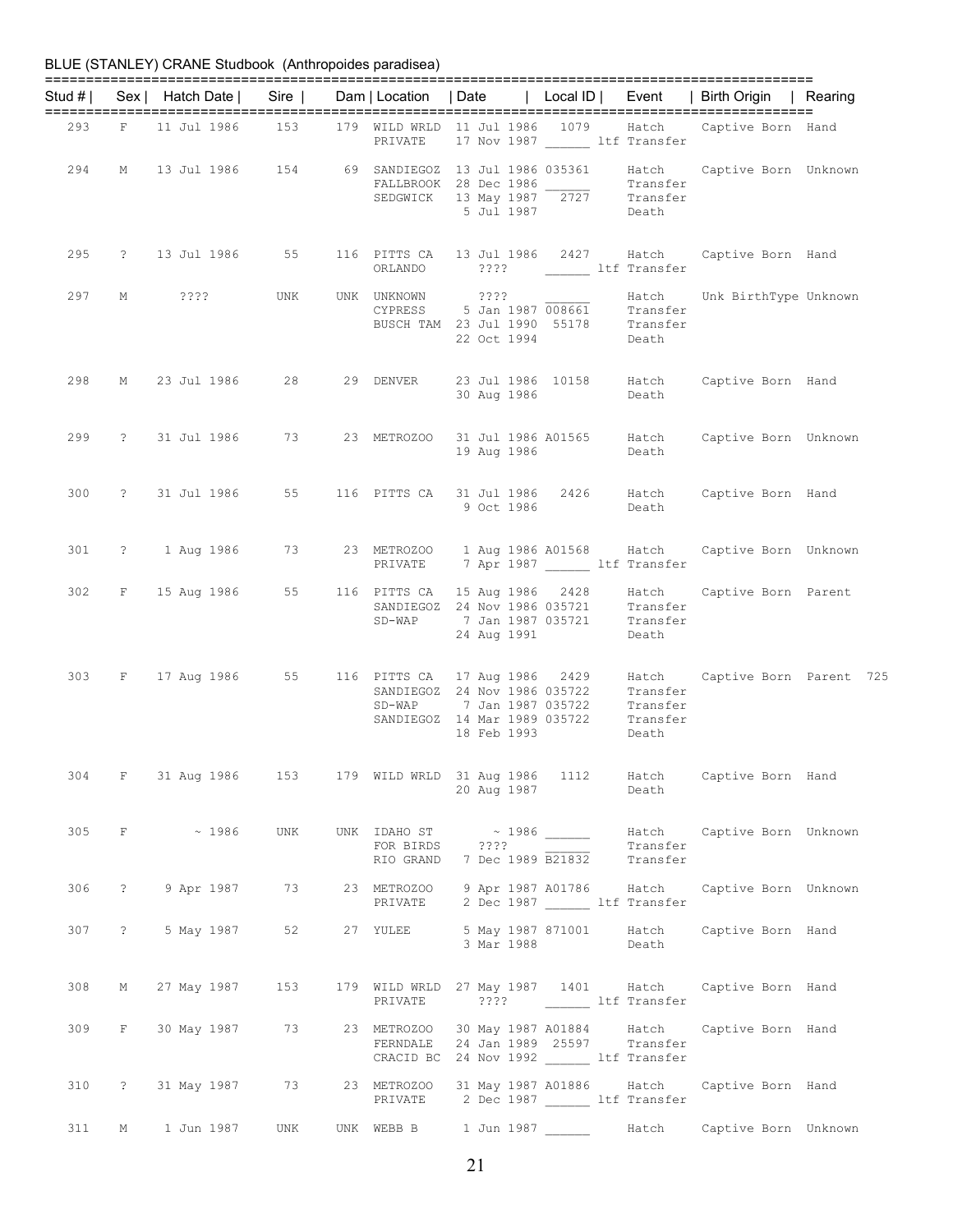BLUE (STANLEY) CRANE Studbook (Anthropoides paradisea)

| Stud # | Sex | Hatch Date | Sire | Dam | Location | Date | Local ID | Event | Birth Origin | Rearing |
|---|---|---|---|---|---|---|---|---|---|---|
| 293 | F | 11 Jul 1986 | 153 | 179 | WILD WRLD | 11 Jul 1986 | 1079 | Hatch | Captive Born | Hand |
| | | | | | PRIVATE | 17 Nov 1987 | ______ | ltf Transfer | | |
| 294 | M | 13 Jul 1986 | 154 | 69 | SANDIEGOZ | 13 Jul 1986 | 035361 | Hatch | Captive Born | Unknown |
| | | | | | FALLBROOK | 28 Dec 1986 | ______ | Transfer | | |
| | | | | | SEDGWICK | 13 May 1987 | 2727 | Transfer | | |
| | | | | | | 5 Jul 1987 | | Death | | |
| 295 | ? | 13 Jul 1986 | 55 | 116 | PITTS CA | 13 Jul 1986 | 2427 | Hatch | Captive Born | Hand |
| | | | | | ORLANDO | ???? | ______ | ltf Transfer | | |
| 297 | M | ???? | UNK | UNK | UNKNOWN | ???? | ______ | Hatch | Unk BirthType | Unknown |
| | | | | | CYPRESS | 5 Jan 1987 | 008661 | Transfer | | |
| | | | | | BUSCH TAM | 23 Jul 1990 | 55178 | Transfer | | |
| | | | | | | 22 Oct 1994 | | Death | | |
| 298 | M | 23 Jul 1986 | 28 | 29 | DENVER | 23 Jul 1986 | 10158 | Hatch | Captive Born | Hand |
| | | | | | | 30 Aug 1986 | | Death | | |
| 299 | ? | 31 Jul 1986 | 73 | 23 | METROZOO | 31 Jul 1986 | A01565 | Hatch | Captive Born | Unknown |
| | | | | | | 19 Aug 1986 | | Death | | |
| 300 | ? | 31 Jul 1986 | 55 | 116 | PITTS CA | 31 Jul 1986 | 2426 | Hatch | Captive Born | Hand |
| | | | | | | 9 Oct 1986 | | Death | | |
| 301 | ? | 1 Aug 1986 | 73 | 23 | METROZOO | 1 Aug 1986 | A01568 | Hatch | Captive Born | Unknown |
| | | | | | PRIVATE | 7 Apr 1987 | ______ | ltf Transfer | | |
| 302 | F | 15 Aug 1986 | 55 | 116 | PITTS CA | 15 Aug 1986 | 2428 | Hatch | Captive Born | Parent |
| | | | | | SANDIEGOZ | 24 Nov 1986 | 035721 | Transfer | | |
| | | | | | SD-WAP | 7 Jan 1987 | 035721 | Transfer | | |
| | | | | | | 24 Aug 1991 | | Death | | |
| 303 | F | 17 Aug 1986 | 55 | 116 | PITTS CA | 17 Aug 1986 | 2429 | Hatch | Captive Born | Parent 725 |
| | | | | | SANDIEGOZ | 24 Nov 1986 | 035722 | Transfer | | |
| | | | | | SD-WAP | 7 Jan 1987 | 035722 | Transfer | | |
| | | | | | SANDIEGOZ | 14 Mar 1989 | 035722 | Transfer | | |
| | | | | | | 18 Feb 1993 | | Death | | |
| 304 | F | 31 Aug 1986 | 153 | 179 | WILD WRLD | 31 Aug 1986 | 1112 | Hatch | Captive Born | Hand |
| | | | | | | 20 Aug 1987 | | Death | | |
| 305 | F | ~ 1986 | UNK | UNK | IDAHO ST | ~ 1986 | ______ | Hatch | Captive Born | Unknown |
| | | | | | FOR BIRDS | ???? | ______ | Transfer | | |
| | | | | | RIO GRAND | 7 Dec 1989 | B21832 | Transfer | | |
| 306 | ? | 9 Apr 1987 | 73 | 23 | METROZOO | 9 Apr 1987 | A01786 | Hatch | Captive Born | Unknown |
| | | | | | PRIVATE | 2 Dec 1987 | ______ | ltf Transfer | | |
| 307 | ? | 5 May 1987 | 52 | 27 | YULEE | 5 May 1987 | 871001 | Hatch | Captive Born | Hand |
| | | | | | | 3 Mar 1988 | | Death | | |
| 308 | M | 27 May 1987 | 153 | 179 | WILD WRLD | 27 May 1987 | 1401 | Hatch | Captive Born | Hand |
| | | | | | PRIVATE | ???? | ______ | ltf Transfer | | |
| 309 | F | 30 May 1987 | 73 | 23 | METROZOO | 30 May 1987 | A01884 | Hatch | Captive Born | Hand |
| | | | | | FERNDALE | 24 Jan 1989 | 25597 | Transfer | | |
| | | | | | CRACID BC | 24 Nov 1992 | ______ | ltf Transfer | | |
| 310 | ? | 31 May 1987 | 73 | 23 | METROZOO | 31 May 1987 | A01886 | Hatch | Captive Born | Hand |
| | | | | | PRIVATE | 2 Dec 1987 | ______ | ltf Transfer | | |
| 311 | M | 1 Jun 1987 | UNK | UNK | WEBB B | 1 Jun 1987 | ______ | Hatch | Captive Born | Unknown |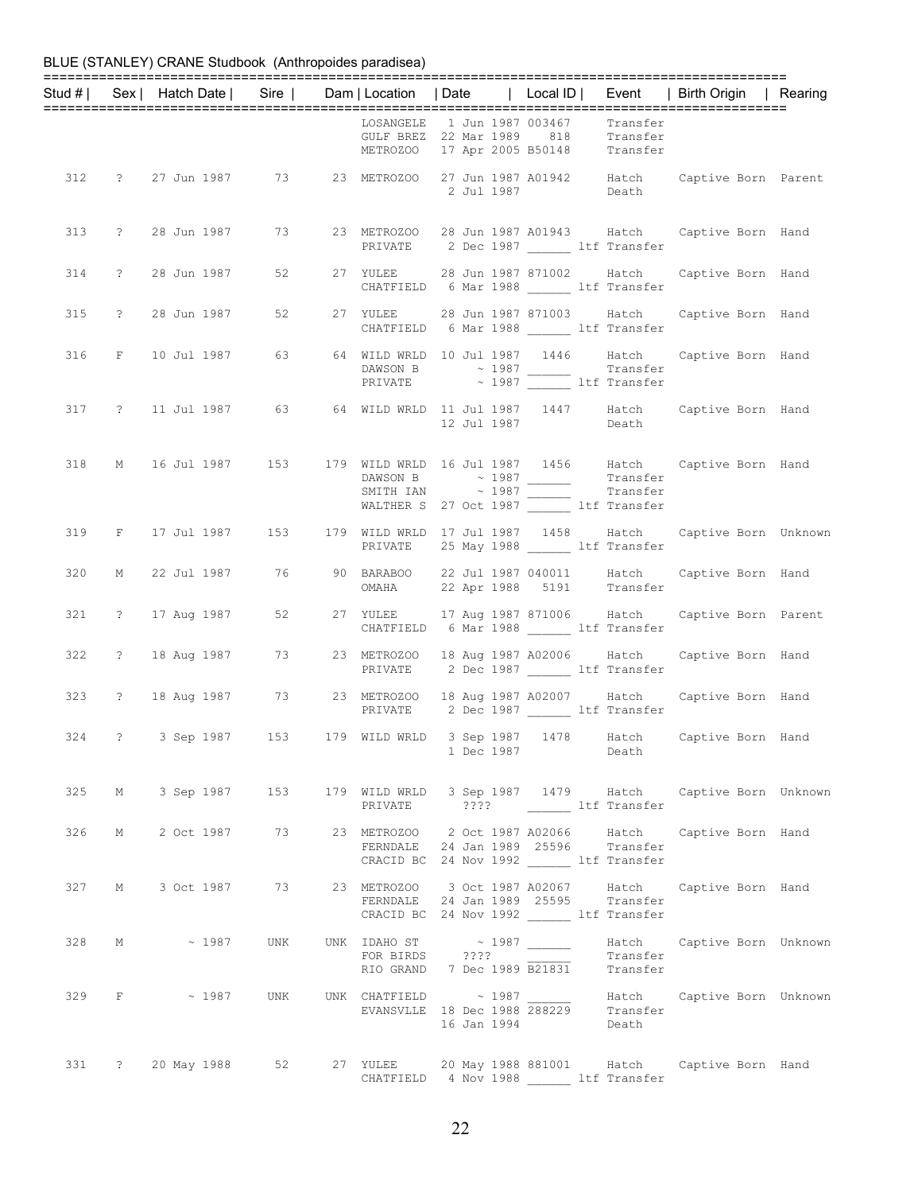BLUE (STANLEY) CRANE Studbook (Anthropoides paradisea)

| Stud # | Sex | Hatch Date | Sire | Dam | Location | Date | Local ID | Event | Birth Origin | Rearing |
|---|---|---|---|---|---|---|---|---|---|---|
| | | | | | LOSANGELE | 1 Jun 1987 | 003467 | Transfer | | |
| | | | | | GULF BREZ | 22 Mar 1989 | 818 | Transfer | | |
| | | | | | METROZOO | 17 Apr 2005 | B50148 | Transfer | | |
| 312 | ? | 27 Jun 1987 | 73 | 23 | METROZOO | 27 Jun 1987 | A01942 | Hatch | Captive Born | Parent |
| | | | | | | 2 Jul 1987 | | Death | | |
| 313 | ? | 28 Jun 1987 | 73 | 23 | METROZOO | 28 Jun 1987 | A01943 | Hatch | Captive Born | Hand |
| | | | | | PRIVATE | 2 Dec 1987 | ______ | ltf Transfer | | |
| 314 | ? | 28 Jun 1987 | 52 | 27 | YULEE | 28 Jun 1987 | 871002 | Hatch | Captive Born | Hand |
| | | | | | CHATFIELD | 6 Mar 1988 | ______ | ltf Transfer | | |
| 315 | ? | 28 Jun 1987 | 52 | 27 | YULEE | 28 Jun 1987 | 871003 | Hatch | Captive Born | Hand |
| | | | | | CHATFIELD | 6 Mar 1988 | ______ | ltf Transfer | | |
| 316 | F | 10 Jul 1987 | 63 | 64 | WILD WRLD | 10 Jul 1987 | 1446 | Hatch | Captive Born | Hand |
| | | | | | DAWSON B | ~ 1987 | ______ | Transfer | | |
| | | | | | PRIVATE | ~ 1987 | ______ | ltf Transfer | | |
| 317 | ? | 11 Jul 1987 | 63 | 64 | WILD WRLD | 11 Jul 1987 | 1447 | Hatch | Captive Born | Hand |
| | | | | | | 12 Jul 1987 | | Death | | |
| 318 | M | 16 Jul 1987 | 153 | 179 | WILD WRLD | 16 Jul 1987 | 1456 | Hatch | Captive Born | Hand |
| | | | | | DAWSON B | ~ 1987 | ______ | Transfer | | |
| | | | | | SMITH IAN | ~ 1987 | ______ | Transfer | | |
| | | | | | WALTHER S | 27 Oct 1987 | ______ | ltf Transfer | | |
| 319 | F | 17 Jul 1987 | 153 | 179 | WILD WRLD | 17 Jul 1987 | 1458 | Hatch | Captive Born | Unknown |
| | | | | | PRIVATE | 25 May 1988 | ______ | ltf Transfer | | |
| 320 | M | 22 Jul 1987 | 76 | 90 | BARABOO | 22 Jul 1987 | 040011 | Hatch | Captive Born | Hand |
| | | | | | OMAHA | 22 Apr 1988 | 5191 | Transfer | | |
| 321 | ? | 17 Aug 1987 | 52 | 27 | YULEE | 17 Aug 1987 | 871006 | Hatch | Captive Born | Parent |
| | | | | | CHATFIELD | 6 Mar 1988 | ______ | ltf Transfer | | |
| 322 | ? | 18 Aug 1987 | 73 | 23 | METROZOO | 18 Aug 1987 | A02006 | Hatch | Captive Born | Hand |
| | | | | | PRIVATE | 2 Dec 1987 | ______ | ltf Transfer | | |
| 323 | ? | 18 Aug 1987 | 73 | 23 | METROZOO | 18 Aug 1987 | A02007 | Hatch | Captive Born | Hand |
| | | | | | PRIVATE | 2 Dec 1987 | ______ | ltf Transfer | | |
| 324 | ? | 3 Sep 1987 | 153 | 179 | WILD WRLD | 3 Sep 1987 | 1478 | Hatch | Captive Born | Hand |
| | | | | | | 1 Dec 1987 | | Death | | |
| 325 | M | 3 Sep 1987 | 153 | 179 | WILD WRLD | 3 Sep 1987 | 1479 | Hatch | Captive Born | Unknown |
| | | | | | PRIVATE | ???? | ______ | ltf Transfer | | |
| 326 | M | 2 Oct 1987 | 73 | 23 | METROZOO | 2 Oct 1987 | A02066 | Hatch | Captive Born | Hand |
| | | | | | FERNDALE | 24 Jan 1989 | 25596 | Transfer | | |
| | | | | | CRACID BC | 24 Nov 1992 | ______ | ltf Transfer | | |
| 327 | M | 3 Oct 1987 | 73 | 23 | METROZOO | 3 Oct 1987 | A02067 | Hatch | Captive Born | Hand |
| | | | | | FERNDALE | 24 Jan 1989 | 25595 | Transfer | | |
| | | | | | CRACID BC | 24 Nov 1992 | ______ | ltf Transfer | | |
| 328 | M | ~ 1987 | UNK | UNK | IDAHO ST | ~ 1987 | ______ | Hatch | Captive Born | Unknown |
| | | | | | FOR BIRDS | ???? | ______ | Transfer | | |
| | | | | | RIO GRAND | 7 Dec 1989 | B21831 | Transfer | | |
| 329 | F | ~ 1987 | UNK | UNK | CHATFIELD | ~ 1987 | ______ | Hatch | Captive Born | Unknown |
| | | | | | EVANSVLLE | 18 Dec 1988 | 288229 | Transfer | | |
| | | | | | | 16 Jan 1994 | | Death | | |
| 331 | ? | 20 May 1988 | 52 | 27 | YULEE | 20 May 1988 | 881001 | Hatch | Captive Born | Hand |
| | | | | | CHATFIELD | 4 Nov 1988 | ______ | ltf Transfer | | |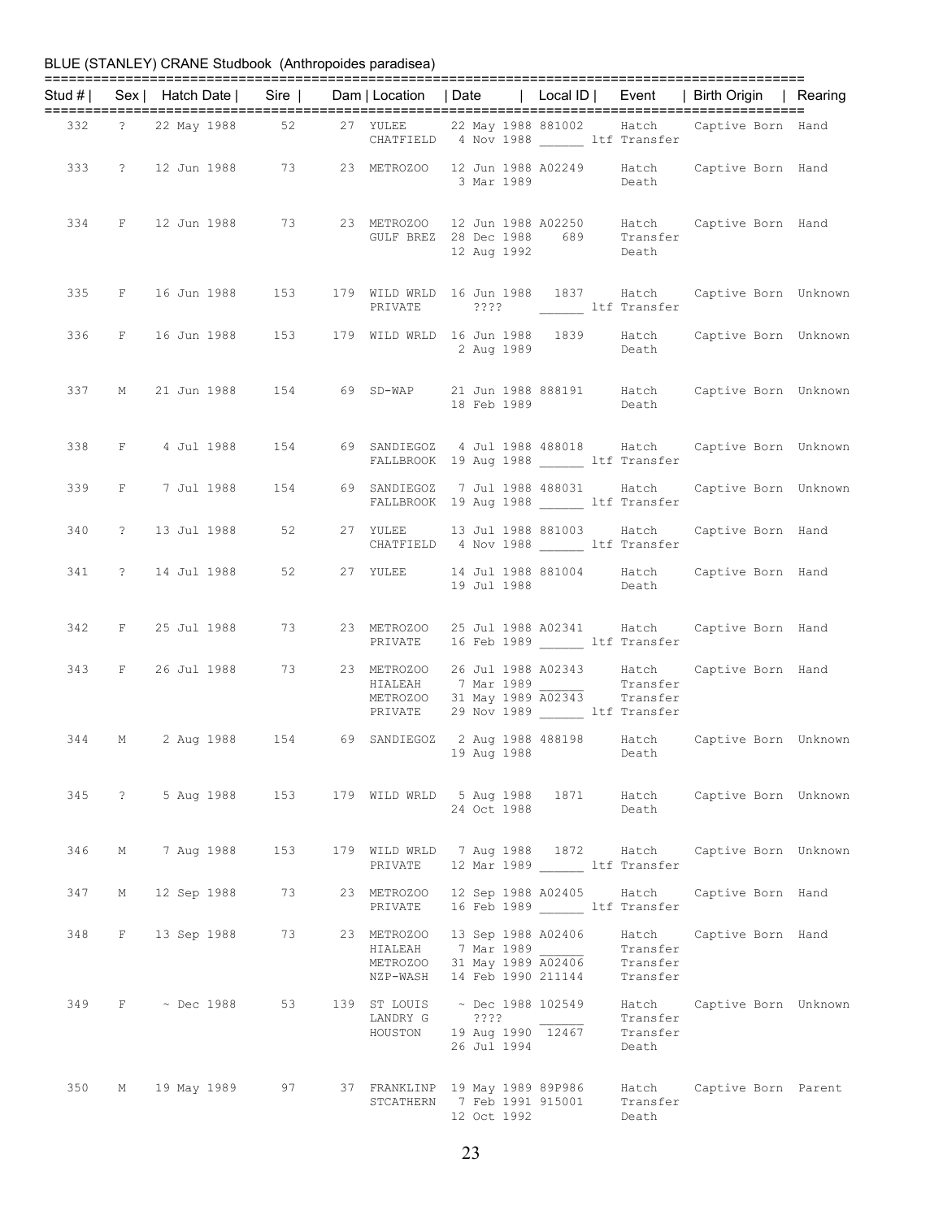BLUE (STANLEY) CRANE Studbook (Anthropoides paradisea)

| Stud # | Sex | Hatch Date | Sire | Dam | Location | Date | Local ID | Event | Birth Origin | Rearing |
|---|---|---|---|---|---|---|---|---|---|---|
| 332 | ? | 22 May 1988 | 52 | 27 | YULEE | 22 May 1988 | 881002 | Hatch | Captive Born | Hand |
| | | | | | CHATFIELD | 4 Nov 1988 | ______ | ltf Transfer | | |
| 333 | ? | 12 Jun 1988 | 73 | 23 | METROZOO | 12 Jun 1988 | A02249 | Hatch | Captive Born | Hand |
| | | | | | | 3 Mar 1989 | | Death | | |
| 334 | F | 12 Jun 1988 | 73 | 23 | METROZOO | 12 Jun 1988 | A02250 | Hatch | Captive Born | Hand |
| | | | | | GULF BREZ | 28 Dec 1988 | 689 | Transfer | | |
| | | | | | | 12 Aug 1992 | | Death | | |
| 335 | F | 16 Jun 1988 | 153 | 179 | WILD WRLD | 16 Jun 1988 | 1837 | Hatch | Captive Born | Unknown |
| | | | | | PRIVATE | ???? | ______ | ltf Transfer | | |
| 336 | F | 16 Jun 1988 | 153 | 179 | WILD WRLD | 16 Jun 1988 | 1839 | Hatch | Captive Born | Unknown |
| | | | | | | 2 Aug 1989 | | Death | | |
| 337 | M | 21 Jun 1988 | 154 | 69 | SD-WAP | 21 Jun 1988 | 888191 | Hatch | Captive Born | Unknown |
| | | | | | | 18 Feb 1989 | | Death | | |
| 338 | F | 4 Jul 1988 | 154 | 69 | SANDIEGOZ | 4 Jul 1988 | 488018 | Hatch | Captive Born | Unknown |
| | | | | | FALLBROOK | 19 Aug 1988 | ______ | ltf Transfer | | |
| 339 | F | 7 Jul 1988 | 154 | 69 | SANDIEGOZ | 7 Jul 1988 | 488031 | Hatch | Captive Born | Unknown |
| | | | | | FALLBROOK | 19 Aug 1988 | ______ | ltf Transfer | | |
| 340 | ? | 13 Jul 1988 | 52 | 27 | YULEE | 13 Jul 1988 | 881003 | Hatch | Captive Born | Hand |
| | | | | | CHATFIELD | 4 Nov 1988 | ______ | ltf Transfer | | |
| 341 | ? | 14 Jul 1988 | 52 | 27 | YULEE | 14 Jul 1988 | 881004 | Hatch | Captive Born | Hand |
| | | | | | | 19 Jul 1988 | | Death | | |
| 342 | F | 25 Jul 1988 | 73 | 23 | METROZOO | 25 Jul 1988 | A02341 | Hatch | Captive Born | Hand |
| | | | | | PRIVATE | 16 Feb 1989 | ______ | ltf Transfer | | |
| 343 | F | 26 Jul 1988 | 73 | 23 | METROZOO | 26 Jul 1988 | A02343 | Hatch | Captive Born | Hand |
| | | | | | HIALEAH | 7 Mar 1989 | ______ | Transfer | | |
| | | | | | METROZOO | 31 May 1989 | A02343 | Transfer | | |
| | | | | | PRIVATE | 29 Nov 1989 | ______ | ltf Transfer | | |
| 344 | M | 2 Aug 1988 | 154 | 69 | SANDIEGOZ | 2 Aug 1988 | 488198 | Hatch | Captive Born | Unknown |
| | | | | | | 19 Aug 1988 | | Death | | |
| 345 | ? | 5 Aug 1988 | 153 | 179 | WILD WRLD | 5 Aug 1988 | 1871 | Hatch | Captive Born | Unknown |
| | | | | | | 24 Oct 1988 | | Death | | |
| 346 | M | 7 Aug 1988 | 153 | 179 | WILD WRLD | 7 Aug 1988 | 1872 | Hatch | Captive Born | Unknown |
| | | | | | PRIVATE | 12 Mar 1989 | ______ | ltf Transfer | | |
| 347 | M | 12 Sep 1988 | 73 | 23 | METROZOO | 12 Sep 1988 | A02405 | Hatch | Captive Born | Hand |
| | | | | | PRIVATE | 16 Feb 1989 | ______ | ltf Transfer | | |
| 348 | F | 13 Sep 1988 | 73 | 23 | METROZOO | 13 Sep 1988 | A02406 | Hatch | Captive Born | Hand |
| | | | | | HIALEAH | 7 Mar 1989 | ______ | Transfer | | |
| | | | | | METROZOO | 31 May 1989 | A02406 | Transfer | | |
| | | | | | NZP-WASH | 14 Feb 1990 | 211144 | Transfer | | |
| 349 | F | ~ Dec 1988 | 53 | 139 | ST LOUIS | ~ Dec 1988 | 102549 | Hatch | Captive Born | Unknown |
| | | | | | LANDRY G | ???? | ______ | Transfer | | |
| | | | | | HOUSTON | 19 Aug 1990 | 12467 | Transfer | | |
| | | | | | | 26 Jul 1994 | | Death | | |
| 350 | M | 19 May 1989 | 97 | 37 | FRANKLINP | 19 May 1989 | 89P986 | Hatch | Captive Born | Parent |
| | | | | | STCATHERN | 7 Feb 1991 | 915001 | Transfer | | |
| | | | | | | 12 Oct 1992 | | Death | | |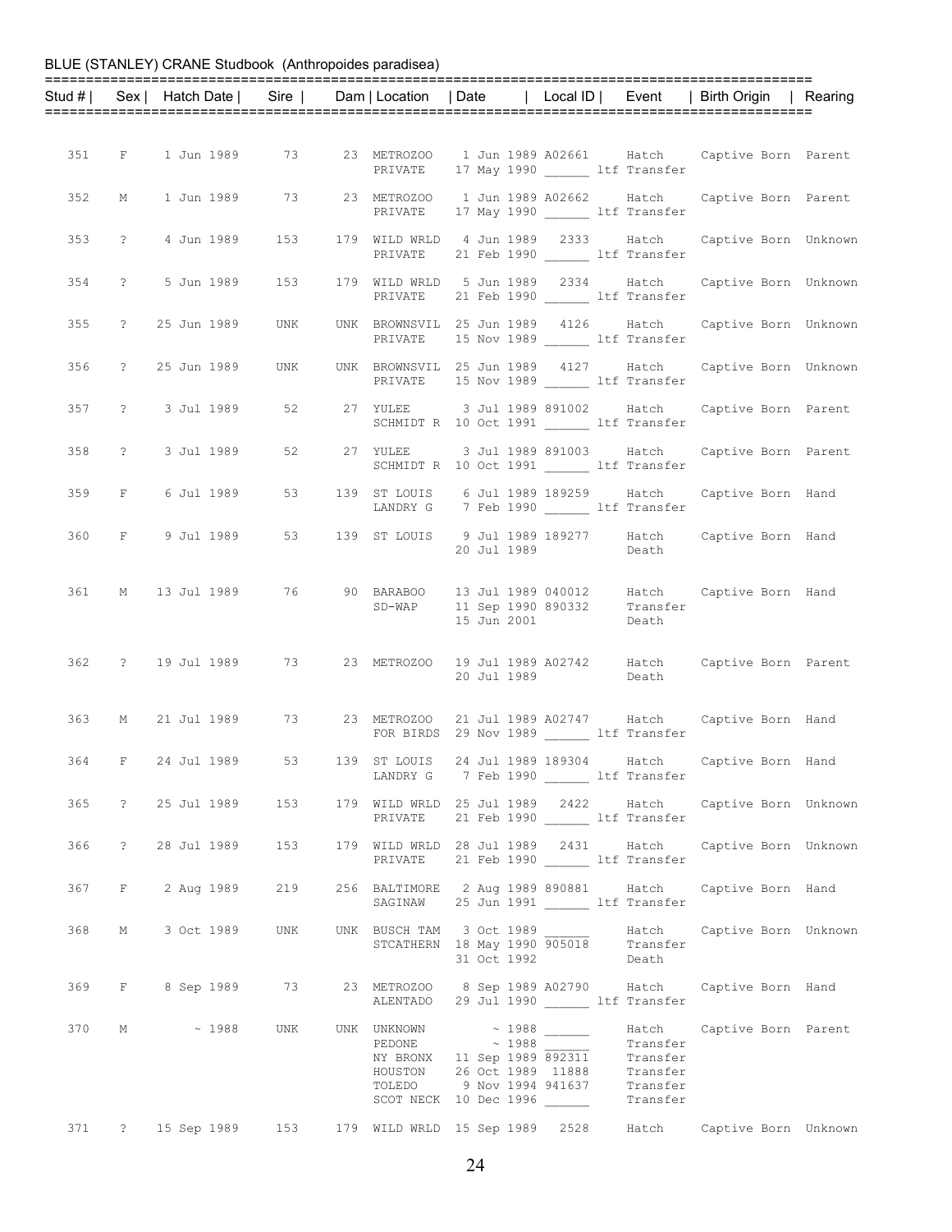BLUE (STANLEY) CRANE Studbook (Anthropoides paradisea)

| Stud # | Sex | Hatch Date | Sire | Dam | Location | Date | Local ID | Event | Birth Origin | Rearing |
|---|---|---|---|---|---|---|---|---|---|---|
| 351 | F | 1 Jun 1989 | 73 | 23 | METROZOO | 1 Jun 1989 | A02661 | Hatch | Captive Born | Parent |
| | | | | | PRIVATE | 17 May 1990 | ______ | ltf Transfer | | |
| 352 | M | 1 Jun 1989 | 73 | 23 | METROZOO | 1 Jun 1989 | A02662 | Hatch | Captive Born | Parent |
| | | | | | PRIVATE | 17 May 1990 | ______ | ltf Transfer | | |
| 353 | ? | 4 Jun 1989 | 153 | 179 | WILD WRLD | 4 Jun 1989 | 2333 | Hatch | Captive Born | Unknown |
| | | | | | PRIVATE | 21 Feb 1990 | ______ | ltf Transfer | | |
| 354 | ? | 5 Jun 1989 | 153 | 179 | WILD WRLD | 5 Jun 1989 | 2334 | Hatch | Captive Born | Unknown |
| | | | | | PRIVATE | 21 Feb 1990 | ______ | ltf Transfer | | |
| 355 | ? | 25 Jun 1989 | UNK | UNK | BROWNSVIL | 25 Jun 1989 | 4126 | Hatch | Captive Born | Unknown |
| | | | | | PRIVATE | 15 Nov 1989 | ______ | ltf Transfer | | |
| 356 | ? | 25 Jun 1989 | UNK | UNK | BROWNSVIL | 25 Jun 1989 | 4127 | Hatch | Captive Born | Unknown |
| | | | | | PRIVATE | 15 Nov 1989 | ______ | ltf Transfer | | |
| 357 | ? | 3 Jul 1989 | 52 | 27 | YULEE | 3 Jul 1989 | 891002 | Hatch | Captive Born | Parent |
| | | | | | SCHMIDT R | 10 Oct 1991 | ______ | ltf Transfer | | |
| 358 | ? | 3 Jul 1989 | 52 | 27 | YULEE | 3 Jul 1989 | 891003 | Hatch | Captive Born | Parent |
| | | | | | SCHMIDT R | 10 Oct 1991 | ______ | ltf Transfer | | |
| 359 | F | 6 Jul 1989 | 53 | 139 | ST LOUIS | 6 Jul 1989 | 189259 | Hatch | Captive Born | Hand |
| | | | | | LANDRY G | 7 Feb 1990 | ______ | ltf Transfer | | |
| 360 | F | 9 Jul 1989 | 53 | 139 | ST LOUIS | 9 Jul 1989 | 189277 | Hatch | Captive Born | Hand |
| | | | | | | 20 Jul 1989 | | Death | | |
| 361 | M | 13 Jul 1989 | 76 | 90 | BARABOO | 13 Jul 1989 | 040012 | Hatch | Captive Born | Hand |
| | | | | | SD-WAP | 11 Sep 1990 | 890332 | Transfer | | |
| | | | | | | 15 Jun 2001 | | Death | | |
| 362 | ? | 19 Jul 1989 | 73 | 23 | METROZOO | 19 Jul 1989 | A02742 | Hatch | Captive Born | Parent |
| | | | | | | 20 Jul 1989 | | Death | | |
| 363 | M | 21 Jul 1989 | 73 | 23 | METROZOO | 21 Jul 1989 | A02747 | Hatch | Captive Born | Hand |
| | | | | | FOR BIRDS | 29 Nov 1989 | ______ | ltf Transfer | | |
| 364 | F | 24 Jul 1989 | 53 | 139 | ST LOUIS | 24 Jul 1989 | 189304 | Hatch | Captive Born | Hand |
| | | | | | LANDRY G | 7 Feb 1990 | ______ | ltf Transfer | | |
| 365 | ? | 25 Jul 1989 | 153 | 179 | WILD WRLD | 25 Jul 1989 | 2422 | Hatch | Captive Born | Unknown |
| | | | | | PRIVATE | 21 Feb 1990 | ______ | ltf Transfer | | |
| 366 | ? | 28 Jul 1989 | 153 | 179 | WILD WRLD | 28 Jul 1989 | 2431 | Hatch | Captive Born | Unknown |
| | | | | | PRIVATE | 21 Feb 1990 | ______ | ltf Transfer | | |
| 367 | F | 2 Aug 1989 | 219 | 256 | BALTIMORE | 2 Aug 1989 | 890881 | Hatch | Captive Born | Hand |
| | | | | | SAGINAW | 25 Jun 1991 | ______ | ltf Transfer | | |
| 368 | M | 3 Oct 1989 | UNK | UNK | BUSCH TAM | 3 Oct 1989 | ______ | Hatch | Captive Born | Unknown |
| | | | | | STCATHERN | 18 May 1990 | 905018 | Transfer | | |
| | | | | | | 31 Oct 1992 | | Death | | |
| 369 | F | 8 Sep 1989 | 73 | 23 | METROZOO | 8 Sep 1989 | A02790 | Hatch | Captive Born | Hand |
| | | | | | ALENTADO | 29 Jul 1990 | ______ | ltf Transfer | | |
| 370 | M | ~ 1988 | UNK | UNK | UNKNOWN | ~ 1988 | ______ | Hatch | Captive Born | Parent |
| | | | | | PEDONE | ~ 1988 | ______ | Transfer | | |
| | | | | | NY BRONX | 11 Sep 1989 | 892311 | Transfer | | |
| | | | | | HOUSTON | 26 Oct 1989 | 11888 | Transfer | | |
| | | | | | TOLEDO | 9 Nov 1994 | 941637 | Transfer | | |
| | | | | | SCOT NECK | 10 Dec 1996 | ______ | Transfer | | |
| 371 | ? | 15 Sep 1989 | 153 | 179 | WILD WRLD | 15 Sep 1989 | 2528 | Hatch | Captive Born | Unknown |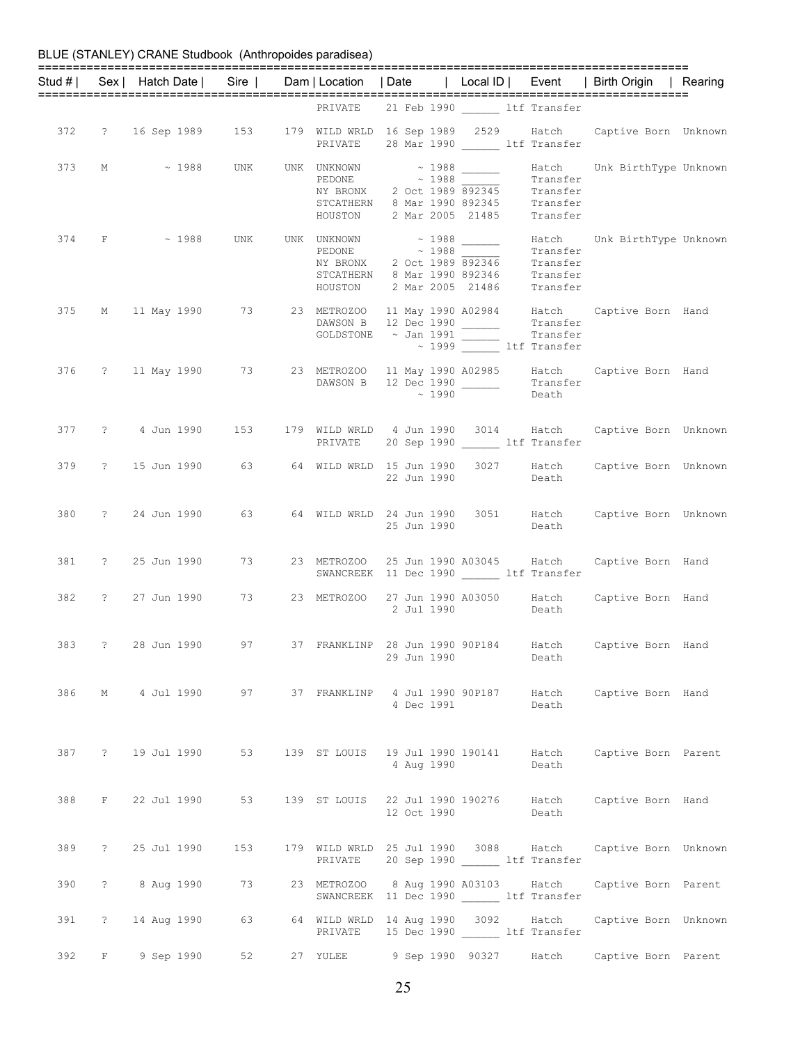BLUE (STANLEY) CRANE Studbook (Anthropoides paradisea)

| Stud # | Sex | Hatch Date | Sire | Dam | Location | Date | Local ID | Event | Birth Origin | Rearing |
|---|---|---|---|---|---|---|---|---|---|---|
| | | | | | PRIVATE | 21 Feb 1990 | ______ | ltf Transfer | | |
| 372 | ? | 16 Sep 1989 | 153 | 179 | WILD WRLD | 16 Sep 1989 | 2529 | Hatch | Captive Born | Unknown |
| | | | | | PRIVATE | 28 Mar 1990 | ______ | ltf Transfer | | |
| 373 | M | ~ 1988 | UNK | UNK | UNKNOWN | ~ 1988 | ______ | Hatch | Unk BirthType | Unknown |
| | | | | | PEDONE | ~ 1988 | ______ | Transfer | | |
| | | | | | NY BRONX | 2 Oct 1989 | 892345 | Transfer | | |
| | | | | | STCATHERN | 8 Mar 1990 | 892345 | Transfer | | |
| | | | | | HOUSTON | 2 Mar 2005 | 21485 | Transfer | | |
| 374 | F | ~ 1988 | UNK | UNK | UNKNOWN | ~ 1988 | ______ | Hatch | Unk BirthType | Unknown |
| | | | | | PEDONE | ~ 1988 | ______ | Transfer | | |
| | | | | | NY BRONX | 2 Oct 1989 | 892346 | Transfer | | |
| | | | | | STCATHERN | 8 Mar 1990 | 892346 | Transfer | | |
| | | | | | HOUSTON | 2 Mar 2005 | 21486 | Transfer | | |
| 375 | M | 11 May 1990 | 73 | 23 | METROZOO | 11 May 1990 | A02984 | Hatch | Captive Born | Hand |
| | | | | | DAWSON B | 12 Dec 1990 | ______ | Transfer | | |
| | | | | | GOLDSTONE | ~ Jan 1991 | ______ | Transfer | | |
| | | | | | | ~ 1999 | ______ | ltf Transfer | | |
| 376 | ? | 11 May 1990 | 73 | 23 | METROZOO | 11 May 1990 | A02985 | Hatch | Captive Born | Hand |
| | | | | | DAWSON B | 12 Dec 1990 | ______ | Transfer | | |
| | | | | | | ~ 1990 | | Death | | |
| 377 | ? | 4 Jun 1990 | 153 | 179 | WILD WRLD | 4 Jun 1990 | 3014 | Hatch | Captive Born | Unknown |
| | | | | | PRIVATE | 20 Sep 1990 | ______ | ltf Transfer | | |
| 379 | ? | 15 Jun 1990 | 63 | 64 | WILD WRLD | 15 Jun 1990 | 3027 | Hatch | Captive Born | Unknown |
| | | | | | | 22 Jun 1990 | | Death | | |
| 380 | ? | 24 Jun 1990 | 63 | 64 | WILD WRLD | 24 Jun 1990 | 3051 | Hatch | Captive Born | Unknown |
| | | | | | | 25 Jun 1990 | | Death | | |
| 381 | ? | 25 Jun 1990 | 73 | 23 | METROZOO | 25 Jun 1990 | A03045 | Hatch | Captive Born | Hand |
| | | | | | SWANCREEK | 11 Dec 1990 | ______ | ltf Transfer | | |
| 382 | ? | 27 Jun 1990 | 73 | 23 | METROZOO | 27 Jun 1990 | A03050 | Hatch | Captive Born | Hand |
| | | | | | | 2 Jul 1990 | | Death | | |
| 383 | ? | 28 Jun 1990 | 97 | 37 | FRANKLINP | 28 Jun 1990 | 90P184 | Hatch | Captive Born | Hand |
| | | | | | | 29 Jun 1990 | | Death | | |
| 386 | M | 4 Jul 1990 | 97 | 37 | FRANKLINP | 4 Jul 1990 | 90P187 | Hatch | Captive Born | Hand |
| | | | | | | 4 Dec 1991 | | Death | | |
| 387 | ? | 19 Jul 1990 | 53 | 139 | ST LOUIS | 19 Jul 1990 | 190141 | Hatch | Captive Born | Parent |
| | | | | | | 4 Aug 1990 | | Death | | |
| 388 | F | 22 Jul 1990 | 53 | 139 | ST LOUIS | 22 Jul 1990 | 190276 | Hatch | Captive Born | Hand |
| | | | | | | 12 Oct 1990 | | Death | | |
| 389 | ? | 25 Jul 1990 | 153 | 179 | WILD WRLD | 25 Jul 1990 | 3088 | Hatch | Captive Born | Unknown |
| | | | | | PRIVATE | 20 Sep 1990 | ______ | ltf Transfer | | |
| 390 | ? | 8 Aug 1990 | 73 | 23 | METROZOO | 8 Aug 1990 | A03103 | Hatch | Captive Born | Parent |
| | | | | | SWANCREEK | 11 Dec 1990 | ______ | ltf Transfer | | |
| 391 | ? | 14 Aug 1990 | 63 | 64 | WILD WRLD | 14 Aug 1990 | 3092 | Hatch | Captive Born | Unknown |
| | | | | | PRIVATE | 15 Dec 1990 | ______ | ltf Transfer | | |
| 392 | F | 9 Sep 1990 | 52 | 27 | YULEE | 9 Sep 1990 | 90327 | Hatch | Captive Born | Parent |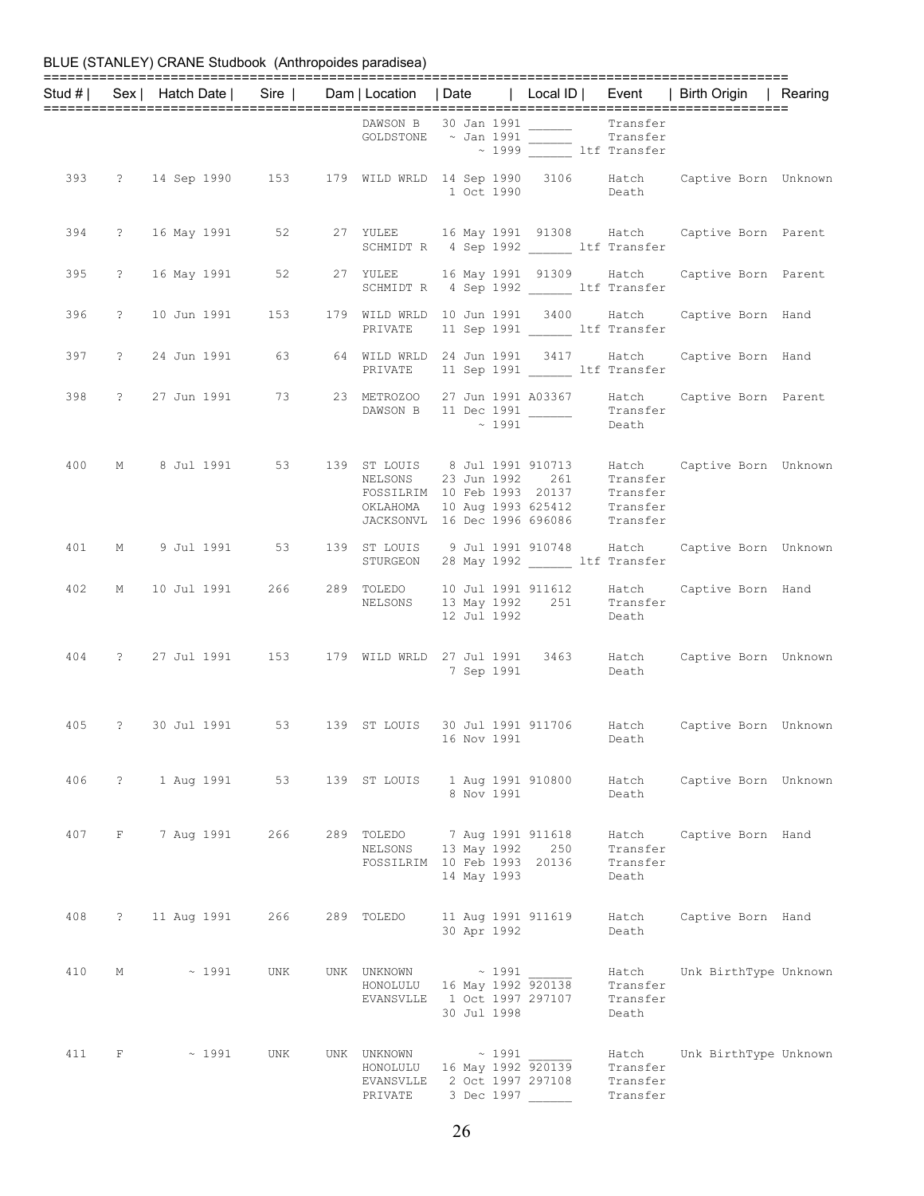BLUE (STANLEY) CRANE Studbook (Anthropoides paradisea)

| Stud # | Sex | Hatch Date | Sire | Dam | Location | Date | Local ID | Event | Birth Origin | Rearing |
|---|---|---|---|---|---|---|---|---|---|---|
| | | | | | DAWSON B | 30 Jan 1991 | ______ | Transfer | | |
| | | | | | GOLDSTONE | ~ Jan 1991 | ______ | Transfer | | |
| | | | | | | ~ 1999 | ______ | ltf Transfer | | |
| 393 | ? | 14 Sep 1990 | 153 | 179 | WILD WRLD | 14 Sep 1990 | 3106 | Hatch | Captive Born | Unknown |
| | | | | | | 1 Oct 1990 | | Death | | |
| 394 | ? | 16 May 1991 | 52 | 27 | YULEE | 16 May 1991 | 91308 | Hatch | Captive Born | Parent |
| | | | | | SCHMIDT R | 4 Sep 1992 | ______ | ltf Transfer | | |
| 395 | ? | 16 May 1991 | 52 | 27 | YULEE | 16 May 1991 | 91309 | Hatch | Captive Born | Parent |
| | | | | | SCHMIDT R | 4 Sep 1992 | ______ | ltf Transfer | | |
| 396 | ? | 10 Jun 1991 | 153 | 179 | WILD WRLD | 10 Jun 1991 | 3400 | Hatch | Captive Born | Hand |
| | | | | | PRIVATE | 11 Sep 1991 | ______ | ltf Transfer | | |
| 397 | ? | 24 Jun 1991 | 63 | 64 | WILD WRLD | 24 Jun 1991 | 3417 | Hatch | Captive Born | Hand |
| | | | | | PRIVATE | 11 Sep 1991 | ______ | ltf Transfer | | |
| 398 | ? | 27 Jun 1991 | 73 | 23 | METROZOO | 27 Jun 1991 | A03367 | Hatch | Captive Born | Parent |
| | | | | | DAWSON B | 11 Dec 1991 | ______ | Transfer | | |
| | | | | | | ~ 1991 | | Death | | |
| 400 | M | 8 Jul 1991 | 53 | 139 | ST LOUIS | 8 Jul 1991 | 910713 | Hatch | Captive Born | Unknown |
| | | | | | NELSONS | 23 Jun 1992 | 261 | Transfer | | |
| | | | | | FOSSILRIM | 10 Feb 1993 | 20137 | Transfer | | |
| | | | | | OKLAHOMA | 10 Aug 1993 | 625412 | Transfer | | |
| | | | | | JACKSONVL | 16 Dec 1996 | 696086 | Transfer | | |
| 401 | M | 9 Jul 1991 | 53 | 139 | ST LOUIS | 9 Jul 1991 | 910748 | Hatch | Captive Born | Unknown |
| | | | | | STURGEON | 28 May 1992 | ______ | ltf Transfer | | |
| 402 | M | 10 Jul 1991 | 266 | 289 | TOLEDO | 10 Jul 1991 | 911612 | Hatch | Captive Born | Hand |
| | | | | | NELSONS | 13 May 1992 | 251 | Transfer | | |
| | | | | | | 12 Jul 1992 | | Death | | |
| 404 | ? | 27 Jul 1991 | 153 | 179 | WILD WRLD | 27 Jul 1991 | 3463 | Hatch | Captive Born | Unknown |
| | | | | | | 7 Sep 1991 | | Death | | |
| 405 | ? | 30 Jul 1991 | 53 | 139 | ST LOUIS | 30 Jul 1991 | 911706 | Hatch | Captive Born | Unknown |
| | | | | | | 16 Nov 1991 | | Death | | |
| 406 | ? | 1 Aug 1991 | 53 | 139 | ST LOUIS | 1 Aug 1991 | 910800 | Hatch | Captive Born | Unknown |
| | | | | | | 8 Nov 1991 | | Death | | |
| 407 | F | 7 Aug 1991 | 266 | 289 | TOLEDO | 7 Aug 1991 | 911618 | Hatch | Captive Born | Hand |
| | | | | | NELSONS | 13 May 1992 | 250 | Transfer | | |
| | | | | | FOSSILRIM | 10 Feb 1993 | 20136 | Transfer | | |
| | | | | | | 14 May 1993 | | Death | | |
| 408 | ? | 11 Aug 1991 | 266 | 289 | TOLEDO | 11 Aug 1991 | 911619 | Hatch | Captive Born | Hand |
| | | | | | | 30 Apr 1992 | | Death | | |
| 410 | M | ~ 1991 | UNK | UNK | UNKNOWN | ~ 1991 | ______ | Hatch | Unk BirthType | Unknown |
| | | | | | HONOLULU | 16 May 1992 | 920138 | Transfer | | |
| | | | | | EVANSVLLE | 1 Oct 1997 | 297107 | Transfer | | |
| | | | | | | 30 Jul 1998 | | Death | | |
| 411 | F | ~ 1991 | UNK | UNK | UNKNOWN | ~ 1991 | ______ | Hatch | Unk BirthType | Unknown |
| | | | | | HONOLULU | 16 May 1992 | 920139 | Transfer | | |
| | | | | | EVANSVLLE | 2 Oct 1997 | 297108 | Transfer | | |
| | | | | | PRIVATE | 3 Dec 1997 | ______ | Transfer | | |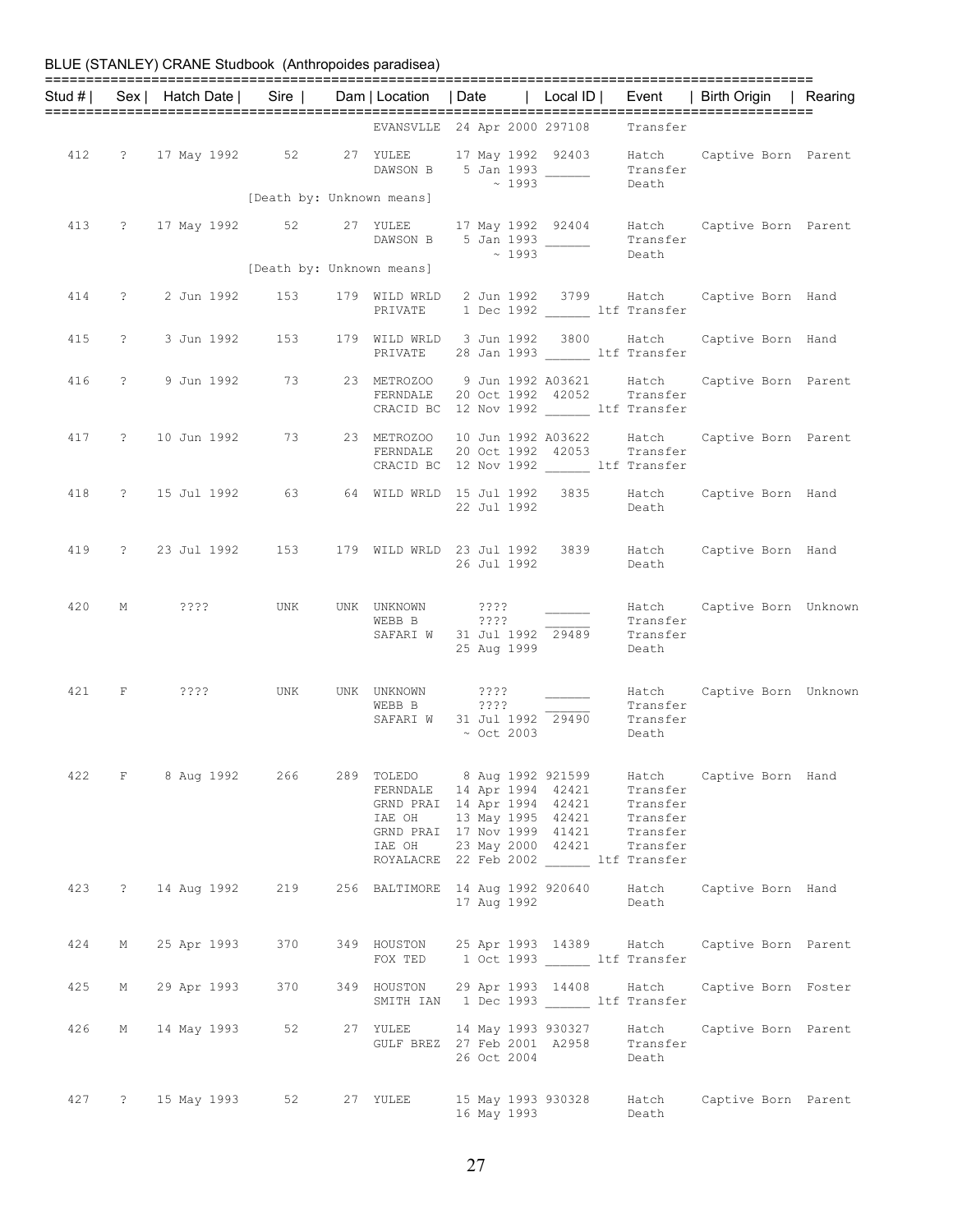BLUE (STANLEY) CRANE Studbook (Anthropoides paradisea)

| Stud # | Sex | Hatch Date | Sire | Dam | Location | Date | Local ID | Event | Birth Origin | Rearing |
|---|---|---|---|---|---|---|---|---|---|---|
| | | | | | EVANSVLLE | 24 Apr 2000 | 297108 | Transfer | | |
| 412 | ? | 17 May 1992 | 52 | 27 | YULEE | 17 May 1992 | 92403 | Hatch | Captive Born | Parent |
| | | | | | DAWSON B | 5 Jan 1993 | ______ | Transfer | | |
| | | | | | | ~ 1993 | ______ | Death | | |
| | | [Death by: Unknown means] | | | | | | | | |
| 413 | ? | 17 May 1992 | 52 | 27 | YULEE | 17 May 1992 | 92404 | Hatch | Captive Born | Parent |
| | | | | | DAWSON B | 5 Jan 1993 | ______ | Transfer | | |
| | | | | | | ~ 1993 | ______ | Death | | |
| | | [Death by: Unknown means] | | | | | | | | |
| 414 | ? | 2 Jun 1992 | 153 | 179 | WILD WRLD | 2 Jun 1992 | 3799 | Hatch | Captive Born | Hand |
| | | | | | PRIVATE | 1 Dec 1992 | ______ | ltf Transfer | | |
| 415 | ? | 3 Jun 1992 | 153 | 179 | WILD WRLD | 3 Jun 1992 | 3800 | Hatch | Captive Born | Hand |
| | | | | | PRIVATE | 28 Jan 1993 | ______ | ltf Transfer | | |
| 416 | ? | 9 Jun 1992 | 73 | 23 | METROZOO | 9 Jun 1992 | A03621 | Hatch | Captive Born | Parent |
| | | | | | FERNDALE | 20 Oct 1992 | 42052 | Transfer | | |
| | | | | | CRACID BC | 12 Nov 1992 | ______ | ltf Transfer | | |
| 417 | ? | 10 Jun 1992 | 73 | 23 | METROZOO | 10 Jun 1992 | A03622 | Hatch | Captive Born | Parent |
| | | | | | FERNDALE | 20 Oct 1992 | 42053 | Transfer | | |
| | | | | | CRACID BC | 12 Nov 1992 | ______ | ltf Transfer | | |
| 418 | ? | 15 Jul 1992 | 63 | 64 | WILD WRLD | 15 Jul 1992 | 3835 | Hatch | Captive Born | Hand |
| | | | | | | 22 Jul 1992 | | Death | | |
| 419 | ? | 23 Jul 1992 | 153 | 179 | WILD WRLD | 23 Jul 1992 | 3839 | Hatch | Captive Born | Hand |
| | | | | | | 26 Jul 1992 | | Death | | |
| 420 | M | ???? | UNK | UNK | UNKNOWN | ???? | ______ | Hatch | Captive Born | Unknown |
| | | | | | WEBB B | ???? | ______ | Transfer | | |
| | | | | | SAFARI W | 31 Jul 1992 | 29489 | Transfer | | |
| | | | | | | 25 Aug 1999 | | Death | | |
| 421 | F | ???? | UNK | UNK | UNKNOWN | ???? | ______ | Hatch | Captive Born | Unknown |
| | | | | | WEBB B | ???? | ______ | Transfer | | |
| | | | | | SAFARI W | 31 Jul 1992 | 29490 | Transfer | | |
| | | | | | | ~ Oct 2003 | | Death | | |
| 422 | F | 8 Aug 1992 | 266 | 289 | TOLEDO | 8 Aug 1992 | 921599 | Hatch | Captive Born | Hand |
| | | | | | FERNDALE | 14 Apr 1994 | 42421 | Transfer | | |
| | | | | | GRND PRAI | 14 Apr 1994 | 42421 | Transfer | | |
| | | | | | IAE OH | 13 May 1995 | 42421 | Transfer | | |
| | | | | | GRND PRAI | 17 Nov 1999 | 41421 | Transfer | | |
| | | | | | IAE OH | 23 May 2000 | 42421 | Transfer | | |
| | | | | | ROYALACRE | 22 Feb 2002 | ______ | ltf Transfer | | |
| 423 | ? | 14 Aug 1992 | 219 | 256 | BALTIMORE | 14 Aug 1992 | 920640 | Hatch | Captive Born | Hand |
| | | | | | | 17 Aug 1992 | | Death | | |
| 424 | M | 25 Apr 1993 | 370 | 349 | HOUSTON | 25 Apr 1993 | 14389 | Hatch | Captive Born | Parent |
| | | | | | FOX TED | 1 Oct 1993 | ______ | ltf Transfer | | |
| 425 | M | 29 Apr 1993 | 370 | 349 | HOUSTON | 29 Apr 1993 | 14408 | Hatch | Captive Born | Foster |
| | | | | | SMITH IAN | 1 Dec 1993 | ______ | ltf Transfer | | |
| 426 | M | 14 May 1993 | 52 | 27 | YULEE | 14 May 1993 | 930327 | Hatch | Captive Born | Parent |
| | | | | | GULF BREZ | 27 Feb 2001 | A2958 | Transfer | | |
| | | | | | | 26 Oct 2004 | | Death | | |
| 427 | ? | 15 May 1993 | 52 | 27 | YULEE | 15 May 1993 | 930328 | Hatch | Captive Born | Parent |
| | | | | | | 16 May 1993 | | Death | | |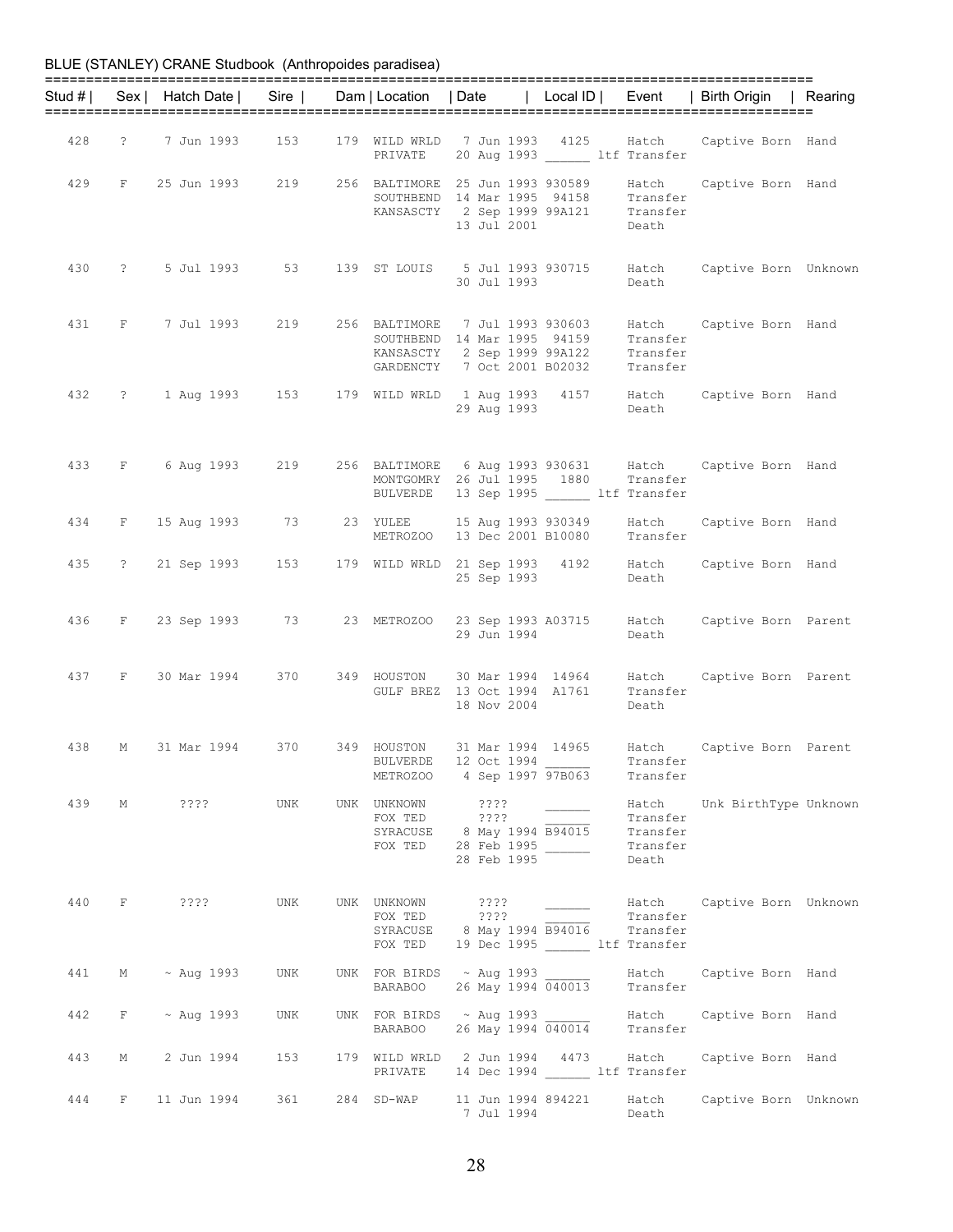BLUE (STANLEY) CRANE Studbook (Anthropoides paradisea)

| Stud # | Sex | Hatch Date | Sire | Dam | Location | Date | Local ID | Event | Birth Origin | Rearing |
|---|---|---|---|---|---|---|---|---|---|---|
| 428 | ? | 7 Jun 1993 | 153 | 179 | WILD WRLD | 7 Jun 1993 | 4125 | Hatch | Captive Born | Hand |
| | | | | | PRIVATE | 20 Aug 1993 | ______ | ltf Transfer | | |
| 429 | F | 25 Jun 1993 | 219 | 256 | BALTIMORE | 25 Jun 1993 | 930589 | Hatch | Captive Born | Hand |
| | | | | | SOUTHBEND | 14 Mar 1995 | 94158 | Transfer | | |
| | | | | | KANSASCTY | 2 Sep 1999 | 99A121 | Transfer | | |
| | | | | | | 13 Jul 2001 | | Death | | |
| 430 | ? | 5 Jul 1993 | 53 | 139 | ST LOUIS | 5 Jul 1993 | 930715 | Hatch | Captive Born | Unknown |
| | | | | | | 30 Jul 1993 | | Death | | |
| 431 | F | 7 Jul 1993 | 219 | 256 | BALTIMORE | 7 Jul 1993 | 930603 | Hatch | Captive Born | Hand |
| | | | | | SOUTHBEND | 14 Mar 1995 | 94159 | Transfer | | |
| | | | | | KANSASCTY | 2 Sep 1999 | 99A122 | Transfer | | |
| | | | | | GARDENCTY | 7 Oct 2001 | B02032 | Transfer | | |
| 432 | ? | 1 Aug 1993 | 153 | 179 | WILD WRLD | 1 Aug 1993 | 4157 | Hatch | Captive Born | Hand |
| | | | | | | 29 Aug 1993 | | Death | | |
| 433 | F | 6 Aug 1993 | 219 | 256 | BALTIMORE | 6 Aug 1993 | 930631 | Hatch | Captive Born | Hand |
| | | | | | MONTGOMRY | 26 Jul 1995 | 1880 | Transfer | | |
| | | | | | BULVERDE | 13 Sep 1995 | ______ | ltf Transfer | | |
| 434 | F | 15 Aug 1993 | 73 | 23 | YULEE | 15 Aug 1993 | 930349 | Hatch | Captive Born | Hand |
| | | | | | METROZOO | 13 Dec 2001 | B10080 | Transfer | | |
| 435 | ? | 21 Sep 1993 | 153 | 179 | WILD WRLD | 21 Sep 1993 | 4192 | Hatch | Captive Born | Hand |
| | | | | | | 25 Sep 1993 | | Death | | |
| 436 | F | 23 Sep 1993 | 73 | 23 | METROZOO | 23 Sep 1993 | A03715 | Hatch | Captive Born | Parent |
| | | | | | | 29 Jun 1994 | | Death | | |
| 437 | F | 30 Mar 1994 | 370 | 349 | HOUSTON | 30 Mar 1994 | 14964 | Hatch | Captive Born | Parent |
| | | | | | GULF BREZ | 13 Oct 1994 | A1761 | Transfer | | |
| | | | | | | 18 Nov 2004 | | Death | | |
| 438 | M | 31 Mar 1994 | 370 | 349 | HOUSTON | 31 Mar 1994 | 14965 | Hatch | Captive Born | Parent |
| | | | | | BULVERDE | 12 Oct 1994 | ______ | Transfer | | |
| | | | | | METROZOO | 4 Sep 1997 | 97B063 | Transfer | | |
| 439 | M | ???? | UNK | UNK | UNKNOWN | ???? | ______ | Hatch | Unk BirthType | Unknown |
| | | | | | FOX TED | ???? | ______ | Transfer | | |
| | | | | | SYRACUSE | 8 May 1994 | B94015 | Transfer | | |
| | | | | | FOX TED | 28 Feb 1995 | ______ | Transfer | | |
| | | | | | | 28 Feb 1995 | | Death | | |
| 440 | F | ???? | UNK | UNK | UNKNOWN | ???? | ______ | Hatch | Captive Born | Unknown |
| | | | | | FOX TED | ???? | ______ | Transfer | | |
| | | | | | SYRACUSE | 8 May 1994 | B94016 | Transfer | | |
| | | | | | FOX TED | 19 Dec 1995 | ______ | ltf Transfer | | |
| 441 | M | ~ Aug 1993 | UNK | UNK | FOR BIRDS | ~ Aug 1993 | ______ | Hatch | Captive Born | Hand |
| | | | | | BARABOO | 26 May 1994 | 040013 | Transfer | | |
| 442 | F | ~ Aug 1993 | UNK | UNK | FOR BIRDS | ~ Aug 1993 | ______ | Hatch | Captive Born | Hand |
| | | | | | BARABOO | 26 May 1994 | 040014 | Transfer | | |
| 443 | M | 2 Jun 1994 | 153 | 179 | WILD WRLD | 2 Jun 1994 | 4473 | Hatch | Captive Born | Hand |
| | | | | | PRIVATE | 14 Dec 1994 | ______ | ltf Transfer | | |
| 444 | F | 11 Jun 1994 | 361 | 284 | SD-WAP | 11 Jun 1994 | 894221 | Hatch | Captive Born | Unknown |
| | | | | | | 7 Jul 1994 | | Death | | |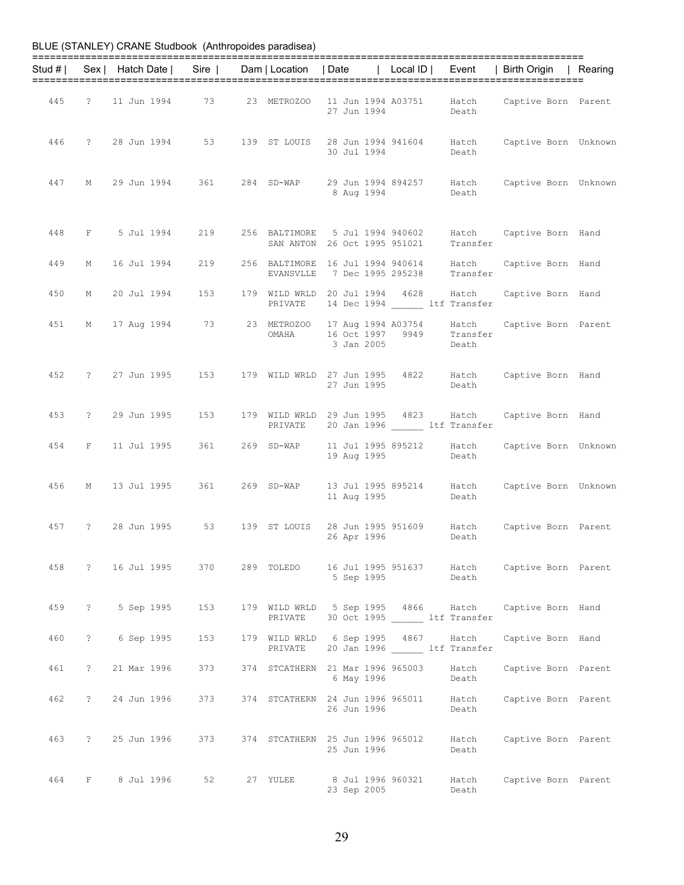BLUE (STANLEY) CRANE Studbook (Anthropoides paradisea)

| Stud # | Sex | Hatch Date | Sire | Dam | Location | Date | Local ID | Event | Birth Origin | Rearing |
|---|---|---|---|---|---|---|---|---|---|---|
| 445 | ? | 11 Jun 1994 | 73 | 23 | METROZOO | 11 Jun 1994 | A03751 | Hatch | Captive Born | Parent |
| | | | | | | 27 Jun 1994 | | Death | | |
| 446 | ? | 28 Jun 1994 | 53 | 139 | ST LOUIS | 28 Jun 1994 | 941604 | Hatch | Captive Born | Unknown |
| | | | | | | 30 Jul 1994 | | Death | | |
| 447 | M | 29 Jun 1994 | 361 | 284 | SD-WAP | 29 Jun 1994 | 894257 | Hatch | Captive Born | Unknown |
| | | | | | | 8 Aug 1994 | | Death | | |
| 448 | F | 5 Jul 1994 | 219 | 256 | BALTIMORE | 5 Jul 1994 | 940602 | Hatch | Captive Born | Hand |
| | | | | | SAN ANTON | 26 Oct 1995 | 951021 | Transfer | | |
| 449 | M | 16 Jul 1994 | 219 | 256 | BALTIMORE | 16 Jul 1994 | 940614 | Hatch | Captive Born | Hand |
| | | | | | EVANSVLLE | 7 Dec 1995 | 295238 | Transfer | | |
| 450 | M | 20 Jul 1994 | 153 | 179 | WILD WRLD | 20 Jul 1994 | 4628 | Hatch | Captive Born | Hand |
| | | | | | PRIVATE | 14 Dec 1994 | ______ | ltf Transfer | | |
| 451 | M | 17 Aug 1994 | 73 | 23 | METROZOO | 17 Aug 1994 | A03754 | Hatch | Captive Born | Parent |
| | | | | | OMAHA | 16 Oct 1997 | 9949 | Transfer | | |
| | | | | | | 3 Jan 2005 | | Death | | |
| 452 | ? | 27 Jun 1995 | 153 | 179 | WILD WRLD | 27 Jun 1995 | 4822 | Hatch | Captive Born | Hand |
| | | | | | | 27 Jun 1995 | | Death | | |
| 453 | ? | 29 Jun 1995 | 153 | 179 | WILD WRLD | 29 Jun 1995 | 4823 | Hatch | Captive Born | Hand |
| | | | | | PRIVATE | 20 Jan 1996 | ______ | ltf Transfer | | |
| 454 | F | 11 Jul 1995 | 361 | 269 | SD-WAP | 11 Jul 1995 | 895212 | Hatch | Captive Born | Unknown |
| | | | | | | 19 Aug 1995 | | Death | | |
| 456 | M | 13 Jul 1995 | 361 | 269 | SD-WAP | 13 Jul 1995 | 895214 | Hatch | Captive Born | Unknown |
| | | | | | | 11 Aug 1995 | | Death | | |
| 457 | ? | 28 Jun 1995 | 53 | 139 | ST LOUIS | 28 Jun 1995 | 951609 | Hatch | Captive Born | Parent |
| | | | | | | 26 Apr 1996 | | Death | | |
| 458 | ? | 16 Jul 1995 | 370 | 289 | TOLEDO | 16 Jul 1995 | 951637 | Hatch | Captive Born | Parent |
| | | | | | | 5 Sep 1995 | | Death | | |
| 459 | ? | 5 Sep 1995 | 153 | 179 | WILD WRLD | 5 Sep 1995 | 4866 | Hatch | Captive Born | Hand |
| | | | | | PRIVATE | 30 Oct 1995 | ______ | ltf Transfer | | |
| 460 | ? | 6 Sep 1995 | 153 | 179 | WILD WRLD | 6 Sep 1995 | 4867 | Hatch | Captive Born | Hand |
| | | | | | PRIVATE | 20 Jan 1996 | ______ | ltf Transfer | | |
| 461 | ? | 21 Mar 1996 | 373 | 374 | STCATHERN | 21 Mar 1996 | 965003 | Hatch | Captive Born | Parent |
| | | | | | | 6 May 1996 | | Death | | |
| 462 | ? | 24 Jun 1996 | 373 | 374 | STCATHERN | 24 Jun 1996 | 965011 | Hatch | Captive Born | Parent |
| | | | | | | 26 Jun 1996 | | Death | | |
| 463 | ? | 25 Jun 1996 | 373 | 374 | STCATHERN | 25 Jun 1996 | 965012 | Hatch | Captive Born | Parent |
| | | | | | | 25 Jun 1996 | | Death | | |
| 464 | F | 8 Jul 1996 | 52 | 27 | YULEE | 8 Jul 1996 | 960321 | Hatch | Captive Born | Parent |
| | | | | | | 23 Sep 2005 | | Death | | |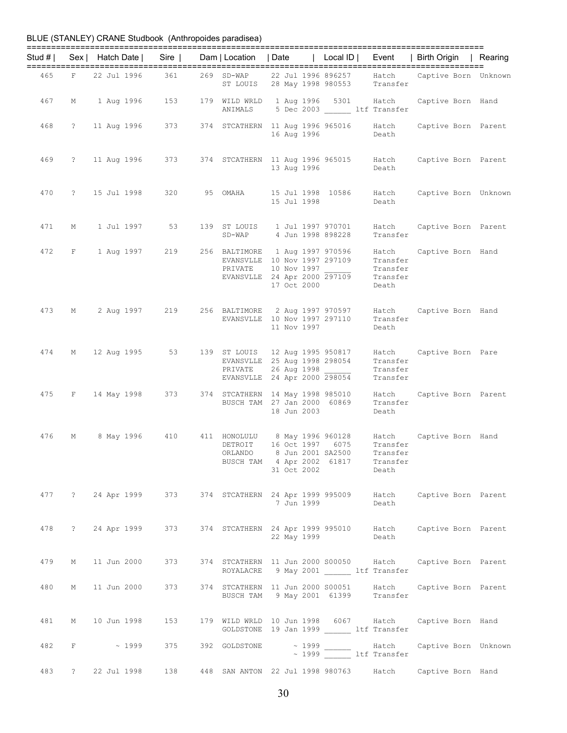BLUE (STANLEY) CRANE Studbook (Anthropoides paradisea)

| Stud # | Sex | Hatch Date | Sire | Dam | Location | Date | Local ID | Event | Birth Origin | Rearing |
|---|---|---|---|---|---|---|---|---|---|---|
| 465 | F | 22 Jul 1996 | 361 | 269 | SD-WAP | 22 Jul 1996 | 896257 | Hatch | Captive Born | Unknown |
| | | | | | ST LOUIS | 28 May 1998 | 980553 | Transfer | | |
| 467 | M | 1 Aug 1996 | 153 | 179 | WILD WRLD | 1 Aug 1996 | 5301 | Hatch | Captive Born | Hand |
| | | | | | ANIMALS | 5 Dec 2003 | ______ | ltf Transfer | | |
| 468 | ? | 11 Aug 1996 | 373 | 374 | STCATHERN | 11 Aug 1996 | 965016 | Hatch | Captive Born | Parent |
| | | | | | | 16 Aug 1996 | | Death | | |
| 469 | ? | 11 Aug 1996 | 373 | 374 | STCATHERN | 11 Aug 1996 | 965015 | Hatch | Captive Born | Parent |
| | | | | | | 13 Aug 1996 | | Death | | |
| 470 | ? | 15 Jul 1998 | 320 | 95 | OMAHA | 15 Jul 1998 | 10586 | Hatch | Captive Born | Unknown |
| | | | | | | 15 Jul 1998 | | Death | | |
| 471 | M | 1 Jul 1997 | 53 | 139 | ST LOUIS | 1 Jul 1997 | 970701 | Hatch | Captive Born | Parent |
| | | | | | SD-WAP | 4 Jun 1998 | 898228 | Transfer | | |
| 472 | F | 1 Aug 1997 | 219 | 256 | BALTIMORE | 1 Aug 1997 | 970596 | Hatch | Captive Born | Hand |
| | | | | | EVANSVLLE | 10 Nov 1997 | 297109 | Transfer | | |
| | | | | | PRIVATE | 10 Nov 1997 | ______ | Transfer | | |
| | | | | | EVANSVLLE | 24 Apr 2000 | 297109 | Transfer | | |
| | | | | | | 17 Oct 2000 | | Death | | |
| 473 | M | 2 Aug 1997 | 219 | 256 | BALTIMORE | 2 Aug 1997 | 970597 | Hatch | Captive Born | Hand |
| | | | | | EVANSVLLE | 10 Nov 1997 | 297110 | Transfer | | |
| | | | | | | 11 Nov 1997 | | Death | | |
| 474 | M | 12 Aug 1995 | 53 | 139 | ST LOUIS | 12 Aug 1995 | 950817 | Hatch | Captive Born | Pare |
| | | | | | EVANSVLLE | 25 Aug 1998 | 298054 | Transfer | | |
| | | | | | PRIVATE | 26 Aug 1998 | ______ | Transfer | | |
| | | | | | EVANSVLLE | 24 Apr 2000 | 298054 | Transfer | | |
| 475 | F | 14 May 1998 | 373 | 374 | STCATHERN | 14 May 1998 | 985010 | Hatch | Captive Born | Parent |
| | | | | | BUSCH TAM | 27 Jan 2000 | 60869 | Transfer | | |
| | | | | | | 18 Jun 2003 | | Death | | |
| 476 | M | 8 May 1996 | 410 | 411 | HONOLULU | 8 May 1996 | 960128 | Hatch | Captive Born | Hand |
| | | | | | DETROIT | 16 Oct 1997 | 6075 | Transfer | | |
| | | | | | ORLANDO | 8 Jun 2001 | SA2500 | Transfer | | |
| | | | | | BUSCH TAM | 4 Apr 2002 | 61817 | Transfer | | |
| | | | | | | 31 Oct 2002 | | Death | | |
| 477 | ? | 24 Apr 1999 | 373 | 374 | STCATHERN | 24 Apr 1999 | 995009 | Hatch | Captive Born | Parent |
| | | | | | | 7 Jun 1999 | | Death | | |
| 478 | ? | 24 Apr 1999 | 373 | 374 | STCATHERN | 24 Apr 1999 | 995010 | Hatch | Captive Born | Parent |
| | | | | | | 22 May 1999 | | Death | | |
| 479 | M | 11 Jun 2000 | 373 | 374 | STCATHERN | 11 Jun 2000 | S00050 | Hatch | Captive Born | Parent |
| | | | | | ROYALACRE | 9 May 2001 | ______ | ltf Transfer | | |
| 480 | M | 11 Jun 2000 | 373 | 374 | STCATHERN | 11 Jun 2000 | S00051 | Hatch | Captive Born | Parent |
| | | | | | BUSCH TAM | 9 May 2001 | 61399 | Transfer | | |
| 481 | M | 10 Jun 1998 | 153 | 179 | WILD WRLD | 10 Jun 1998 | 6067 | Hatch | Captive Born | Hand |
| | | | | | GOLDSTONE | 19 Jan 1999 | ______ | ltf Transfer | | |
| 482 | F | ~ 1999 | 375 | 392 | GOLDSTONE | ~ 1999 | ______ | Hatch | Captive Born | Unknown |
| | | | | | | ~ 1999 | ______ | ltf Transfer | | |
| 483 | ? | 22 Jul 1998 | 138 | 448 | SAN ANTON | 22 Jul 1998 | 980763 | Hatch | Captive Born | Hand |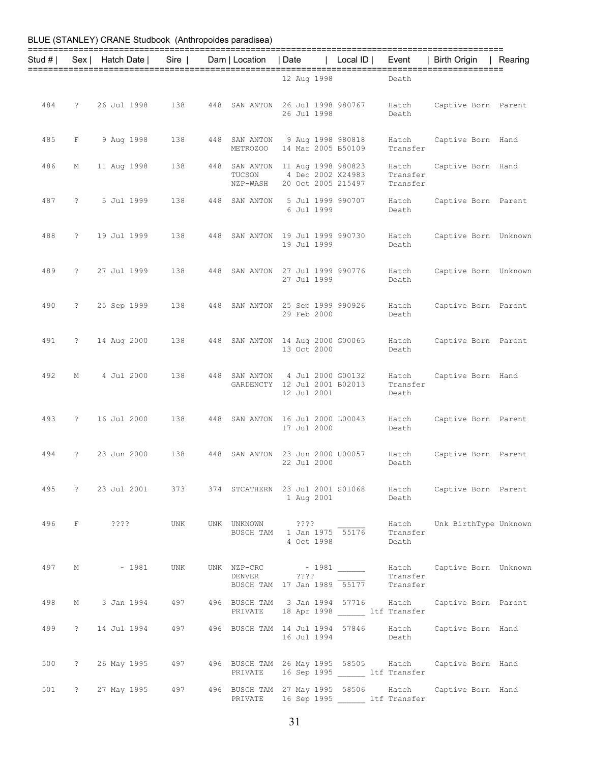BLUE (STANLEY) CRANE Studbook (Anthropoides paradisea)

| Stud # | Sex | Hatch Date | Sire | Dam | Location | Date | Local ID | Event | Birth Origin | Rearing |
|---|---|---|---|---|---|---|---|---|---|---|
| | | | | | | 12 Aug 1998 | | Death | | |
| 484 | ? | 26 Jul 1998 | 138 | 448 | SAN ANTON | 26 Jul 1998 | 980767 | Hatch | Captive Born | Parent |
| | | | | | | 26 Jul 1998 | | Death | | |
| 485 | F | 9 Aug 1998 | 138 | 448 | SAN ANTON | 9 Aug 1998 | 980818 | Hatch | Captive Born | Hand |
| | | | | | METROZOO | 14 Mar 2005 | B50109 | Transfer | | |
| 486 | M | 11 Aug 1998 | 138 | 448 | SAN ANTON | 11 Aug 1998 | 980823 | Hatch | Captive Born | Hand |
| | | | | | TUCSON | 4 Dec 2002 | X24983 | Transfer | | |
| | | | | | NZP-WASH | 20 Oct 2005 | 215497 | Transfer | | |
| 487 | ? | 5 Jul 1999 | 138 | 448 | SAN ANTON | 5 Jul 1999 | 990707 | Hatch | Captive Born | Parent |
| | | | | | | 6 Jul 1999 | | Death | | |
| 488 | ? | 19 Jul 1999 | 138 | 448 | SAN ANTON | 19 Jul 1999 | 990730 | Hatch | Captive Born | Unknown |
| | | | | | | 19 Jul 1999 | | Death | | |
| 489 | ? | 27 Jul 1999 | 138 | 448 | SAN ANTON | 27 Jul 1999 | 990776 | Hatch | Captive Born | Unknown |
| | | | | | | 27 Jul 1999 | | Death | | |
| 490 | ? | 25 Sep 1999 | 138 | 448 | SAN ANTON | 25 Sep 1999 | 990926 | Hatch | Captive Born | Parent |
| | | | | | | 29 Feb 2000 | | Death | | |
| 491 | ? | 14 Aug 2000 | 138 | 448 | SAN ANTON | 14 Aug 2000 | G00065 | Hatch | Captive Born | Parent |
| | | | | | | 13 Oct 2000 | | Death | | |
| 492 | M | 4 Jul 2000 | 138 | 448 | SAN ANTON | 4 Jul 2000 | G00132 | Hatch | Captive Born | Hand |
| | | | | | GARDENCTY | 12 Jul 2001 | B02013 | Transfer | | |
| | | | | | | 12 Jul 2001 | | Death | | |
| 493 | ? | 16 Jul 2000 | 138 | 448 | SAN ANTON | 16 Jul 2000 | L00043 | Hatch | Captive Born | Parent |
| | | | | | | 17 Jul 2000 | | Death | | |
| 494 | ? | 23 Jun 2000 | 138 | 448 | SAN ANTON | 23 Jun 2000 | U00057 | Hatch | Captive Born | Parent |
| | | | | | | 22 Jul 2000 | | Death | | |
| 495 | ? | 23 Jul 2001 | 373 | 374 | STCATHERN | 23 Jul 2001 | S01068 | Hatch | Captive Born | Parent |
| | | | | | | 1 Aug 2001 | | Death | | |
| 496 | F | ???? | UNK | UNK | UNKNOWN | ???? | ______ | Hatch | Unk BirthType | Unknown |
| | | | | | BUSCH TAM | 1 Jan 1975 | 55176 | Transfer | | |
| | | | | | | 4 Oct 1998 | | Death | | |
| 497 | M | ~ 1981 | UNK | UNK | NZP-CRC | ~ 1981 | ______ | Hatch | Captive Born | Unknown |
| | | | | | DENVER | ???? | ______ | Transfer | | |
| | | | | | BUSCH TAM | 17 Jan 1989 | 55177 | Transfer | | |
| 498 | M | 3 Jan 1994 | 497 | 496 | BUSCH TAM | 3 Jan 1994 | 57716 | Hatch | Captive Born | Parent |
| | | | | | PRIVATE | 18 Apr 1998 | ______ | ltf Transfer | | |
| 499 | ? | 14 Jul 1994 | 497 | 496 | BUSCH TAM | 14 Jul 1994 | 57846 | Hatch | Captive Born | Hand |
| | | | | | | 16 Jul 1994 | | Death | | |
| 500 | ? | 26 May 1995 | 497 | 496 | BUSCH TAM | 26 May 1995 | 58505 | Hatch | Captive Born | Hand |
| | | | | | PRIVATE | 16 Sep 1995 | ______ | ltf Transfer | | |
| 501 | ? | 27 May 1995 | 497 | 496 | BUSCH TAM | 27 May 1995 | 58506 | Hatch | Captive Born | Hand |
| | | | | | PRIVATE | 16 Sep 1995 | ______ | ltf Transfer | | |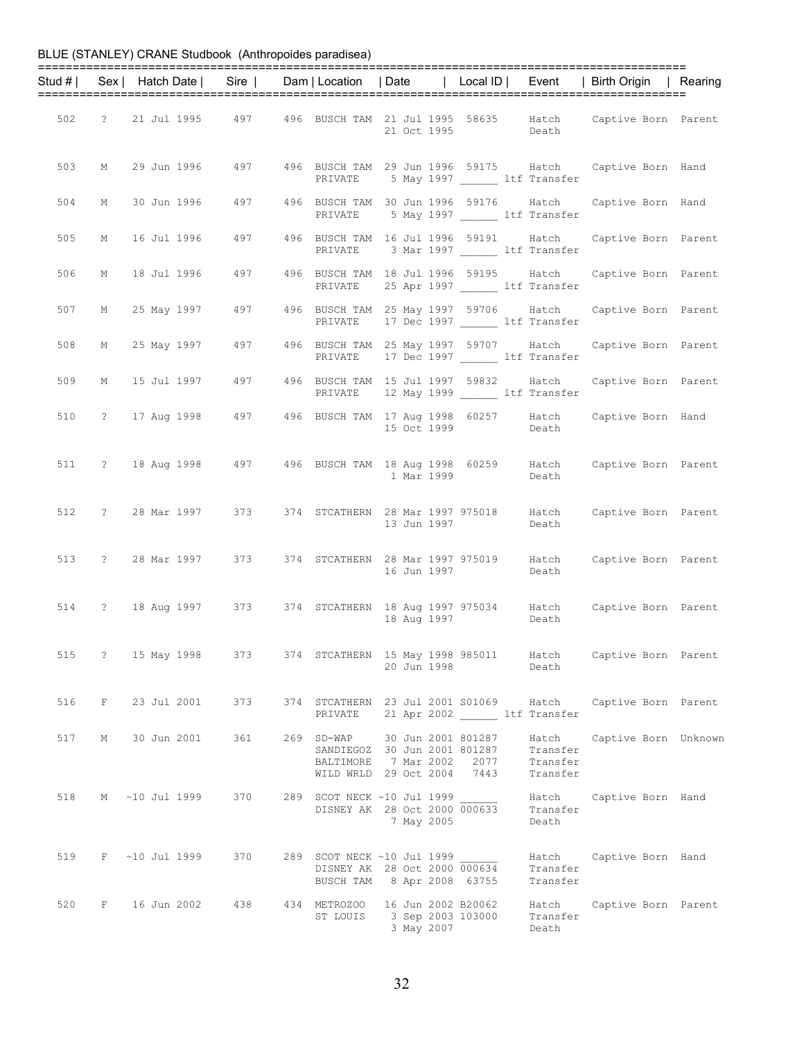BLUE (STANLEY) CRANE Studbook (Anthropoides paradisea)

| Stud # | Sex | Hatch Date | Sire | Dam | Location | Date | Local ID | Event | Birth Origin | Rearing |
|---|---|---|---|---|---|---|---|---|---|---|
| 502 | ? | 21 Jul 1995 | 497 | 496 | BUSCH TAM | 21 Jul 1995 | 58635 | Hatch | Captive Born | Parent |
| | | | | | | 21 Oct 1995 | | Death | | |
| 503 | M | 29 Jun 1996 | 497 | 496 | BUSCH TAM | 29 Jun 1996 | 59175 | Hatch | Captive Born | Hand |
| | | | | | PRIVATE | 5 May 1997 | ______ | ltf Transfer | | |
| 504 | M | 30 Jun 1996 | 497 | 496 | BUSCH TAM | 30 Jun 1996 | 59176 | Hatch | Captive Born | Hand |
| | | | | | PRIVATE | 5 May 1997 | ______ | ltf Transfer | | |
| 505 | M | 16 Jul 1996 | 497 | 496 | BUSCH TAM | 16 Jul 1996 | 59191 | Hatch | Captive Born | Parent |
| | | | | | PRIVATE | 3 Mar 1997 | ______ | ltf Transfer | | |
| 506 | M | 18 Jul 1996 | 497 | 496 | BUSCH TAM | 18 Jul 1996 | 59195 | Hatch | Captive Born | Parent |
| | | | | | PRIVATE | 25 Apr 1997 | ______ | ltf Transfer | | |
| 507 | M | 25 May 1997 | 497 | 496 | BUSCH TAM | 25 May 1997 | 59706 | Hatch | Captive Born | Parent |
| | | | | | PRIVATE | 17 Dec 1997 | ______ | ltf Transfer | | |
| 508 | M | 25 May 1997 | 497 | 496 | BUSCH TAM | 25 May 1997 | 59707 | Hatch | Captive Born | Parent |
| | | | | | PRIVATE | 17 Dec 1997 | ______ | ltf Transfer | | |
| 509 | M | 15 Jul 1997 | 497 | 496 | BUSCH TAM | 15 Jul 1997 | 59832 | Hatch | Captive Born | Parent |
| | | | | | PRIVATE | 12 May 1999 | ______ | ltf Transfer | | |
| 510 | ? | 17 Aug 1998 | 497 | 496 | BUSCH TAM | 17 Aug 1998 | 60257 | Hatch | Captive Born | Hand |
| | | | | | | 15 Oct 1999 | | Death | | |
| 511 | ? | 18 Aug 1998 | 497 | 496 | BUSCH TAM | 18 Aug 1998 | 60259 | Hatch | Captive Born | Parent |
| | | | | | | 1 Mar 1999 | | Death | | |
| 512 | ? | 28 Mar 1997 | 373 | 374 | STCATHERN | 28 Mar 1997 | 975018 | Hatch | Captive Born | Parent |
| | | | | | | 13 Jun 1997 | | Death | | |
| 513 | ? | 28 Mar 1997 | 373 | 374 | STCATHERN | 28 Mar 1997 | 975019 | Hatch | Captive Born | Parent |
| | | | | | | 16 Jun 1997 | | Death | | |
| 514 | ? | 18 Aug 1997 | 373 | 374 | STCATHERN | 18 Aug 1997 | 975034 | Hatch | Captive Born | Parent |
| | | | | | | 18 Aug 1997 | | Death | | |
| 515 | ? | 15 May 1998 | 373 | 374 | STCATHERN | 15 May 1998 | 985011 | Hatch | Captive Born | Parent |
| | | | | | | 20 Jun 1998 | | Death | | |
| 516 | F | 23 Jul 2001 | 373 | 374 | STCATHERN | 23 Jul 2001 | S01069 | Hatch | Captive Born | Parent |
| | | | | | PRIVATE | 21 Apr 2002 | ______ | ltf Transfer | | |
| 517 | M | 30 Jun 2001 | 361 | 269 | SD-WAP | 30 Jun 2001 | 801287 | Hatch | Captive Born | Unknown |
| | | | | | SANDIEGOZ | 30 Jun 2001 | 801287 | Transfer | | |
| | | | | | BALTIMORE | 7 Mar 2002 | 2077 | Transfer | | |
| | | | | | WILD WRLD | 29 Oct 2004 | 7443 | Transfer | | |
| 518 | M | ~10 Jul 1999 | 370 | 289 | SCOT NECK | ~10 Jul 1999 | ______ | Hatch | Captive Born | Hand |
| | | | | | DISNEY AK | 28 Oct 2000 | 000633 | Transfer | | |
| | | | | | | 7 May 2005 | | Death | | |
| 519 | F | ~10 Jul 1999 | 370 | 289 | SCOT NECK | ~10 Jul 1999 | ______ | Hatch | Captive Born | Hand |
| | | | | | DISNEY AK | 28 Oct 2000 | 000634 | Transfer | | |
| | | | | | BUSCH TAM | 8 Apr 2008 | 63755 | Transfer | | |
| 520 | F | 16 Jun 2002 | 438 | 434 | METROZOO | 16 Jun 2002 | B20062 | Hatch | Captive Born | Parent |
| | | | | | ST LOUIS | 3 Sep 2003 | 103000 | Transfer | | |
| | | | | | | 3 May 2007 | | Death | | |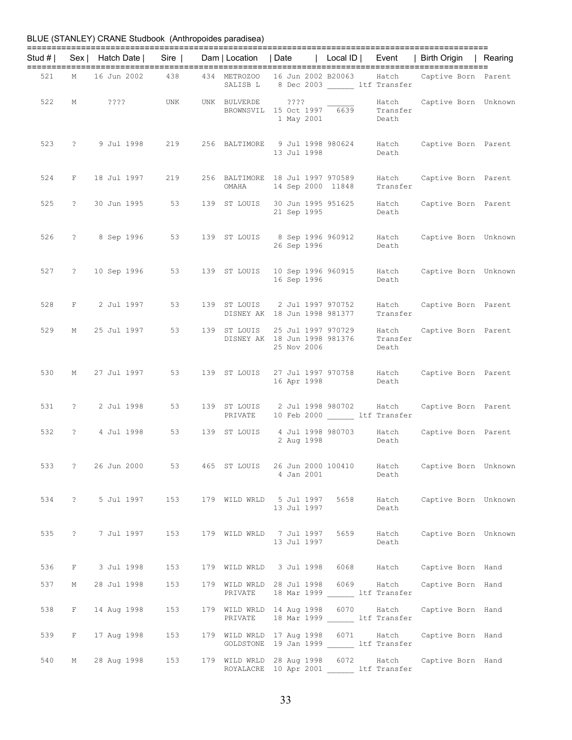## BLUE (STANLEY) CRANE Studbook (Anthropoides paradisea)

| Stud # | Sex | Hatch Date | Sire | Dam | Location | Date | Local ID | Event | Birth Origin | Rearing |
|---|---|---|---|---|---|---|---|---|---|---|
| 521 | M | 16 Jun 2002 | 438 | 434 | METROZOO | 16 Jun 2002 | B20063 | Hatch | Captive Born | Parent |
| | | | | | SALISB L | 8 Dec 2003 | ______ | ltf Transfer | | |
| 522 | M | ???? | UNK | UNK | BULVERDE | ???? | ______ | Hatch | Captive Born | Unknown |
| | | | | | BROWNSVIL | 15 Oct 1997 | 6639 | Transfer | | |
| | | | | | | 1 May 2001 | | Death | | |
| 523 | ? | 9 Jul 1998 | 219 | 256 | BALTIMORE | 9 Jul 1998 | 980624 | Hatch | Captive Born | Parent |
| | | | | | | 13 Jul 1998 | | Death | | |
| 524 | F | 18 Jul 1997 | 219 | 256 | BALTIMORE | 18 Jul 1997 | 970589 | Hatch | Captive Born | Parent |
| | | | | | OMAHA | 14 Sep 2000 | 11848 | Transfer | | |
| 525 | ? | 30 Jun 1995 | 53 | 139 | ST LOUIS | 30 Jun 1995 | 951625 | Hatch | Captive Born | Parent |
| | | | | | | 21 Sep 1995 | | Death | | |
| 526 | ? | 8 Sep 1996 | 53 | 139 | ST LOUIS | 8 Sep 1996 | 960912 | Hatch | Captive Born | Unknown |
| | | | | | | 26 Sep 1996 | | Death | | |
| 527 | ? | 10 Sep 1996 | 53 | 139 | ST LOUIS | 10 Sep 1996 | 960915 | Hatch | Captive Born | Unknown |
| | | | | | | 16 Sep 1996 | | Death | | |
| 528 | F | 2 Jul 1997 | 53 | 139 | ST LOUIS | 2 Jul 1997 | 970752 | Hatch | Captive Born | Parent |
| | | | | | DISNEY AK | 18 Jun 1998 | 981377 | Transfer | | |
| 529 | M | 25 Jul 1997 | 53 | 139 | ST LOUIS | 25 Jul 1997 | 970729 | Hatch | Captive Born | Parent |
| | | | | | DISNEY AK | 18 Jun 1998 | 981376 | Transfer | | |
| | | | | | | 25 Nov 2006 | | Death | | |
| 530 | M | 27 Jul 1997 | 53 | 139 | ST LOUIS | 27 Jul 1997 | 970758 | Hatch | Captive Born | Parent |
| | | | | | | 16 Apr 1998 | | Death | | |
| 531 | ? | 2 Jul 1998 | 53 | 139 | ST LOUIS | 2 Jul 1998 | 980702 | Hatch | Captive Born | Parent |
| | | | | | PRIVATE | 10 Feb 2000 | ______ | ltf Transfer | | |
| 532 | ? | 4 Jul 1998 | 53 | 139 | ST LOUIS | 4 Jul 1998 | 980703 | Hatch | Captive Born | Parent |
| | | | | | | 2 Aug 1998 | | Death | | |
| 533 | ? | 26 Jun 2000 | 53 | 465 | ST LOUIS | 26 Jun 2000 | 100410 | Hatch | Captive Born | Unknown |
| | | | | | | 4 Jan 2001 | | Death | | |
| 534 | ? | 5 Jul 1997 | 153 | 179 | WILD WRLD | 5 Jul 1997 | 5658 | Hatch | Captive Born | Unknown |
| | | | | | | 13 Jul 1997 | | Death | | |
| 535 | ? | 7 Jul 1997 | 153 | 179 | WILD WRLD | 7 Jul 1997 | 5659 | Hatch | Captive Born | Unknown |
| | | | | | | 13 Jul 1997 | | Death | | |
| 536 | F | 3 Jul 1998 | 153 | 179 | WILD WRLD | 3 Jul 1998 | 6068 | Hatch | Captive Born | Hand |
| 537 | M | 28 Jul 1998 | 153 | 179 | WILD WRLD | 28 Jul 1998 | 6069 | Hatch | Captive Born | Hand |
| | | | | | PRIVATE | 18 Mar 1999 | ______ | ltf Transfer | | |
| 538 | F | 14 Aug 1998 | 153 | 179 | WILD WRLD | 14 Aug 1998 | 6070 | Hatch | Captive Born | Hand |
| | | | | | PRIVATE | 18 Mar 1999 | ______ | ltf Transfer | | |
| 539 | F | 17 Aug 1998 | 153 | 179 | WILD WRLD | 17 Aug 1998 | 6071 | Hatch | Captive Born | Hand |
| | | | | | GOLDSTONE | 19 Jan 1999 | ______ | ltf Transfer | | |
| 540 | M | 28 Aug 1998 | 153 | 179 | WILD WRLD | 28 Aug 1998 | 6072 | Hatch | Captive Born | Hand |
| | | | | | ROYALACRE | 10 Apr 2001 | ______ | ltf Transfer | | |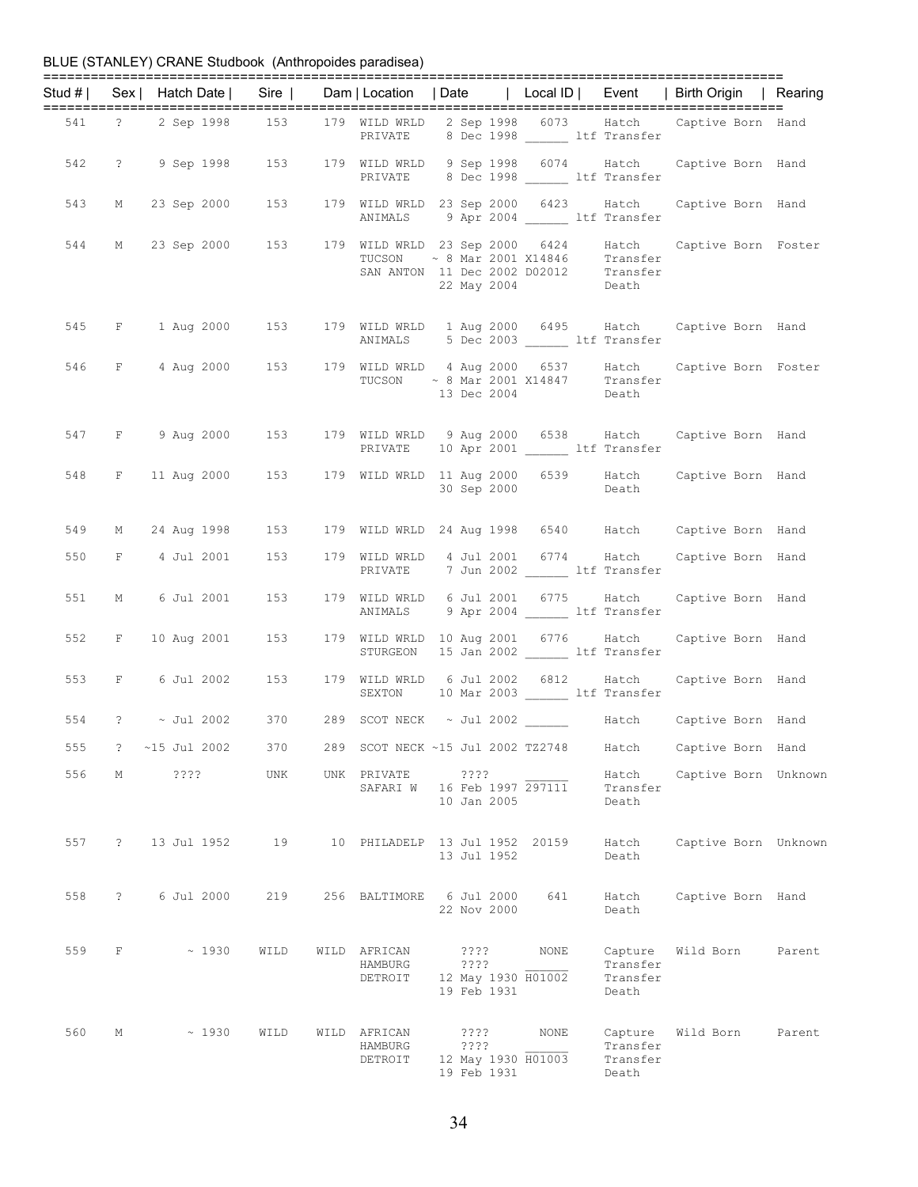BLUE (STANLEY) CRANE Studbook (Anthropoides paradisea)

| Stud # | Sex | Hatch Date | Sire | Dam | Location | Date | Local ID | Event | Birth Origin | Rearing |
|---|---|---|---|---|---|---|---|---|---|---|
| 541 | ? | 2 Sep 1998 | 153 | 179 | WILD WRLD | 2 Sep 1998 | 6073 | Hatch | Captive Born | Hand |
| | | | | | PRIVATE | 8 Dec 1998 | ______ | ltf Transfer | | |
| 542 | ? | 9 Sep 1998 | 153 | 179 | WILD WRLD | 9 Sep 1998 | 6074 | Hatch | Captive Born | Hand |
| | | | | | PRIVATE | 8 Dec 1998 | ______ | ltf Transfer | | |
| 543 | M | 23 Sep 2000 | 153 | 179 | WILD WRLD | 23 Sep 2000 | 6423 | Hatch | Captive Born | Hand |
| | | | | | ANIMALS | 9 Apr 2004 | ______ | ltf Transfer | | |
| 544 | M | 23 Sep 2000 | 153 | 179 | WILD WRLD | 23 Sep 2000 | 6424 | Hatch | Captive Born | Foster |
| | | | | | TUCSON | ~ 8 Mar 2001 | X14846 | Transfer | | |
| | | | | | SAN ANTON | 11 Dec 2002 | D02012 | Transfer | | |
| | | | | | | 22 May 2004 | | Death | | |
| 545 | F | 1 Aug 2000 | 153 | 179 | WILD WRLD | 1 Aug 2000 | 6495 | Hatch | Captive Born | Hand |
| | | | | | ANIMALS | 5 Dec 2003 | ______ | ltf Transfer | | |
| 546 | F | 4 Aug 2000 | 153 | 179 | WILD WRLD | 4 Aug 2000 | 6537 | Hatch | Captive Born | Foster |
| | | | | | TUCSON | ~ 8 Mar 2001 | X14847 | Transfer | | |
| | | | | | | 13 Dec 2004 | | Death | | |
| 547 | F | 9 Aug 2000 | 153 | 179 | WILD WRLD | 9 Aug 2000 | 6538 | Hatch | Captive Born | Hand |
| | | | | | PRIVATE | 10 Apr 2001 | ______ | ltf Transfer | | |
| 548 | F | 11 Aug 2000 | 153 | 179 | WILD WRLD | 11 Aug 2000 | 6539 | Hatch | Captive Born | Hand |
| | | | | | | 30 Sep 2000 | | Death | | |
| 549 | M | 24 Aug 1998 | 153 | 179 | WILD WRLD | 24 Aug 1998 | 6540 | Hatch | Captive Born | Hand |
| 550 | F | 4 Jul 2001 | 153 | 179 | WILD WRLD | 4 Jul 2001 | 6774 | Hatch | Captive Born | Hand |
| | | | | | PRIVATE | 7 Jun 2002 | ______ | ltf Transfer | | |
| 551 | M | 6 Jul 2001 | 153 | 179 | WILD WRLD | 6 Jul 2001 | 6775 | Hatch | Captive Born | Hand |
| | | | | | ANIMALS | 9 Apr 2004 | ______ | ltf Transfer | | |
| 552 | F | 10 Aug 2001 | 153 | 179 | WILD WRLD | 10 Aug 2001 | 6776 | Hatch | Captive Born | Hand |
| | | | | | STURGEON | 15 Jan 2002 | ______ | ltf Transfer | | |
| 553 | F | 6 Jul 2002 | 153 | 179 | WILD WRLD | 6 Jul 2002 | 6812 | Hatch | Captive Born | Hand |
| | | | | | SEXTON | 10 Mar 2003 | ______ | ltf Transfer | | |
| 554 | ? | ~ Jul 2002 | 370 | 289 | SCOT NECK | ~ Jul 2002 | ______ | Hatch | Captive Born | Hand |
| 555 | ? | ~15 Jul 2002 | 370 | 289 | SCOT NECK | ~15 Jul 2002 | TZ2748 | Hatch | Captive Born | Hand |
| 556 | M | ???? | UNK | UNK | PRIVATE | ???? | ______ | Hatch | Captive Born | Unknown |
| | | | | | SAFARI W | 16 Feb 1997 | 297111 | Transfer | | |
| | | | | | | 10 Jan 2005 | | Death | | |
| 557 | ? | 13 Jul 1952 | 19 | 10 | PHILADELP | 13 Jul 1952 | 20159 | Hatch | Captive Born | Unknown |
| | | | | | | 13 Jul 1952 | | Death | | |
| 558 | ? | 6 Jul 2000 | 219 | 256 | BALTIMORE | 6 Jul 2000 | 641 | Hatch | Captive Born | Hand |
| | | | | | | 22 Nov 2000 | | Death | | |
| 559 | F | ~ 1930 | WILD | WILD | AFRICAN | ???? | NONE | Capture | Wild Born | Parent |
| | | | | | HAMBURG | ???? | ______ | Transfer | | |
| | | | | | DETROIT | 12 May 1930 | H01002 | Transfer | | |
| | | | | | | 19 Feb 1931 | | Death | | |
| 560 | M | ~ 1930 | WILD | WILD | AFRICAN | ???? | NONE | Capture | Wild Born | Parent |
| | | | | | HAMBURG | ???? | ______ | Transfer | | |
| | | | | | DETROIT | 12 May 1930 | H01003 | Transfer | | |
| | | | | | | 19 Feb 1931 | | Death | | |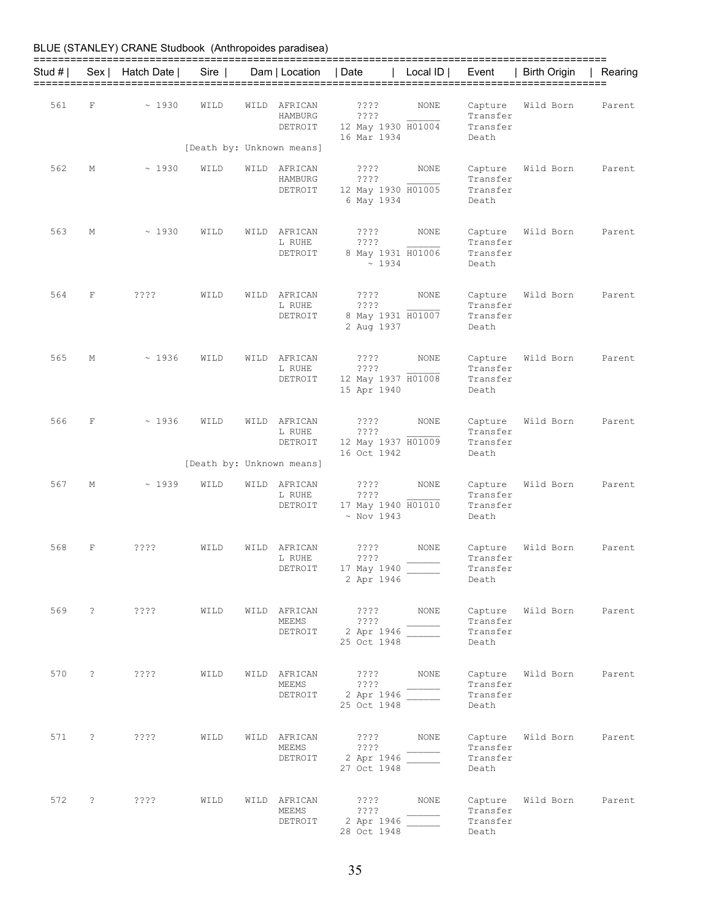BLUE (STANLEY) CRANE Studbook (Anthropoides paradisea)

| Stud # | Sex | Hatch Date | Sire | Dam | Location | Date | Local ID | Event | Birth Origin | Rearing |
|---|---|---|---|---|---|---|---|---|---|---|
| 561 | F | ~ 1930 | WILD | WILD | AFRICAN | ???? | NONE | Capture | Wild Born | Parent |
| | | | | | HAMBURG | ???? | ______ | Transfer | | |
| | | | | | DETROIT | 12 May 1930 | H01004 | Transfer | | |
| | | | | | | 16 Mar 1934 | | Death | | |
| | | | [Death by: Unknown means] | | | | | | | |
| 562 | M | ~ 1930 | WILD | WILD | AFRICAN | ???? | NONE | Capture | Wild Born | Parent |
| | | | | | HAMBURG | ???? | ______ | Transfer | | |
| | | | | | DETROIT | 12 May 1930 | H01005 | Transfer | | |
| | | | | | | 6 May 1934 | | Death | | |
| 563 | M | ~ 1930 | WILD | WILD | AFRICAN | ???? | NONE | Capture | Wild Born | Parent |
| | | | | | L RUHE | ???? | ______ | Transfer | | |
| | | | | | DETROIT | 8 May 1931 | H01006 | Transfer | | |
| | | | | | | ~ 1934 | | Death | | |
| 564 | F | ???? | WILD | WILD | AFRICAN | ???? | NONE | Capture | Wild Born | Parent |
| | | | | | L RUHE | ???? | ______ | Transfer | | |
| | | | | | DETROIT | 8 May 1931 | H01007 | Transfer | | |
| | | | | | | 2 Aug 1937 | | Death | | |
| 565 | M | ~ 1936 | WILD | WILD | AFRICAN | ???? | NONE | Capture | Wild Born | Parent |
| | | | | | L RUHE | ???? | ______ | Transfer | | |
| | | | | | DETROIT | 12 May 1937 | H01008 | Transfer | | |
| | | | | | | 15 Apr 1940 | | Death | | |
| 566 | F | ~ 1936 | WILD | WILD | AFRICAN | ???? | NONE | Capture | Wild Born | Parent |
| | | | | | L RUHE | ???? | ______ | Transfer | | |
| | | | | | DETROIT | 12 May 1937 | H01009 | Transfer | | |
| | | | | | | 16 Oct 1942 | | Death | | |
| | | | [Death by: Unknown means] | | | | | | | |
| 567 | M | ~ 1939 | WILD | WILD | AFRICAN | ???? | NONE | Capture | Wild Born | Parent |
| | | | | | L RUHE | ???? | ______ | Transfer | | |
| | | | | | DETROIT | 17 May 1940 | H01010 | Transfer | | |
| | | | | | | ~ Nov 1943 | | Death | | |
| 568 | F | ???? | WILD | WILD | AFRICAN | ???? | NONE | Capture | Wild Born | Parent |
| | | | | | L RUHE | ???? | ______ | Transfer | | |
| | | | | | DETROIT | 17 May 1940 | ______ | Transfer | | |
| | | | | | | 2 Apr 1946 | | Death | | |
| 569 | ? | ???? | WILD | WILD | AFRICAN | ???? | NONE | Capture | Wild Born | Parent |
| | | | | | MEEMS | ???? | ______ | Transfer | | |
| | | | | | DETROIT | 2 Apr 1946 | ______ | Transfer | | |
| | | | | | | 25 Oct 1948 | | Death | | |
| 570 | ? | ???? | WILD | WILD | AFRICAN | ???? | NONE | Capture | Wild Born | Parent |
| | | | | | MEEMS | ???? | ______ | Transfer | | |
| | | | | | DETROIT | 2 Apr 1946 | ______ | Transfer | | |
| | | | | | | 25 Oct 1948 | | Death | | |
| 571 | ? | ???? | WILD | WILD | AFRICAN | ???? | NONE | Capture | Wild Born | Parent |
| | | | | | MEEMS | ???? | ______ | Transfer | | |
| | | | | | DETROIT | 2 Apr 1946 | ______ | Transfer | | |
| | | | | | | 27 Oct 1948 | | Death | | |
| 572 | ? | ???? | WILD | WILD | AFRICAN | ???? | NONE | Capture | Wild Born | Parent |
| | | | | | MEEMS | ???? | ______ | Transfer | | |
| | | | | | DETROIT | 2 Apr 1946 | ______ | Transfer | | |
| | | | | | | 28 Oct 1948 | | Death | | |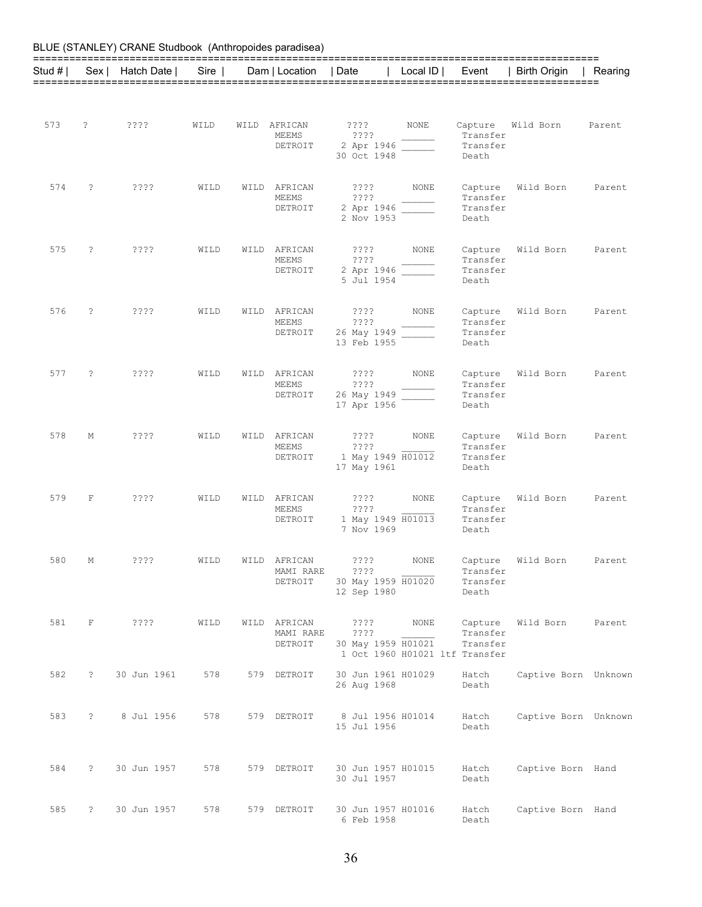BLUE (STANLEY) CRANE Studbook (Anthropoides paradisea)

| Stud # | Sex | Hatch Date | Sire | Dam | Location | Date | Local ID | Event | Birth Origin | Rearing |
|---|---|---|---|---|---|---|---|---|---|---|
| 573 | ? | ???? | WILD | WILD | AFRICAN | ???? | NONE | Capture | Wild Born | Parent |
| | | | | | MEEMS | ???? | ______ | Transfer | | |
| | | | | | DETROIT | 2 Apr 1946 | ______ | Transfer | | |
| | | | | | | 30 Oct 1948 | | Death | | |
| 574 | ? | ???? | WILD | WILD | AFRICAN | ???? | NONE | Capture | Wild Born | Parent |
| | | | | | MEEMS | ???? | ______ | Transfer | | |
| | | | | | DETROIT | 2 Apr 1946 | ______ | Transfer | | |
| | | | | | | 2 Nov 1953 | | Death | | |
| 575 | ? | ???? | WILD | WILD | AFRICAN | ???? | NONE | Capture | Wild Born | Parent |
| | | | | | MEEMS | ???? | ______ | Transfer | | |
| | | | | | DETROIT | 2 Apr 1946 | ______ | Transfer | | |
| | | | | | | 5 Jul 1954 | | Death | | |
| 576 | ? | ???? | WILD | WILD | AFRICAN | ???? | NONE | Capture | Wild Born | Parent |
| | | | | | MEEMS | ???? | ______ | Transfer | | |
| | | | | | DETROIT | 26 May 1949 | ______ | Transfer | | |
| | | | | | | 13 Feb 1955 | | Death | | |
| 577 | ? | ???? | WILD | WILD | AFRICAN | ???? | NONE | Capture | Wild Born | Parent |
| | | | | | MEEMS | ???? | ______ | Transfer | | |
| | | | | | DETROIT | 26 May 1949 | ______ | Transfer | | |
| | | | | | | 17 Apr 1956 | | Death | | |
| 578 | M | ???? | WILD | WILD | AFRICAN | ???? | NONE | Capture | Wild Born | Parent |
| | | | | | MEEMS | ???? | ______ | Transfer | | |
| | | | | | DETROIT | 1 May 1949 | H01012 | Transfer | | |
| | | | | | | 17 May 1961 | | Death | | |
| 579 | F | ???? | WILD | WILD | AFRICAN | ???? | NONE | Capture | Wild Born | Parent |
| | | | | | MEEMS | ???? | ______ | Transfer | | |
| | | | | | DETROIT | 1 May 1949 | H01013 | Transfer | | |
| | | | | | | 7 Nov 1969 | | Death | | |
| 580 | M | ???? | WILD | WILD | AFRICAN | ???? | NONE | Capture | Wild Born | Parent |
| | | | | | MAMI RARE | ???? | ______ | Transfer | | |
| | | | | | DETROIT | 30 May 1959 | H01020 | Transfer | | |
| | | | | | | 12 Sep 1980 | | Death | | |
| 581 | F | ???? | WILD | WILD | AFRICAN | ???? | NONE | Capture | Wild Born | Parent |
| | | | | | MAMI RARE | ???? | ______ | Transfer | | |
| | | | | | DETROIT | 30 May 1959 | H01021 | Transfer | | |
| | | | | | | 1 Oct 1960 | H01021 ltf | Transfer | | |
| 582 | ? | 30 Jun 1961 | 578 | 579 | DETROIT | 30 Jun 1961 | H01029 | Hatch | Captive Born | Unknown |
| | | | | | | 26 Aug 1968 | | Death | | |
| 583 | ? | 8 Jul 1956 | 578 | 579 | DETROIT | 8 Jul 1956 | H01014 | Hatch | Captive Born | Unknown |
| | | | | | | 15 Jul 1956 | | Death | | |
| 584 | ? | 30 Jun 1957 | 578 | 579 | DETROIT | 30 Jun 1957 | H01015 | Hatch | Captive Born | Hand |
| | | | | | | 30 Jul 1957 | | Death | | |
| 585 | ? | 30 Jun 1957 | 578 | 579 | DETROIT | 30 Jun 1957 | H01016 | Hatch | Captive Born | Hand |
| | | | | | | 6 Feb 1958 | | Death | | |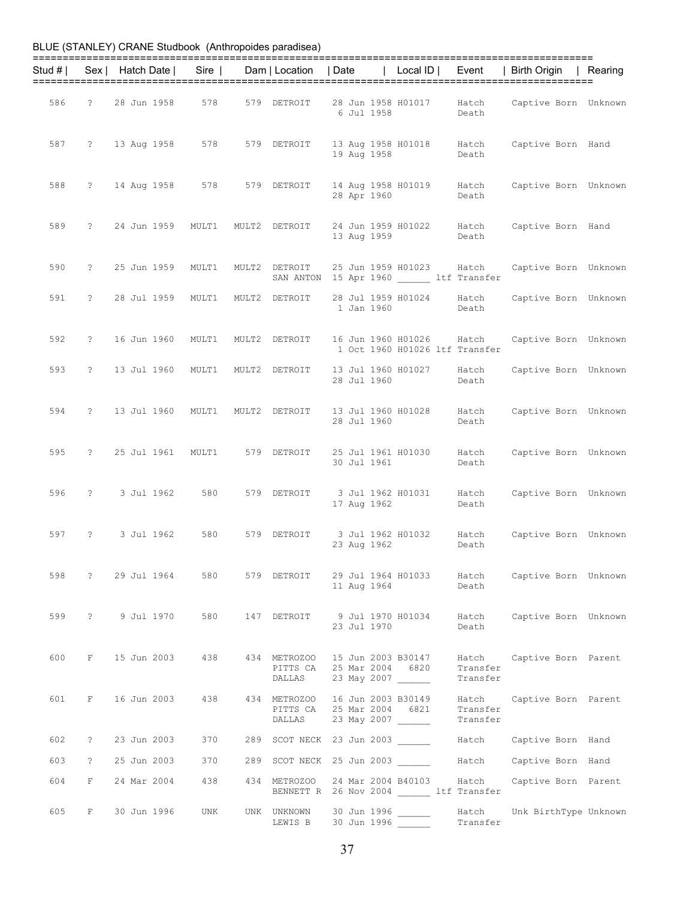BLUE (STANLEY) CRANE Studbook (Anthropoides paradisea)

| Stud # | Sex | Hatch Date | Sire | Dam | Location | Date | Local ID | Event | Birth Origin | Rearing |
|---|---|---|---|---|---|---|---|---|---|---|
| 586 | ? | 28 Jun 1958 | 578 | 579 | DETROIT | 28 Jun 1958 | H01017 | Hatch | Captive Born | Unknown |
| | | | | | | 6 Jul 1958 | | Death | | |
| 587 | ? | 13 Aug 1958 | 578 | 579 | DETROIT | 13 Aug 1958 | H01018 | Hatch | Captive Born | Hand |
| | | | | | | 19 Aug 1958 | | Death | | |
| 588 | ? | 14 Aug 1958 | 578 | 579 | DETROIT | 14 Aug 1958 | H01019 | Hatch | Captive Born | Unknown |
| | | | | | | 28 Apr 1960 | | Death | | |
| 589 | ? | 24 Jun 1959 | MULT1 | MULT2 | DETROIT | 24 Jun 1959 | H01022 | Hatch | Captive Born | Hand |
| | | | | | | 13 Aug 1959 | | Death | | |
| 590 | ? | 25 Jun 1959 | MULT1 | MULT2 | DETROIT | 25 Jun 1959 | H01023 | Hatch | Captive Born | Unknown |
| | | | | | SAN ANTON | 15 Apr 1960 | ______ | ltf Transfer | | |
| 591 | ? | 28 Jul 1959 | MULT1 | MULT2 | DETROIT | 28 Jul 1959 | H01024 | Hatch | Captive Born | Unknown |
| | | | | | | 1 Jan 1960 | | Death | | |
| 592 | ? | 16 Jun 1960 | MULT1 | MULT2 | DETROIT | 16 Jun 1960 | H01026 | Hatch | Captive Born | Unknown |
| | | | | | | 1 Oct 1960 | H01026 | ltf Transfer | | |
| 593 | ? | 13 Jul 1960 | MULT1 | MULT2 | DETROIT | 13 Jul 1960 | H01027 | Hatch | Captive Born | Unknown |
| | | | | | | 28 Jul 1960 | | Death | | |
| 594 | ? | 13 Jul 1960 | MULT1 | MULT2 | DETROIT | 13 Jul 1960 | H01028 | Hatch | Captive Born | Unknown |
| | | | | | | 28 Jul 1960 | | Death | | |
| 595 | ? | 25 Jul 1961 | MULT1 | 579 | DETROIT | 25 Jul 1961 | H01030 | Hatch | Captive Born | Unknown |
| | | | | | | 30 Jul 1961 | | Death | | |
| 596 | ? | 3 Jul 1962 | 580 | 579 | DETROIT | 3 Jul 1962 | H01031 | Hatch | Captive Born | Unknown |
| | | | | | | 17 Aug 1962 | | Death | | |
| 597 | ? | 3 Jul 1962 | 580 | 579 | DETROIT | 3 Jul 1962 | H01032 | Hatch | Captive Born | Unknown |
| | | | | | | 23 Aug 1962 | | Death | | |
| 598 | ? | 29 Jul 1964 | 580 | 579 | DETROIT | 29 Jul 1964 | H01033 | Hatch | Captive Born | Unknown |
| | | | | | | 11 Aug 1964 | | Death | | |
| 599 | ? | 9 Jul 1970 | 580 | 147 | DETROIT | 9 Jul 1970 | H01034 | Hatch | Captive Born | Unknown |
| | | | | | | 23 Jul 1970 | | Death | | |
| 600 | F | 15 Jun 2003 | 438 | 434 | METROZOO | 15 Jun 2003 | B30147 | Hatch | Captive Born | Parent |
| | | | | | PITTS CA | 25 Mar 2004 | 6820 | Transfer | | |
| | | | | | DALLAS | 23 May 2007 | ______ | Transfer | | |
| 601 | F | 16 Jun 2003 | 438 | 434 | METROZOO | 16 Jun 2003 | B30149 | Hatch | Captive Born | Parent |
| | | | | | PITTS CA | 25 Mar 2004 | 6821 | Transfer | | |
| | | | | | DALLAS | 23 May 2007 | ______ | Transfer | | |
| 602 | ? | 23 Jun 2003 | 370 | 289 | SCOT NECK | 23 Jun 2003 | ______ | Hatch | Captive Born | Hand |
| 603 | ? | 25 Jun 2003 | 370 | 289 | SCOT NECK | 25 Jun 2003 | ______ | Hatch | Captive Born | Hand |
| 604 | F | 24 Mar 2004 | 438 | 434 | METROZOO | 24 Mar 2004 | B40103 | Hatch | Captive Born | Parent |
| | | | | | BENNETT R | 26 Nov 2004 | ______ | ltf Transfer | | |
| 605 | F | 30 Jun 1996 | UNK | UNK | UNKNOWN | 30 Jun 1996 | ______ | Hatch | Unk BirthType | Unknown |
| | | | | | LEWIS B | 30 Jun 1996 | ______ | Transfer | | |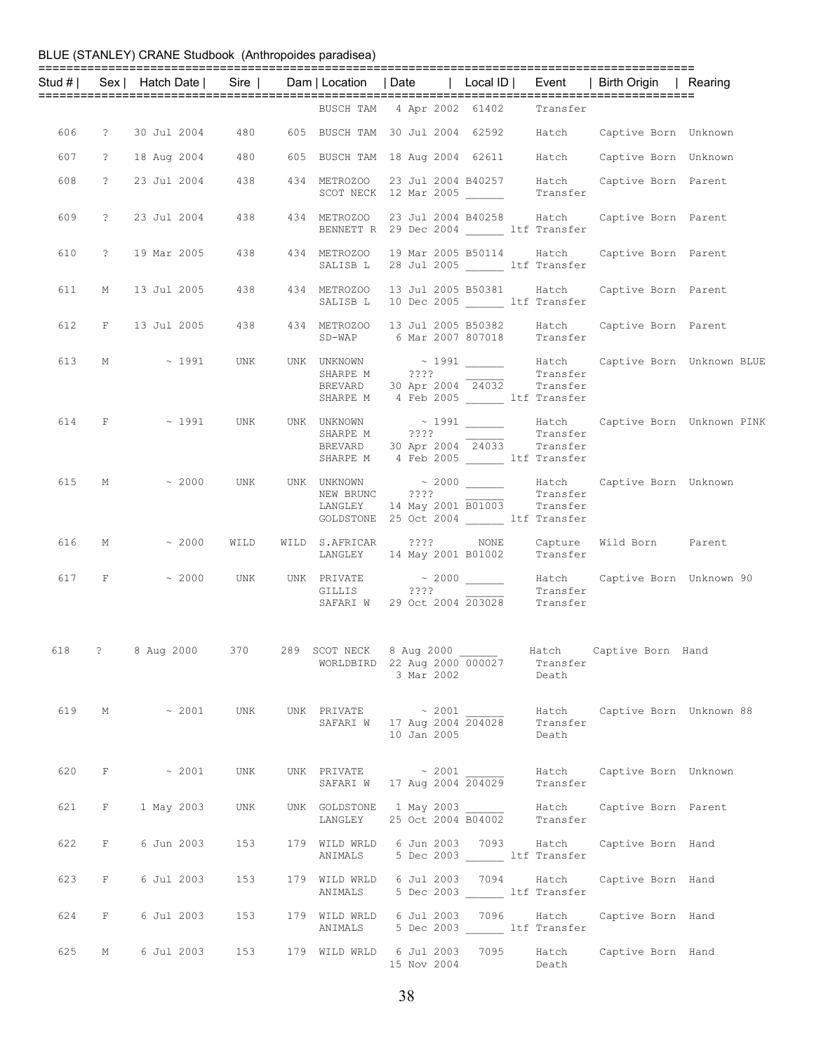BLUE (STANLEY) CRANE Studbook (Anthropoides paradisea)

| Stud # | Sex | Hatch Date | Sire | Dam | Location | Date | Local ID | Event | Birth Origin | Rearing |
|---|---|---|---|---|---|---|---|---|---|---|
| | | | | | BUSCH TAM | 4 Apr 2002 | 61402 | Transfer | | |
| 606 | ? | 30 Jul 2004 | 480 | 605 | BUSCH TAM | 30 Jul 2004 | 62592 | Hatch | Captive Born | Unknown |
| 607 | ? | 18 Aug 2004 | 480 | 605 | BUSCH TAM | 18 Aug 2004 | 62611 | Hatch | Captive Born | Unknown |
| 608 | ? | 23 Jul 2004 | 438 | 434 | METROZOO | 23 Jul 2004 | B40257 | Hatch | Captive Born | Parent |
| | | | | | SCOT NECK | 12 Mar 2005 | ______ | Transfer | | |
| 609 | ? | 23 Jul 2004 | 438 | 434 | METROZOO | 23 Jul 2004 | B40258 | Hatch | Captive Born | Parent |
| | | | | | BENNETT R | 29 Dec 2004 | ______ | ltf Transfer | | |
| 610 | ? | 19 Mar 2005 | 438 | 434 | METROZOO | 19 Mar 2005 | B50114 | Hatch | Captive Born | Parent |
| | | | | | SALISB L | 28 Jul 2005 | ______ | ltf Transfer | | |
| 611 | M | 13 Jul 2005 | 438 | 434 | METROZOO | 13 Jul 2005 | B50381 | Hatch | Captive Born | Parent |
| | | | | | SALISB L | 10 Dec 2005 | ______ | ltf Transfer | | |
| 612 | F | 13 Jul 2005 | 438 | 434 | METROZOO | 13 Jul 2005 | B50382 | Hatch | Captive Born | Parent |
| | | | | | SD-WAP | 6 Mar 2007 | 807018 | Transfer | | |
| 613 | M | ~ 1991 | UNK | UNK | UNKNOWN | ~ 1991 | ______ | Hatch | Captive Born | Unknown BLUE |
| | | | | | SHARPE M | ???? | ______ | Transfer | | |
| | | | | | BREVARD | 30 Apr 2004 | 24032 | Transfer | | |
| | | | | | SHARPE M | 4 Feb 2005 | ______ | ltf Transfer | | |
| 614 | F | ~ 1991 | UNK | UNK | UNKNOWN | ~ 1991 | ______ | Hatch | Captive Born | Unknown PINK |
| | | | | | SHARPE M | ???? | ______ | Transfer | | |
| | | | | | BREVARD | 30 Apr 2004 | 24033 | Transfer | | |
| | | | | | SHARPE M | 4 Feb 2005 | ______ | ltf Transfer | | |
| 615 | M | ~ 2000 | UNK | UNK | UNKNOWN | ~ 2000 | ______ | Hatch | Captive Born | Unknown |
| | | | | | NEW BRUNC | ???? | ______ | Transfer | | |
| | | | | | LANGLEY | 14 May 2001 | B01003 | Transfer | | |
| | | | | | GOLDSTONE | 25 Oct 2004 | ______ | ltf Transfer | | |
| 616 | M | ~ 2000 | WILD | WILD | S.AFRICAR | ???? | NONE | Capture | Wild Born | Parent |
| | | | | | LANGLEY | 14 May 2001 | B01002 | Transfer | | |
| 617 | F | ~ 2000 | UNK | UNK | PRIVATE | ~ 2000 | ______ | Hatch | Captive Born | Unknown 90 |
| | | | | | GILLIS | ???? | ______ | Transfer | | |
| | | | | | SAFARI W | 29 Oct 2004 | 203028 | Transfer | | |
| 618 | ? | 8 Aug 2000 | 370 | 289 | SCOT NECK | 8 Aug 2000 | ______ | Hatch | Captive Born | Hand |
| | | | | | WORLDBIRD | 22 Aug 2000 | 000027 | Transfer | | |
| | | | | | | 3 Mar 2002 | | Death | | |
| 619 | M | ~ 2001 | UNK | UNK | PRIVATE | ~ 2001 | ______ | Hatch | Captive Born | Unknown 88 |
| | | | | | SAFARI W | 17 Aug 2004 | 204028 | Transfer | | |
| | | | | | | 10 Jan 2005 | | Death | | |
| 620 | F | ~ 2001 | UNK | UNK | PRIVATE | ~ 2001 | ______ | Hatch | Captive Born | Unknown |
| | | | | | SAFARI W | 17 Aug 2004 | 204029 | Transfer | | |
| 621 | F | 1 May 2003 | UNK | UNK | GOLDSTONE | 1 May 2003 | ______ | Hatch | Captive Born | Parent |
| | | | | | LANGLEY | 25 Oct 2004 | B04002 | Transfer | | |
| 622 | F | 6 Jun 2003 | 153 | 179 | WILD WRLD | 6 Jun 2003 | 7093 | Hatch | Captive Born | Hand |
| | | | | | ANIMALS | 5 Dec 2003 | ______ | ltf Transfer | | |
| 623 | F | 6 Jul 2003 | 153 | 179 | WILD WRLD | 6 Jul 2003 | 7094 | Hatch | Captive Born | Hand |
| | | | | | ANIMALS | 5 Dec 2003 | ______ | ltf Transfer | | |
| 624 | F | 6 Jul 2003 | 153 | 179 | WILD WRLD | 6 Jul 2003 | 7096 | Hatch | Captive Born | Hand |
| | | | | | ANIMALS | 5 Dec 2003 | ______ | ltf Transfer | | |
| 625 | M | 6 Jul 2003 | 153 | 179 | WILD WRLD | 6 Jul 2003 | 7095 | Hatch | Captive Born | Hand |
| | | | | | | 15 Nov 2004 | | Death | | |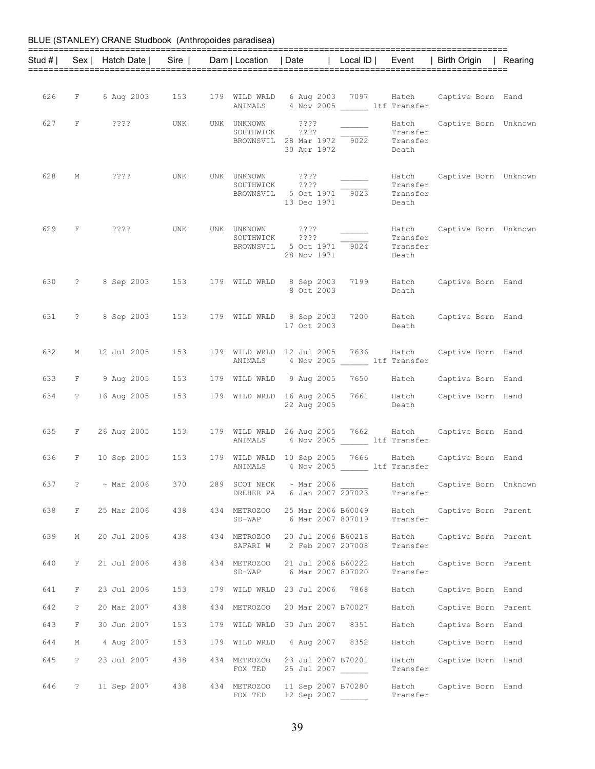BLUE (STANLEY) CRANE Studbook (Anthropoides paradisea)

| Stud # | Sex | Hatch Date | Sire | Dam | Location | Date | Local ID | Event | Birth Origin | Rearing |
|---|---|---|---|---|---|---|---|---|---|---|
| 626 | F | 6 Aug 2003 | 153 | 179 | WILD WRLD | 6 Aug 2003 | 7097 | Hatch | Captive Born | Hand |
| | | | | | ANIMALS | 4 Nov 2005 | ______ | ltf Transfer | | |
| 627 | F | ???? | UNK | UNK | UNKNOWN | ???? | ______ | Hatch | Captive Born | Unknown |
| | | | | | SOUTHWICK | ???? | ______ | Transfer | | |
| | | | | | BROWNSVIL | 28 Mar 1972 | 9022 | Transfer | | |
| | | | | | | 30 Apr 1972 | | Death | | |
| 628 | M | ???? | UNK | UNK | UNKNOWN | ???? | ______ | Hatch | Captive Born | Unknown |
| | | | | | SOUTHWICK | ???? | ______ | Transfer | | |
| | | | | | BROWNSVIL | 5 Oct 1971 | 9023 | Transfer | | |
| | | | | | | 13 Dec 1971 | | Death | | |
| 629 | F | ???? | UNK | UNK | UNKNOWN | ???? | ______ | Hatch | Captive Born | Unknown |
| | | | | | SOUTHWICK | ???? | ______ | Transfer | | |
| | | | | | BROWNSVIL | 5 Oct 1971 | 9024 | Transfer | | |
| | | | | | | 28 Nov 1971 | | Death | | |
| 630 | ? | 8 Sep 2003 | 153 | 179 | WILD WRLD | 8 Sep 2003 | 7199 | Hatch | Captive Born | Hand |
| | | | | | | 8 Oct 2003 | | Death | | |
| 631 | ? | 8 Sep 2003 | 153 | 179 | WILD WRLD | 8 Sep 2003 | 7200 | Hatch | Captive Born | Hand |
| | | | | | | 17 Oct 2003 | | Death | | |
| 632 | M | 12 Jul 2005 | 153 | 179 | WILD WRLD | 12 Jul 2005 | 7636 | Hatch | Captive Born | Hand |
| | | | | | ANIMALS | 4 Nov 2005 | ______ | ltf Transfer | | |
| 633 | F | 9 Aug 2005 | 153 | 179 | WILD WRLD | 9 Aug 2005 | 7650 | Hatch | Captive Born | Hand |
| 634 | ? | 16 Aug 2005 | 153 | 179 | WILD WRLD | 16 Aug 2005 | 7661 | Hatch | Captive Born | Hand |
| | | | | | | 22 Aug 2005 | | Death | | |
| 635 | F | 26 Aug 2005 | 153 | 179 | WILD WRLD | 26 Aug 2005 | 7662 | Hatch | Captive Born | Hand |
| | | | | | ANIMALS | 4 Nov 2005 | ______ | ltf Transfer | | |
| 636 | F | 10 Sep 2005 | 153 | 179 | WILD WRLD | 10 Sep 2005 | 7666 | Hatch | Captive Born | Hand |
| | | | | | ANIMALS | 4 Nov 2005 | ______ | ltf Transfer | | |
| 637 | ? | ~ Mar 2006 | 370 | 289 | SCOT NECK | ~ Mar 2006 | ______ | Hatch | Captive Born | Unknown |
| | | | | | DREHER PA | 6 Jan 2007 | 207023 | Transfer | | |
| 638 | F | 25 Mar 2006 | 438 | 434 | METROZOO | 25 Mar 2006 | B60049 | Hatch | Captive Born | Parent |
| | | | | | SD-WAP | 6 Mar 2007 | 807019 | Transfer | | |
| 639 | M | 20 Jul 2006 | 438 | 434 | METROZOO | 20 Jul 2006 | B60218 | Hatch | Captive Born | Parent |
| | | | | | SAFARI W | 2 Feb 2007 | 207008 | Transfer | | |
| 640 | F | 21 Jul 2006 | 438 | 434 | METROZOO | 21 Jul 2006 | B60222 | Hatch | Captive Born | Parent |
| | | | | | SD-WAP | 6 Mar 2007 | 807020 | Transfer | | |
| 641 | F | 23 Jul 2006 | 153 | 179 | WILD WRLD | 23 Jul 2006 | 7868 | Hatch | Captive Born | Hand |
| 642 | ? | 20 Mar 2007 | 438 | 434 | METROZOO | 20 Mar 2007 | B70027 | Hatch | Captive Born | Parent |
| 643 | F | 30 Jun 2007 | 153 | 179 | WILD WRLD | 30 Jun 2007 | 8351 | Hatch | Captive Born | Hand |
| 644 | M | 4 Aug 2007 | 153 | 179 | WILD WRLD | 4 Aug 2007 | 8352 | Hatch | Captive Born | Hand |
| 645 | ? | 23 Jul 2007 | 438 | 434 | METROZOO | 23 Jul 2007 | B70201 | Hatch | Captive Born | Hand |
| | | | | | FOX TED | 25 Jul 2007 | ______ | Transfer | | |
| 646 | ? | 11 Sep 2007 | 438 | 434 | METROZOO | 11 Sep 2007 | B70280 | Hatch | Captive Born | Hand |
| | | | | | FOX TED | 12 Sep 2007 | ______ | Transfer | | |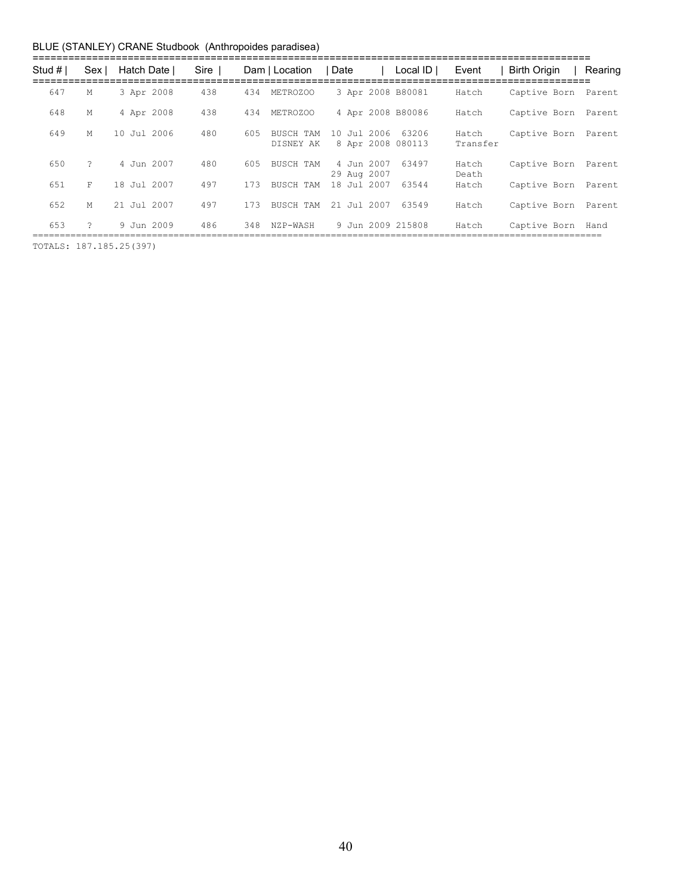BLUE (STANLEY) CRANE Studbook (Anthropoides paradisea)

| Stud # | Sex | Hatch Date | Sire | Dam | Location | Date | Local ID | Event | Birth Origin | Rearing |
|---|---|---|---|---|---|---|---|---|---|---|
| 647 | M | 3 Apr 2008 | 438 | 434 | METROZOO | 3 Apr 2008 | B80081 | Hatch | Captive Born | Parent |
| 648 | M | 4 Apr 2008 | 438 | 434 | METROZOO | 4 Apr 2008 | B80086 | Hatch | Captive Born | Parent |
| 649 | M | 10 Jul 2006 | 480 | 605 | BUSCH TAM | 10 Jul 2006 | 63206 | Hatch | Captive Born | Parent |
| | | | | | DISNEY AK | 8 Apr 2008 | 080113 | Transfer | | |
| 650 | ? | 4 Jun 2007 | 480 | 605 | BUSCH TAM | 4 Jun 2007 | 63497 | Hatch | Captive Born | Parent |
| | | | | | | 29 Aug 2007 | | Death | | |
| 651 | F | 18 Jul 2007 | 497 | 173 | BUSCH TAM | 18 Jul 2007 | 63544 | Hatch | Captive Born | Parent |
| 652 | M | 21 Jul 2007 | 497 | 173 | BUSCH TAM | 21 Jul 2007 | 63549 | Hatch | Captive Born | Parent |
| 653 | ? | 9 Jun 2009 | 486 | 348 | NZP-WASH | 9 Jun 2009 | 215808 | Hatch | Captive Born | Hand |

TOTALS: 187.185.25(397)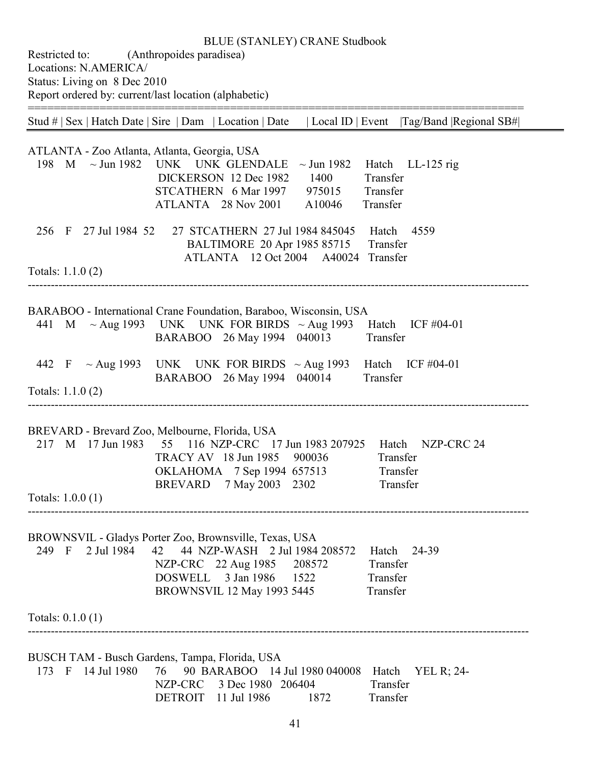BLUE (STANLEY) CRANE Studbook

Restricted to: (Anthropoides paradisea)

Locations: N.AMERICA/

Status: Living on 8 Dec 2010

Report ordered by: current/last location (alphabetic)

| Stud # | Sex | Hatch Date | Sire | Dam | Location | Date | Local ID | Event | Tag/Band | Regional SB# |
|---|---|---|---|---|---|---|---|---|---|---|

**ATLANTA - Zoo Atlanta, Atlanta, Georgia, USA**

| Stud # | Sex | Hatch Date | Sire | Dam | Location | Date | Local ID | Event | Tag/Band | Regional SB# |
|---|---|---|---|---|---|---|---|---|---|---|
| 198 | M | ~ Jun 1982 | UNK | UNK | GLENDALE | ~ Jun 1982 | | Hatch | LL-125 rig | |
| | | | | | DICKERSON | 12 Dec 1982 | 1400 | Transfer | | |
| | | | | | STCATHERN | 6 Mar 1997 | 975015 | Transfer | | |
| | | | | | ATLANTA | 28 Nov 2001 | A10046 | Transfer | | |
| 256 | F | 27 Jul 1984 | 52 | 27 | STCATHERN | 27 Jul 1984 | 845045 | Hatch | 4559 | |
| | | | | | BALTIMORE | 20 Apr 1985 | 85715 | Transfer | | |
| | | | | | ATLANTA | 12 Oct 2004 | A40024 | Transfer | | |

Totals: 1.1.0 (2)

**BARABOO - International Crane Foundation, Baraboo, Wisconsin, USA**

| Stud # | Sex | Hatch Date | Sire | Dam | Location | Date | Local ID | Event | Tag/Band | Regional SB# |
|---|---|---|---|---|---|---|---|---|---|---|
| 441 | M | ~ Aug 1993 | UNK | UNK | FOR BIRDS | ~ Aug 1993 | | Hatch | ICF #04-01 | |
| | | | | | BARABOO | 26 May 1994 | 040013 | Transfer | | |
| 442 | F | ~ Aug 1993 | UNK | UNK | FOR BIRDS | ~ Aug 1993 | | Hatch | ICF #04-01 | |
| | | | | | BARABOO | 26 May 1994 | 040014 | Transfer | | |

Totals: 1.1.0 (2)

**BREVARD - Brevard Zoo, Melbourne, Florida, USA**

| Stud # | Sex | Hatch Date | Sire | Dam | Location | Date | Local ID | Event | Tag/Band | Regional SB# |
|---|---|---|---|---|---|---|---|---|---|---|
| 217 | M | 17 Jun 1983 | 55 | 116 | NZP-CRC | 17 Jun 1983 | 207925 | Hatch | NZP-CRC 24 | |
| | | | | | TRACY AV | 18 Jun 1985 | 900036 | Transfer | | |
| | | | | | OKLAHOMA | 7 Sep 1994 | 657513 | Transfer | | |
| | | | | | BREVARD | 7 May 2003 | 2302 | Transfer | | |

Totals: 1.0.0 (1)

**BROWNSVIL - Gladys Porter Zoo, Brownsville, Texas, USA**

| Stud # | Sex | Hatch Date | Sire | Dam | Location | Date | Local ID | Event | Tag/Band | Regional SB# |
|---|---|---|---|---|---|---|---|---|---|---|
| 249 | F | 2 Jul 1984 | 42 | 44 | NZP-WASH | 2 Jul 1984 | 208572 | Hatch | 24-39 | |
| | | | | | NZP-CRC | 22 Aug 1985 | 208572 | Transfer | | |
| | | | | | DOSWELL | 3 Jan 1986 | 1522 | Transfer | | |
| | | | | | BROWNSVIL | 12 May 1993 | 5445 | Transfer | | |

Totals: 0.1.0 (1)

**BUSCH TAM - Busch Gardens, Tampa, Florida, USA**

| Stud # | Sex | Hatch Date | Sire | Dam | Location | Date | Local ID | Event | Tag/Band | Regional SB# |
|---|---|---|---|---|---|---|---|---|---|---|
| 173 | F | 14 Jul 1980 | 76 | 90 | BARABOO | 14 Jul 1980 | 040008 | Hatch | YEL R; 24- | |
| | | | | | NZP-CRC | 3 Dec 1980 | 206404 | Transfer | | |
| | | | | | DETROIT | 11 Jul 1986 | 1872 | Transfer | | |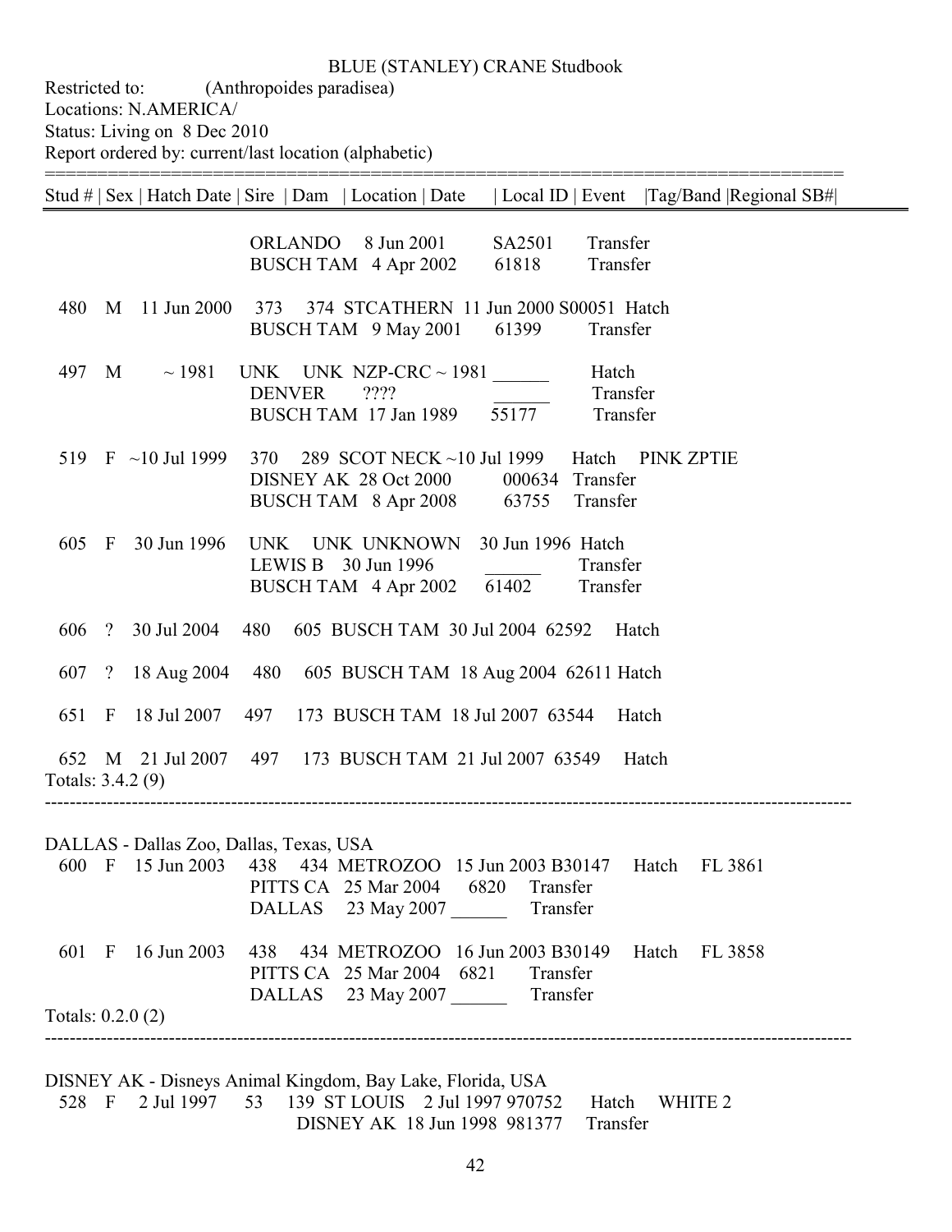BLUE (STANLEY) CRANE Studbook

Restricted to: (Anthropoides paradisea)

Locations: N.AMERICA/

Status: Living on 8 Dec 2010

Report ordered by: current/last location (alphabetic)

| Stud # | Sex | Hatch Date | Sire | Dam | Location | Date | Local ID | Event | Tag/Band | Regional SB# |
|---|---|---|---|---|---|---|---|---|---|---|
| | | | | | ORLANDO | 8 Jun 2001 | SA2501 | Transfer | | |
| | | | | | BUSCH TAM | 4 Apr 2002 | 61818 | Transfer | | |
| 480 | M | 11 Jun 2000 | 373 | 374 | STCATHERN | 11 Jun 2000 | S00051 | Hatch | | |
| | | | | | BUSCH TAM | 9 May 2001 | 61399 | Transfer | | |
| 497 | M | ~ 1981 | UNK | UNK | NZP-CRC | ~ 1981 | ______ | Hatch | | |
| | | | | | DENVER | ???? | ______ | Transfer | | |
| | | | | | BUSCH TAM | 17 Jan 1989 | 55177 | Transfer | | |
| 519 | F | ~10 Jul 1999 | 370 | 289 | SCOT NECK | ~10 Jul 1999 | | Hatch | PINK ZPTIE | |
| | | | | | DISNEY AK | 28 Oct 2000 | 000634 | Transfer | | |
| | | | | | BUSCH TAM | 8 Apr 2008 | 63755 | Transfer | | |
| 605 | F | 30 Jun 1996 | UNK | UNK | UNKNOWN | 30 Jun 1996 | | Hatch | | |
| | | | | | LEWIS B | 30 Jun 1996 | ______ | Transfer | | |
| | | | | | BUSCH TAM | 4 Apr 2002 | 61402 | Transfer | | |
| 606 | ? | 30 Jul 2004 | 480 | 605 | BUSCH TAM | 30 Jul 2004 | 62592 | Hatch | | |
| 607 | ? | 18 Aug 2004 | 480 | 605 | BUSCH TAM | 18 Aug 2004 | 62611 | Hatch | | |
| 651 | F | 18 Jul 2007 | 497 | 173 | BUSCH TAM | 18 Jul 2007 | 63544 | Hatch | | |
| 652 | M | 21 Jul 2007 | 497 | 173 | BUSCH TAM | 21 Jul 2007 | 63549 | Hatch | | |

Totals: 3.4.2 (9)

---

DALLAS - Dallas Zoo, Dallas, Texas, USA

| Stud # | Sex | Hatch Date | Sire | Dam | Location | Date | Local ID | Event | Tag/Band | Regional SB# |
|---|---|---|---|---|---|---|---|---|---|---|
| 600 | F | 15 Jun 2003 | 438 | 434 | METROZOO | 15 Jun 2003 | B30147 | Hatch | FL 3861 | |
| | | | | | PITTS CA | 25 Mar 2004 | 6820 | Transfer | | |
| | | | | | DALLAS | 23 May 2007 | ______ | Transfer | | |
| 601 | F | 16 Jun 2003 | 438 | 434 | METROZOO | 16 Jun 2003 | B30149 | Hatch | FL 3858 | |
| | | | | | PITTS CA | 25 Mar 2004 | 6821 | Transfer | | |
| | | | | | DALLAS | 23 May 2007 | ______ | Transfer | | |

Totals: 0.2.0 (2)

---

DISNEY AK - Disneys Animal Kingdom, Bay Lake, Florida, USA

| Stud # | Sex | Hatch Date | Sire | Dam | Location | Date | Local ID | Event | Tag/Band | Regional SB# |
|---|---|---|---|---|---|---|---|---|---|---|
| 528 | F | 2 Jul 1997 | 53 | 139 | ST LOUIS | 2 Jul 1997 | 970752 | Hatch | WHITE 2 | |
| | | | | | DISNEY AK | 18 Jun 1998 | 981377 | Transfer | | |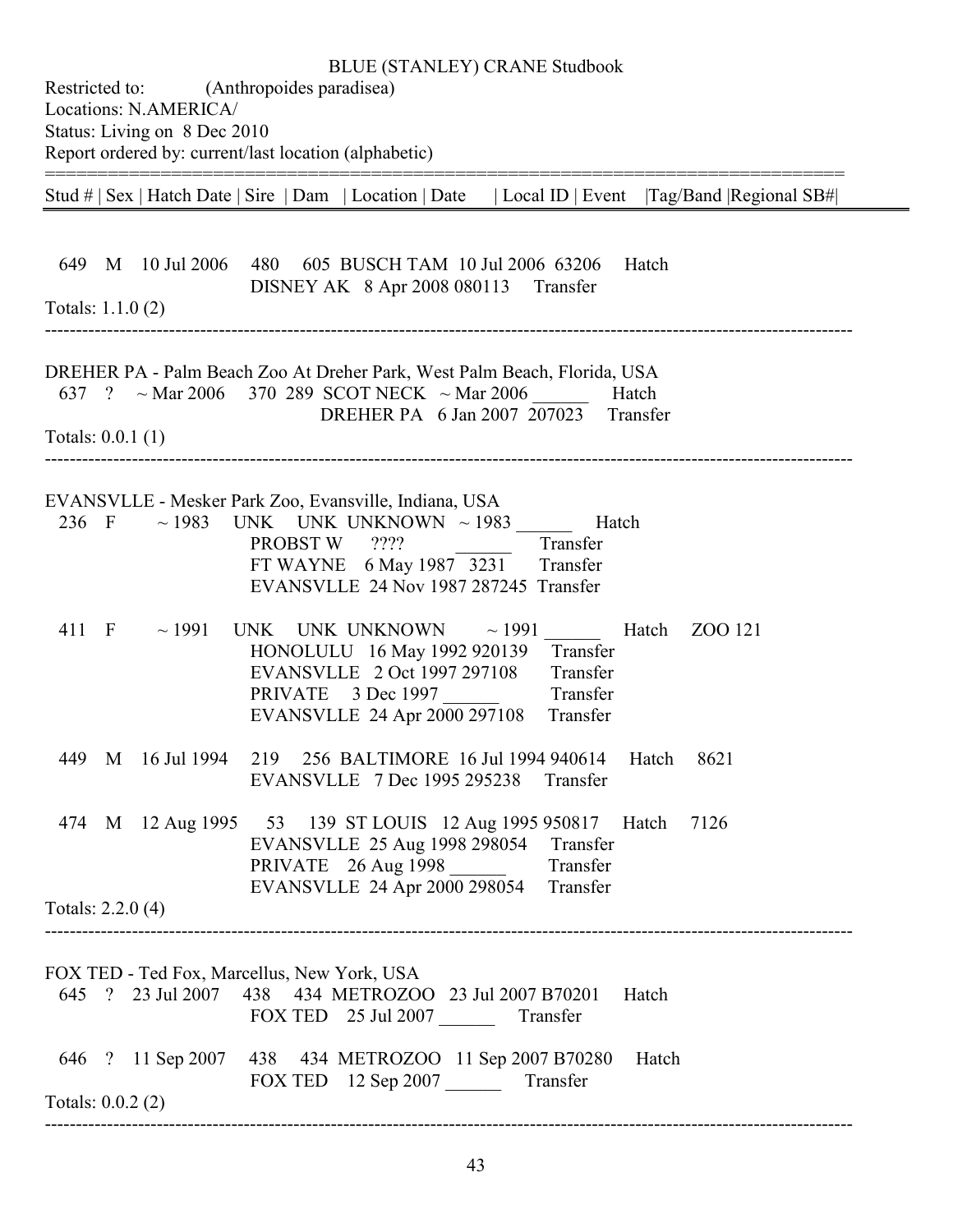BLUE (STANLEY) CRANE Studbook

Restricted to: (Anthropoides paradisea)
Locations: N.AMERICA/
Status: Living on 8 Dec 2010
Report ordered by: current/last location (alphabetic)

```
==============================================================================
Stud # | Sex | Hatch Date | Sire  | Dam   | Location | Date      | Local ID | Event    |Tag/Band |Regional SB#|

  649   M   10 Jul 2006    480    605  BUSCH TAM  10 Jul 2006  63206     Hatch
                                       DISNEY AK   8 Apr 2008  080113    Transfer
Totals: 1.1.0 (2)
--------------------------------------------------------------------------------------------------------------------------

DREHER PA - Palm Beach Zoo At Dreher Park, West Palm Beach, Florida, USA
  637   ?   ~ Mar 2006    370  289  SCOT NECK   ~ Mar 2006  ______    Hatch
                                       DREHER PA    6 Jan 2007  207023    Transfer
Totals: 0.0.1 (1)
--------------------------------------------------------------------------------------------------------------------------

EVANSVLLE - Mesker Park Zoo, Evansville, Indiana, USA
  236   F      ~ 1983    UNK   UNK  UNKNOWN   ~ 1983  ______      Hatch
                                  PROBST W     ????         ______      Transfer
                                  FT WAYNE    6 May 1987  3231       Transfer
                                  EVANSVLLE  24 Nov 1987 287245   Transfer

  411   F      ~ 1991    UNK   UNK  UNKNOWN       ~ 1991  ______      Hatch    ZOO 121
                                  HONOLULU   16 May 1992 920139    Transfer
                                  EVANSVLLE   2 Oct 1997 297108     Transfer
                                  PRIVATE      3 Dec 1997  ______       Transfer
                                  EVANSVLLE  24 Apr 2000 297108    Transfer

  449   M   16 Jul 1994    219    256  BALTIMORE  16 Jul 1994 940614    Hatch     8621
                                  EVANSVLLE   7 Dec 1995 295238    Transfer

  474   M   12 Aug 1995     53    139  ST LOUIS   12 Aug 1995 950817    Hatch     7126
                                  EVANSVLLE  25 Aug 1998 298054    Transfer
                                  PRIVATE     26 Aug 1998  ______       Transfer
                                  EVANSVLLE  24 Apr 2000 298054    Transfer
Totals: 2.2.0 (4)
--------------------------------------------------------------------------------------------------------------------------

FOX TED - Ted Fox, Marcellus, New York, USA
  645   ?   23 Jul 2007    438    434  METROZOO   23 Jul 2007 B70201    Hatch
                                  FOX TED    25 Jul 2007  ______       Transfer

  646   ?   11 Sep 2007    438    434  METROZOO   11 Sep 2007 B70280    Hatch
                                  FOX TED    12 Sep 2007  ______       Transfer
Totals: 0.0.2 (2)
--------------------------------------------------------------------------------------------------------------------------
```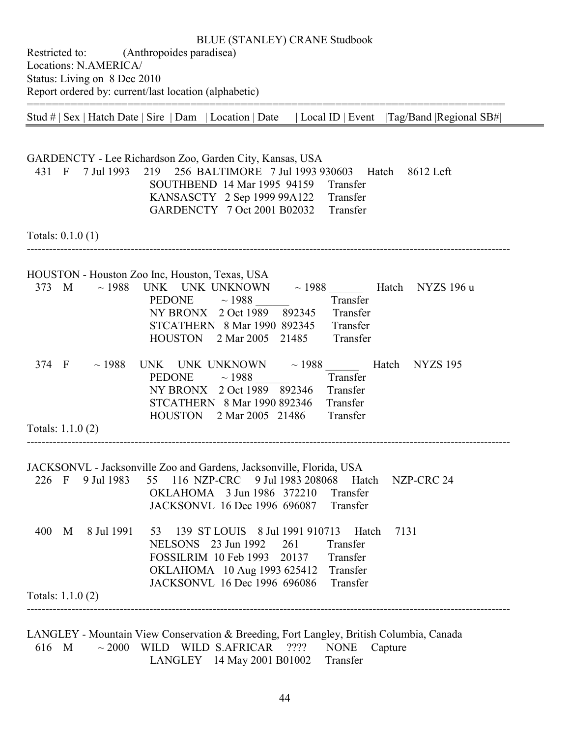BLUE (STANLEY) CRANE Studbook

Restricted to: (Anthropoides paradisea)
Locations: N.AMERICA/
Status: Living on 8 Dec 2010
Report ordered by: current/last location (alphabetic)

| Stud # | Sex | Hatch Date | Sire | Dam | Location | Date | Local ID | Event | Tag/Band | Regional SB# |
|---|---|---|---|---|---|---|---|---|---|---|

GARDENCTY - Lee Richardson Zoo, Garden City, Kansas, USA

| Stud # | Sex | Hatch Date | Sire | Dam | Location | Date | Local ID | Event | Tag/Band | Regional SB# |
|---|---|---|---|---|---|---|---|---|---|---|
| 431 | F | 7 Jul 1993 | 219 | 256 | BALTIMORE | 7 Jul 1993 | 930603 | Hatch | 8612 Left | |
| | | | | | SOUTHBEND | 14 Mar 1995 | 94159 | Transfer | | |
| | | | | | KANSASCTY | 2 Sep 1999 | 99A122 | Transfer | | |
| | | | | | GARDENCTY | 7 Oct 2001 | B02032 | Transfer | | |

Totals: 0.1.0 (1)

---

HOUSTON - Houston Zoo Inc, Houston, Texas, USA

| Stud # | Sex | Hatch Date | Sire | Dam | Location | Date | Local ID | Event | Tag/Band | Regional SB# |
|---|---|---|---|---|---|---|---|---|---|---|
| 373 | M | ~ 1988 | UNK | UNK | UNKNOWN | ~ 1988 | ______ | Hatch | NYZS 196 u | |
| | | | | | PEDONE | ~ 1988 | ______ | Transfer | | |
| | | | | | NY BRONX | 2 Oct 1989 | 892345 | Transfer | | |
| | | | | | STCATHERN | 8 Mar 1990 | 892345 | Transfer | | |
| | | | | | HOUSTON | 2 Mar 2005 | 21485 | Transfer | | |
| 374 | F | ~ 1988 | UNK | UNK | UNKNOWN | ~ 1988 | ______ | Hatch | NYZS 195 | |
| | | | | | PEDONE | ~ 1988 | ______ | Transfer | | |
| | | | | | NY BRONX | 2 Oct 1989 | 892346 | Transfer | | |
| | | | | | STCATHERN | 8 Mar 1990 | 892346 | Transfer | | |
| | | | | | HOUSTON | 2 Mar 2005 | 21486 | Transfer | | |

Totals: 1.1.0 (2)

---

JACKSONVL - Jacksonville Zoo and Gardens, Jacksonville, Florida, USA

| Stud # | Sex | Hatch Date | Sire | Dam | Location | Date | Local ID | Event | Tag/Band | Regional SB# |
|---|---|---|---|---|---|---|---|---|---|---|
| 226 | F | 9 Jul 1983 | 55 | 116 | NZP-CRC | 9 Jul 1983 | 208068 | Hatch | NZP-CRC 24 | |
| | | | | | OKLAHOMA | 3 Jun 1986 | 372210 | Transfer | | |
| | | | | | JACKSONVL | 16 Dec 1996 | 696087 | Transfer | | |
| 400 | M | 8 Jul 1991 | 53 | 139 | ST LOUIS | 8 Jul 1991 | 910713 | Hatch | 7131 | |
| | | | | | NELSONS | 23 Jun 1992 | 261 | Transfer | | |
| | | | | | FOSSILRIM | 10 Feb 1993 | 20137 | Transfer | | |
| | | | | | OKLAHOMA | 10 Aug 1993 | 625412 | Transfer | | |
| | | | | | JACKSONVL | 16 Dec 1996 | 696086 | Transfer | | |

Totals: 1.1.0 (2)

---

LANGLEY - Mountain View Conservation & Breeding, Fort Langley, British Columbia, Canada

| Stud # | Sex | Hatch Date | Sire | Dam | Location | Date | Local ID | Event | Tag/Band | Regional SB# |
|---|---|---|---|---|---|---|---|---|---|---|
| 616 | M | ~ 2000 | WILD | WILD | S.AFRICAR | ???? | NONE | Capture | | |
| | | | | | LANGLEY | 14 May 2001 | B01002 | Transfer | | |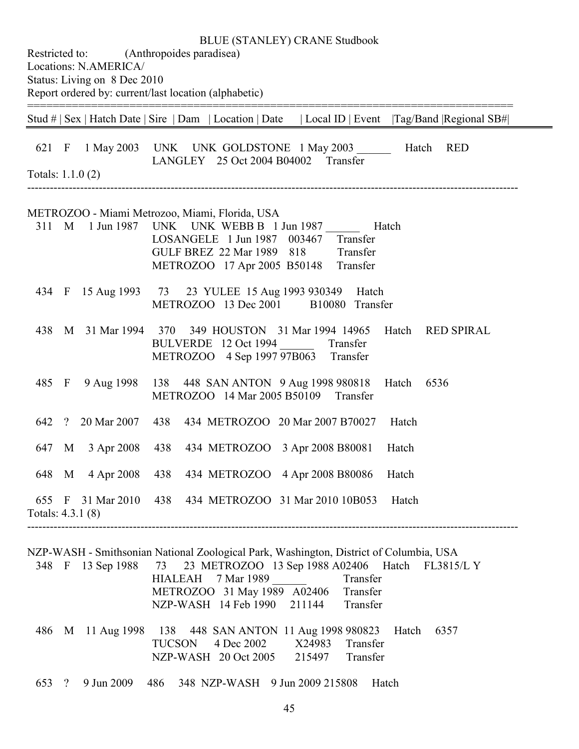BLUE (STANLEY) CRANE Studbook

Restricted to: (Anthropoides paradisea)
Locations: N.AMERICA/
Status: Living on 8 Dec 2010
Report ordered by: current/last location (alphabetic)

| Stud # | Sex | Hatch Date | Sire | Dam | Location | Date | Local ID | Event | Tag/Band | Regional SB# |
|---|---|---|---|---|---|---|---|---|---|---|
| 621 | F | 1 May 2003 | UNK | UNK | GOLDSTONE | 1 May 2003 | ______ | Hatch | RED | |
| | | | | | LANGLEY | 25 Oct 2004 | B04002 | Transfer | | |

Totals: 1.1.0 (2)

---

METROZOO - Miami Metrozoo, Miami, Florida, USA

| Stud # | Sex | Hatch Date | Sire | Dam | Location | Date | Local ID | Event | Tag/Band | Regional SB# |
|---|---|---|---|---|---|---|---|---|---|---|
| 311 | M | 1 Jun 1987 | UNK | UNK | WEBB B | 1 Jun 1987 | ______ | Hatch | | |
| | | | | | LOSANGELE | 1 Jun 1987 | 003467 | Transfer | | |
| | | | | | GULF BREZ | 22 Mar 1989 | 818 | Transfer | | |
| | | | | | METROZOO | 17 Apr 2005 | B50148 | Transfer | | |
| 434 | F | 15 Aug 1993 | 73 | 23 | YULEE | 15 Aug 1993 | 930349 | Hatch | | |
| | | | | | METROZOO | 13 Dec 2001 | B10080 | Transfer | | |
| 438 | M | 31 Mar 1994 | 370 | 349 | HOUSTON | 31 Mar 1994 | 14965 | Hatch | RED SPIRAL | |
| | | | | | BULVERDE | 12 Oct 1994 | ______ | Transfer | | |
| | | | | | METROZOO | 4 Sep 1997 | 97B063 | Transfer | | |
| 485 | F | 9 Aug 1998 | 138 | 448 | SAN ANTON | 9 Aug 1998 | 980818 | Hatch | 6536 | |
| | | | | | METROZOO | 14 Mar 2005 | B50109 | Transfer | | |
| 642 | ? | 20 Mar 2007 | 438 | 434 | METROZOO | 20 Mar 2007 | B70027 | Hatch | | |
| 647 | M | 3 Apr 2008 | 438 | 434 | METROZOO | 3 Apr 2008 | B80081 | Hatch | | |
| 648 | M | 4 Apr 2008 | 438 | 434 | METROZOO | 4 Apr 2008 | B80086 | Hatch | | |
| 655 | F | 31 Mar 2010 | 438 | 434 | METROZOO | 31 Mar 2010 | 10B053 | Hatch | | |

Totals: 4.3.1 (8)

---

NZP-WASH - Smithsonian National Zoological Park, Washington, District of Columbia, USA

| Stud # | Sex | Hatch Date | Sire | Dam | Location | Date | Local ID | Event | Tag/Band | Regional SB# |
|---|---|---|---|---|---|---|---|---|---|---|
| 348 | F | 13 Sep 1988 | 73 | 23 | METROZOO | 13 Sep 1988 | A02406 | Hatch | FL3815/L Y | |
| | | | | | HIALEAH | 7 Mar 1989 | ______ | Transfer | | |
| | | | | | METROZOO | 31 May 1989 | A02406 | Transfer | | |
| | | | | | NZP-WASH | 14 Feb 1990 | 211144 | Transfer | | |
| 486 | M | 11 Aug 1998 | 138 | 448 | SAN ANTON | 11 Aug 1998 | 980823 | Hatch | 6357 | |
| | | | | | TUCSON | 4 Dec 2002 | X24983 | Transfer | | |
| | | | | | NZP-WASH | 20 Oct 2005 | 215497 | Transfer | | |
| 653 | ? | 9 Jun 2009 | 486 | 348 | NZP-WASH | 9 Jun 2009 | 215808 | Hatch | | |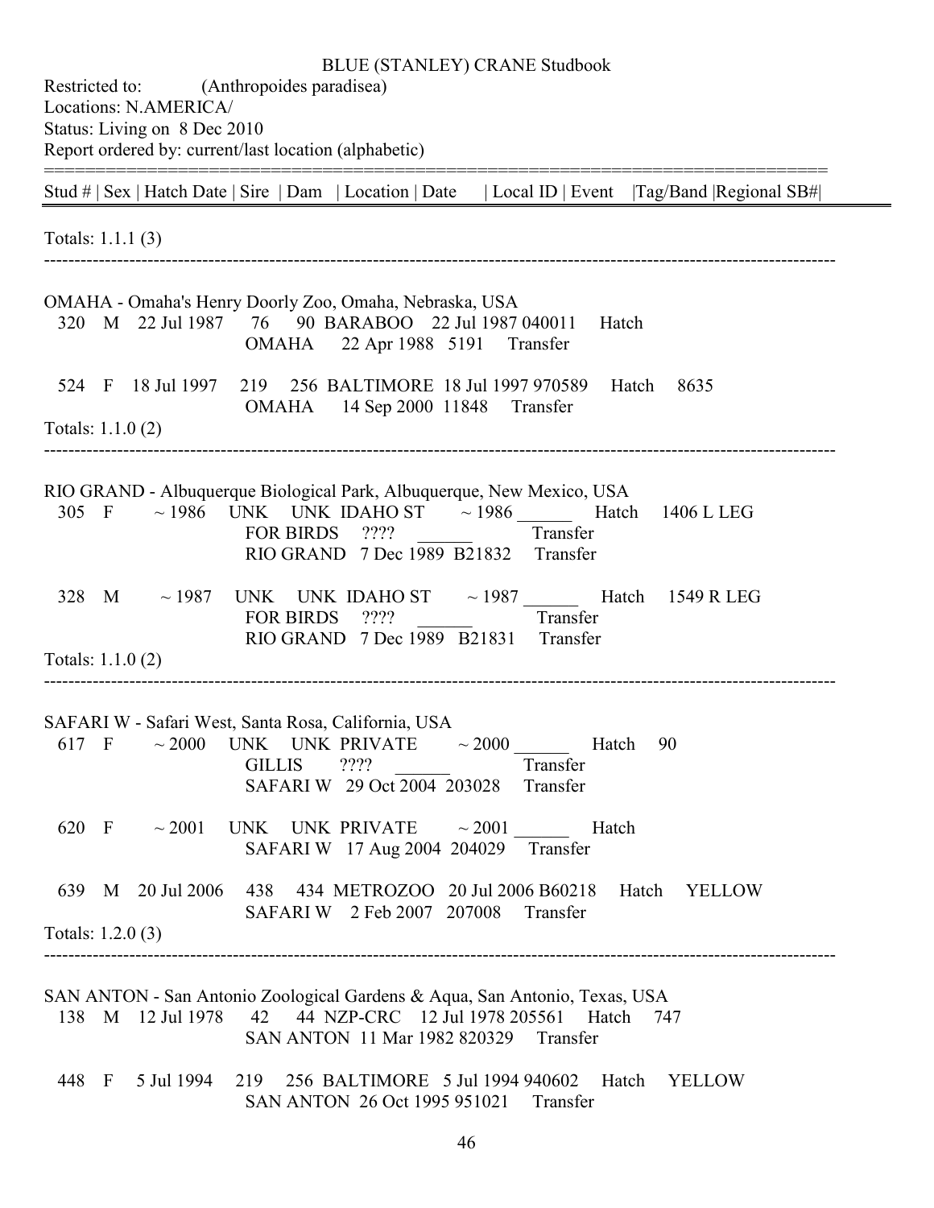BLUE (STANLEY) CRANE Studbook

Restricted to: (Anthropoides paradisea)
Locations: N.AMERICA/
Status: Living on 8 Dec 2010
Report ordered by: current/last location (alphabetic)

| Stud # | Sex | Hatch Date | Sire | Dam | Location | Date | Local ID | Event | Tag/Band | Regional SB# |
|---|---|---|---|---|---|---|---|---|---|---|

Totals: 1.1.1 (3)

---

OMAHA - Omaha's Henry Doorly Zoo, Omaha, Nebraska, USA

| Stud # | Sex | Hatch Date | Sire | Dam | Location | Date | Local ID | Event | Tag/Band | Regional SB# |
|---|---|---|---|---|---|---|---|---|---|---|
| 320 | M | 22 Jul 1987 | 76 | 90 | BARABOO | 22 Jul 1987 | 040011 | Hatch | | |
| | | | | | OMAHA | 22 Apr 1988 | 5191 | Transfer | | |
| 524 | F | 18 Jul 1997 | 219 | 256 | BALTIMORE | 18 Jul 1997 | 970589 | Hatch | 8635 | |
| | | | | | OMAHA | 14 Sep 2000 | 11848 | Transfer | | |

Totals: 1.1.0 (2)

---

RIO GRAND - Albuquerque Biological Park, Albuquerque, New Mexico, USA

| Stud # | Sex | Hatch Date | Sire | Dam | Location | Date | Local ID | Event | Tag/Band | Regional SB# |
|---|---|---|---|---|---|---|---|---|---|---|
| 305 | F | ~ 1986 | UNK | UNK | IDAHO ST | ~ 1986 | ______ | Hatch | 1406 L LEG | |
| | | | | | FOR BIRDS | ???? | ______ | Transfer | | |
| | | | | | RIO GRAND | 7 Dec 1989 | B21832 | Transfer | | |
| 328 | M | ~ 1987 | UNK | UNK | IDAHO ST | ~ 1987 | ______ | Hatch | 1549 R LEG | |
| | | | | | FOR BIRDS | ???? | ______ | Transfer | | |
| | | | | | RIO GRAND | 7 Dec 1989 | B21831 | Transfer | | |

Totals: 1.1.0 (2)

---

SAFARI W - Safari West, Santa Rosa, California, USA

| Stud # | Sex | Hatch Date | Sire | Dam | Location | Date | Local ID | Event | Tag/Band | Regional SB# |
|---|---|---|---|---|---|---|---|---|---|---|
| 617 | F | ~ 2000 | UNK | UNK | PRIVATE | ~ 2000 | ______ | Hatch | 90 | |
| | | | | | GILLIS | ???? | ______ | Transfer | | |
| | | | | | SAFARI W | 29 Oct 2004 | 203028 | Transfer | | |
| 620 | F | ~ 2001 | UNK | UNK | PRIVATE | ~ 2001 | ______ | Hatch | | |
| | | | | | SAFARI W | 17 Aug 2004 | 204029 | Transfer | | |
| 639 | M | 20 Jul 2006 | 438 | 434 | METROZOO | 20 Jul 2006 | B60218 | Hatch | YELLOW | |
| | | | | | SAFARI W | 2 Feb 2007 | 207008 | Transfer | | |

Totals: 1.2.0 (3)

---

SAN ANTON - San Antonio Zoological Gardens & Aqua, San Antonio, Texas, USA

| Stud # | Sex | Hatch Date | Sire | Dam | Location | Date | Local ID | Event | Tag/Band | Regional SB# |
|---|---|---|---|---|---|---|---|---|---|---|
| 138 | M | 12 Jul 1978 | 42 | 44 | NZP-CRC | 12 Jul 1978 | 205561 | Hatch | 747 | |
| | | | | | SAN ANTON | 11 Mar 1982 | 820329 | Transfer | | |
| 448 | F | 5 Jul 1994 | 219 | 256 | BALTIMORE | 5 Jul 1994 | 940602 | Hatch | YELLOW | |
| | | | | | SAN ANTON | 26 Oct 1995 | 951021 | Transfer | | |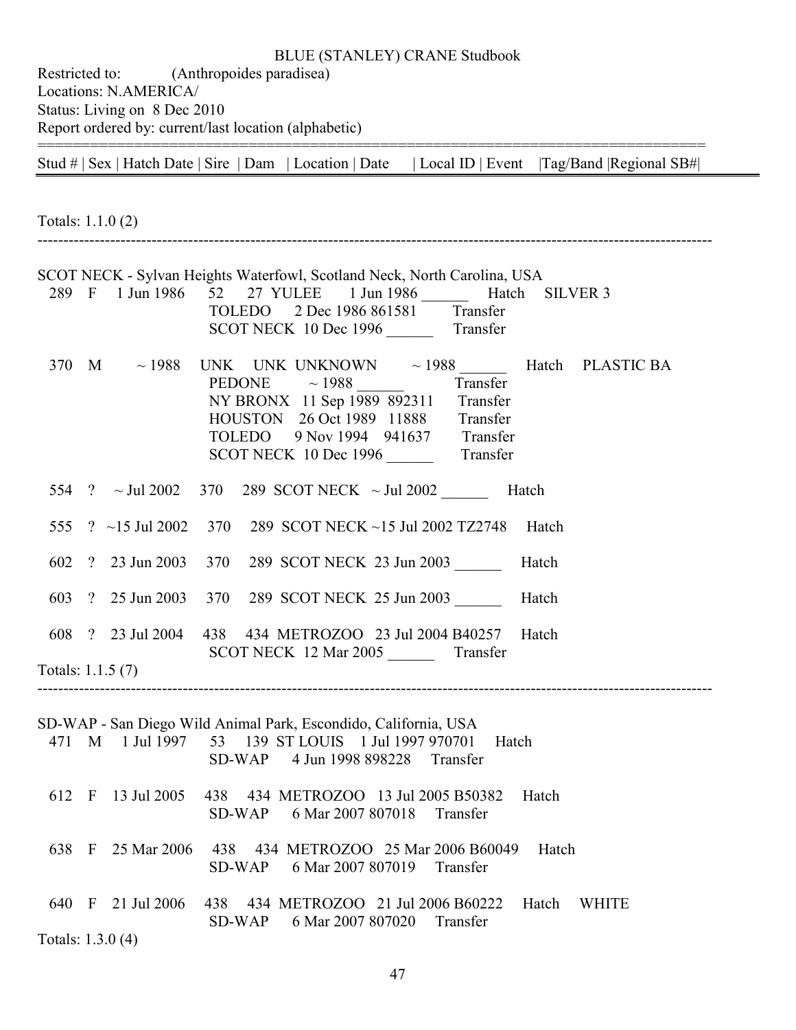BLUE (STANLEY) CRANE Studbook

Restricted to: (Anthropoides paradisea)
Locations: N.AMERICA/
Status: Living on 8 Dec 2010
Report ordered by: current/last location (alphabetic)

| Stud # | Sex | Hatch Date | Sire | Dam | Location | Date | Local ID | Event | Tag/Band | Regional SB# |
|---|---|---|---|---|---|---|---|---|---|---|

Totals: 1.1.0 (2)

---

SCOT NECK - Sylvan Heights Waterfowl, Scotland Neck, North Carolina, USA

| Stud # | Sex | Hatch Date | Sire | Dam | Location | Date | Local ID | Event | Tag/Band | Regional SB# |
|---|---|---|---|---|---|---|---|---|---|---|
| 289 | F | 1 Jun 1986 | 52 | 27 | YULEE | 1 Jun 1986 | ______ | Hatch | SILVER 3 | |
| | | | | | TOLEDO | 2 Dec 1986 | 861581 | Transfer | | |
| | | | | | SCOT NECK | 10 Dec 1996 | ______ | Transfer | | |
| 370 | M | ~ 1988 | UNK | UNK | UNKNOWN | ~ 1988 | ______ | Hatch | PLASTIC BA | |
| | | | | | PEDONE | ~ 1988 | ______ | Transfer | | |
| | | | | | NY BRONX | 11 Sep 1989 | 892311 | Transfer | | |
| | | | | | HOUSTON | 26 Oct 1989 | 11888 | Transfer | | |
| | | | | | TOLEDO | 9 Nov 1994 | 941637 | Transfer | | |
| | | | | | SCOT NECK | 10 Dec 1996 | ______ | Transfer | | |
| 554 | ? | ~ Jul 2002 | 370 | 289 | SCOT NECK | ~ Jul 2002 | ______ | Hatch | | |
| 555 | ? | ~15 Jul 2002 | 370 | 289 | SCOT NECK | ~15 Jul 2002 | TZ2748 | Hatch | | |
| 602 | ? | 23 Jun 2003 | 370 | 289 | SCOT NECK | 23 Jun 2003 | ______ | Hatch | | |
| 603 | ? | 25 Jun 2003 | 370 | 289 | SCOT NECK | 25 Jun 2003 | ______ | Hatch | | |
| 608 | ? | 23 Jul 2004 | 438 | 434 | METROZOO | 23 Jul 2004 | B40257 | Hatch | | |
| | | | | | SCOT NECK | 12 Mar 2005 | ______ | Transfer | | |

Totals: 1.1.5 (7)

---

SD-WAP - San Diego Wild Animal Park, Escondido, California, USA

| Stud # | Sex | Hatch Date | Sire | Dam | Location | Date | Local ID | Event | Tag/Band | Regional SB# |
|---|---|---|---|---|---|---|---|---|---|---|
| 471 | M | 1 Jul 1997 | 53 | 139 | ST LOUIS | 1 Jul 1997 | 970701 | Hatch | | |
| | | | | | SD-WAP | 4 Jun 1998 | 898228 | Transfer | | |
| 612 | F | 13 Jul 2005 | 438 | 434 | METROZOO | 13 Jul 2005 | B50382 | Hatch | | |
| | | | | | SD-WAP | 6 Mar 2007 | 807018 | Transfer | | |
| 638 | F | 25 Mar 2006 | 438 | 434 | METROZOO | 25 Mar 2006 | B60049 | Hatch | | |
| | | | | | SD-WAP | 6 Mar 2007 | 807019 | Transfer | | |
| 640 | F | 21 Jul 2006 | 438 | 434 | METROZOO | 21 Jul 2006 | B60222 | Hatch | WHITE | |
| | | | | | SD-WAP | 6 Mar 2007 | 807020 | Transfer | | |

Totals: 1.3.0 (4)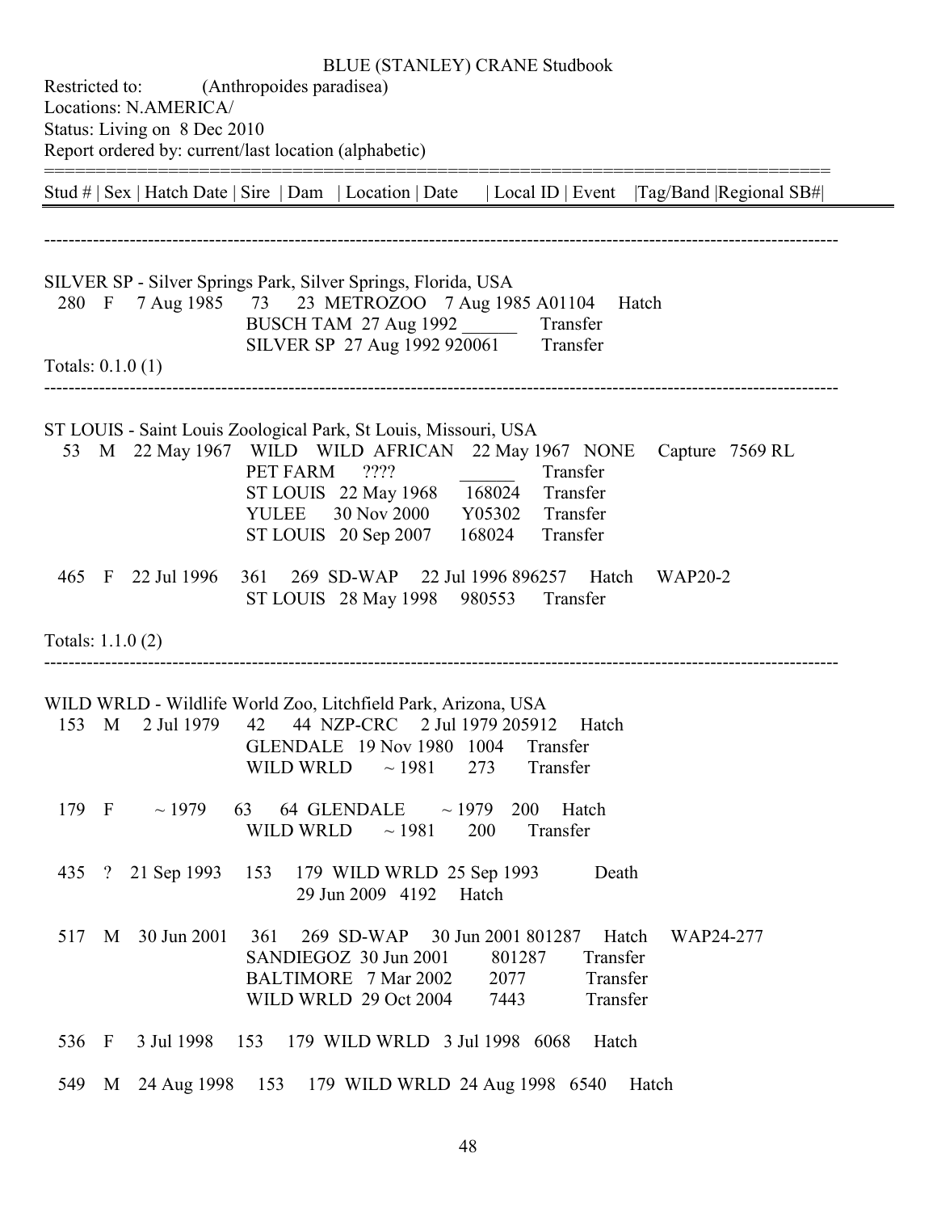BLUE (STANLEY) CRANE Studbook

Restricted to: (Anthropoides paradisea)
Locations: N.AMERICA/
Status: Living on 8 Dec 2010
Report ordered by: current/last location (alphabetic)

| Stud # | Sex | Hatch Date | Sire | Dam | Location | Date | Local ID | Event | Tag/Band | Regional SB# |
|---|---|---|---|---|---|---|---|---|---|---|

**SILVER SP - Silver Springs Park, Silver Springs, Florida, USA**

| Stud # | Sex | Hatch Date | Sire | Dam | Location | Date | Local ID | Event | Tag/Band | Regional SB# |
|---|---|---|---|---|---|---|---|---|---|---|
| 280 | F | 7 Aug 1985 | 73 | 23 | METROZOO | 7 Aug 1985 | A01104 | Hatch | | |
| | | | | | BUSCH TAM | 27 Aug 1992 | ______ | Transfer | | |
| | | | | | SILVER SP | 27 Aug 1992 | 920061 | Transfer | | |

Totals: 0.1.0 (1)

**ST LOUIS - Saint Louis Zoological Park, St Louis, Missouri, USA**

| Stud # | Sex | Hatch Date | Sire | Dam | Location | Date | Local ID | Event | Tag/Band | Regional SB# |
|---|---|---|---|---|---|---|---|---|---|---|
| 53 | M | 22 May 1967 | WILD | WILD | AFRICAN | 22 May 1967 | NONE | Capture | 7569 RL | |
| | | | | | PET FARM | ???? | ______ | Transfer | | |
| | | | | | ST LOUIS | 22 May 1968 | 168024 | Transfer | | |
| | | | | | YULEE | 30 Nov 2000 | Y05302 | Transfer | | |
| | | | | | ST LOUIS | 20 Sep 2007 | 168024 | Transfer | | |
| 465 | F | 22 Jul 1996 | 361 | 269 | SD-WAP | 22 Jul 1996 | 896257 | Hatch | WAP20-2 | |
| | | | | | ST LOUIS | 28 May 1998 | 980553 | Transfer | | |

Totals: 1.1.0 (2)

**WILD WRLD - Wildlife World Zoo, Litchfield Park, Arizona, USA**

| Stud # | Sex | Hatch Date | Sire | Dam | Location | Date | Local ID | Event | Tag/Band | Regional SB# |
|---|---|---|---|---|---|---|---|---|---|---|
| 153 | M | 2 Jul 1979 | 42 | 44 | NZP-CRC | 2 Jul 1979 | 205912 | Hatch | | |
| | | | | | GLENDALE | 19 Nov 1980 | 1004 | Transfer | | |
| | | | | | WILD WRLD | ~ 1981 | 273 | Transfer | | |
| 179 | F | ~ 1979 | 63 | 64 | GLENDALE | ~ 1979 | 200 | Hatch | | |
| | | | | | WILD WRLD | ~ 1981 | 200 | Transfer | | |
| 435 | ? | 21 Sep 1993 | 153 | 179 | WILD WRLD | 25 Sep 1993 | | Death | | |
| | | | | | | 29 Jun 2009 | 4192 | Hatch | | |
| 517 | M | 30 Jun 2001 | 361 | 269 | SD-WAP | 30 Jun 2001 | 801287 | Hatch | WAP24-277 | |
| | | | | | SANDIEGOZ | 30 Jun 2001 | 801287 | Transfer | | |
| | | | | | BALTIMORE | 7 Mar 2002 | 2077 | Transfer | | |
| | | | | | WILD WRLD | 29 Oct 2004 | 7443 | Transfer | | |
| 536 | F | 3 Jul 1998 | 153 | 179 | WILD WRLD | 3 Jul 1998 | 6068 | Hatch | | |
| 549 | M | 24 Aug 1998 | 153 | 179 | WILD WRLD | 24 Aug 1998 | 6540 | Hatch | | |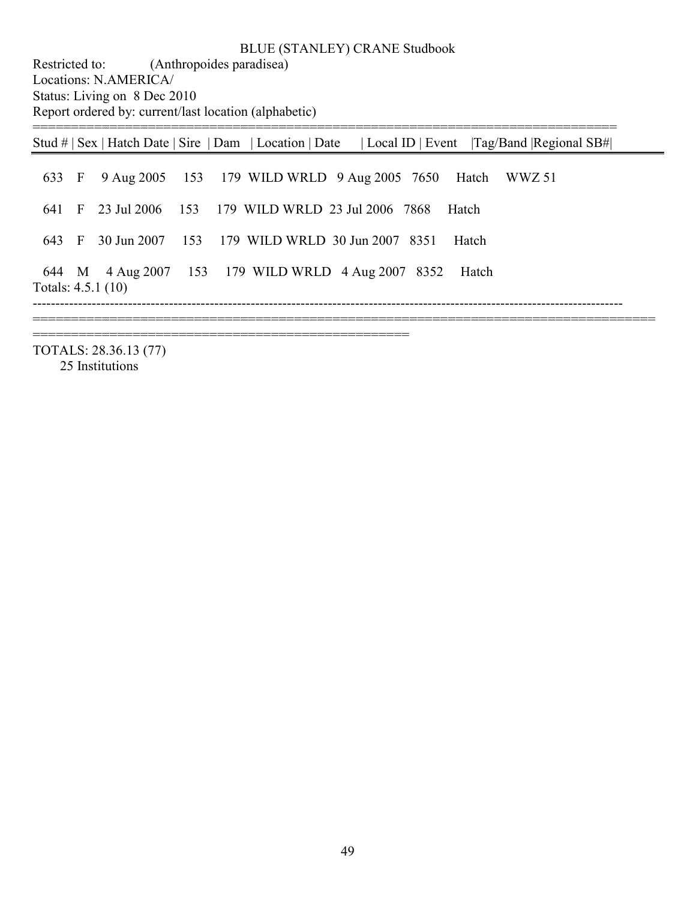BLUE (STANLEY) CRANE Studbook

Restricted to: (Anthropoides paradisea)
Locations: N.AMERICA/
Status: Living on 8 Dec 2010
Report ordered by: current/last location (alphabetic)

| Stud # | Sex | Hatch Date | Sire | Dam | Location | Date | Local ID | Event | Tag/Band | Regional SB# |
|---|---|---|---|---|---|---|---|---|---|---|
| 633 | F | 9 Aug 2005 | 153 | 179 | WILD WRLD | 9 Aug 2005 | 7650 | Hatch | WWZ 51 | |
| 641 | F | 23 Jul 2006 | 153 | 179 | WILD WRLD | 23 Jul 2006 | 7868 | Hatch | | |
| 643 | F | 30 Jun 2007 | 153 | 179 | WILD WRLD | 30 Jun 2007 | 8351 | Hatch | | |
| 644 | M | 4 Aug 2007 | 153 | 179 | WILD WRLD | 4 Aug 2007 | 8352 | Hatch | | |

Totals: 4.5.1 (10)

TOTALS: 28.36.13 (77)
25 Institutions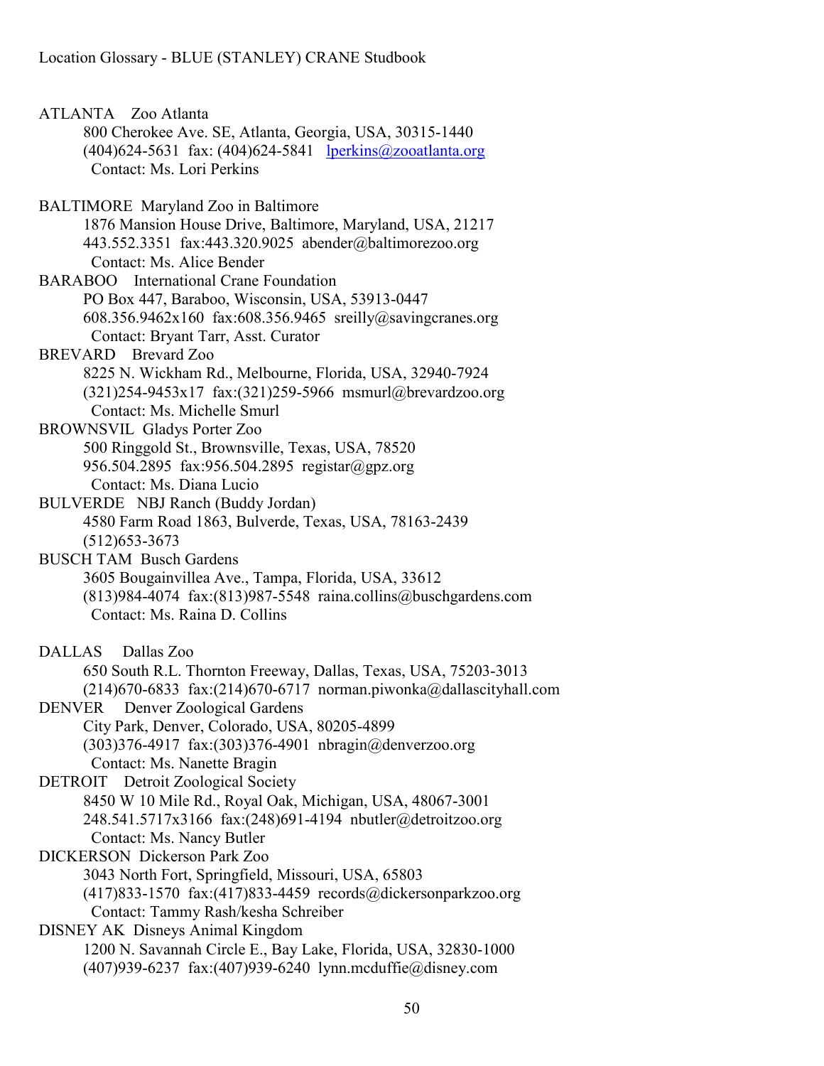Location Glossary - BLUE (STANLEY) CRANE Studbook

ATLANTA Zoo Atlanta
800 Cherokee Ave. SE, Atlanta, Georgia, USA, 30315-1440
(404)624-5631 fax: (404)624-5841 lperkins@zooatlanta.org
Contact: Ms. Lori Perkins

BALTIMORE Maryland Zoo in Baltimore
1876 Mansion House Drive, Baltimore, Maryland, USA, 21217
443.552.3351 fax:443.320.9025 abender@baltimorezoo.org
Contact: Ms. Alice Bender

BARABOO International Crane Foundation
PO Box 447, Baraboo, Wisconsin, USA, 53913-0447
608.356.9462x160 fax:608.356.9465 sreilly@savingcranes.org
Contact: Bryant Tarr, Asst. Curator

BREVARD Brevard Zoo
8225 N. Wickham Rd., Melbourne, Florida, USA, 32940-7924
(321)254-9453x17 fax:(321)259-5966 msmurl@brevardzoo.org
Contact: Ms. Michelle Smurl

BROWNSVIL Gladys Porter Zoo
500 Ringgold St., Brownsville, Texas, USA, 78520
956.504.2895 fax:956.504.2895 registar@gpz.org
Contact: Ms. Diana Lucio

BULVERDE NBJ Ranch (Buddy Jordan)
4580 Farm Road 1863, Bulverde, Texas, USA, 78163-2439
(512)653-3673

BUSCH TAM Busch Gardens
3605 Bougainvillea Ave., Tampa, Florida, USA, 33612
(813)984-4074 fax:(813)987-5548 raina.collins@buschgardens.com
Contact: Ms. Raina D. Collins

DALLAS Dallas Zoo
650 South R.L. Thornton Freeway, Dallas, Texas, USA, 75203-3013
(214)670-6833 fax:(214)670-6717 norman.piwonka@dallascityhall.com

DENVER Denver Zoological Gardens
City Park, Denver, Colorado, USA, 80205-4899
(303)376-4917 fax:(303)376-4901 nbragin@denverzoo.org
Contact: Ms. Nanette Bragin

DETROIT Detroit Zoological Society
8450 W 10 Mile Rd., Royal Oak, Michigan, USA, 48067-3001
248.541.5717x3166 fax:(248)691-4194 nbutler@detroitzoo.org
Contact: Ms. Nancy Butler

DICKERSON Dickerson Park Zoo
3043 North Fort, Springfield, Missouri, USA, 65803
(417)833-1570 fax:(417)833-4459 records@dickersonparkzoo.org
Contact: Tammy Rash/kesha Schreiber

DISNEY AK Disneys Animal Kingdom
1200 N. Savannah Circle E., Bay Lake, Florida, USA, 32830-1000
(407)939-6237 fax:(407)939-6240 lynn.mcduffie@disney.com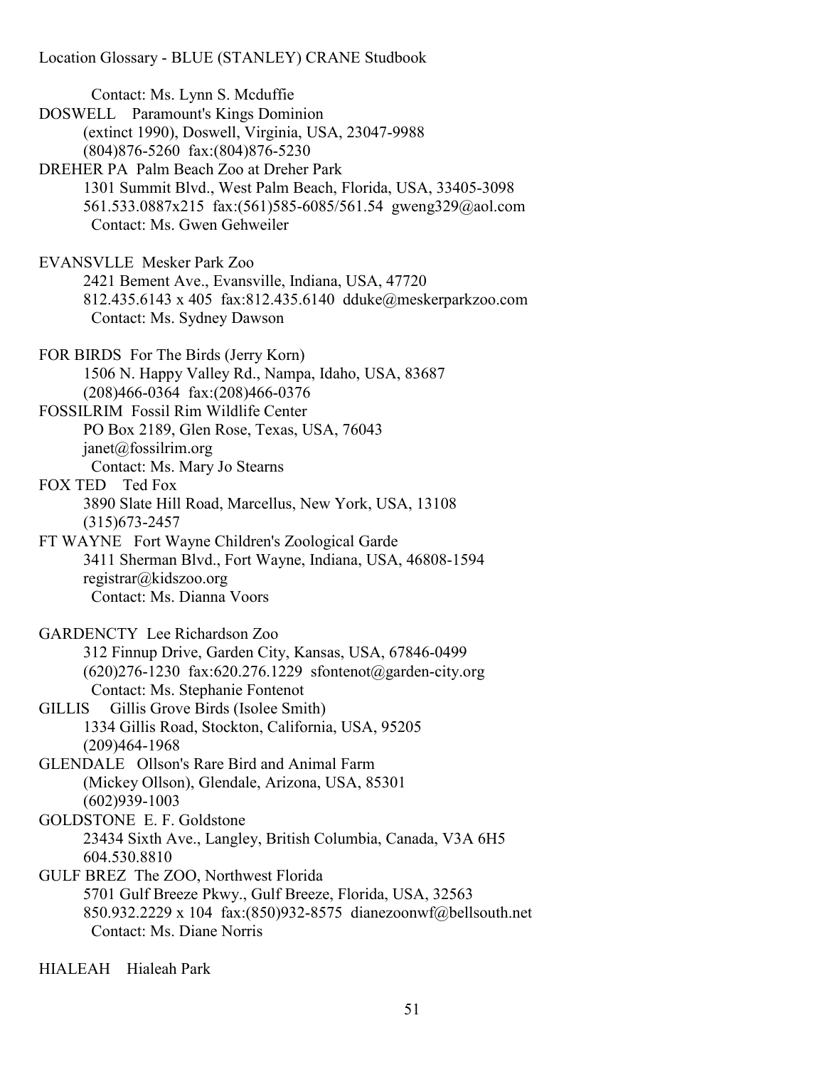Contact: Ms. Lynn S. Mcduffie

DOSWELL Paramount's Kings Dominion
(extinct 1990), Doswell, Virginia, USA, 23047-9988
(804)876-5260 fax:(804)876-5230

DREHER PA Palm Beach Zoo at Dreher Park
1301 Summit Blvd., West Palm Beach, Florida, USA, 33405-3098
561.533.0887x215 fax:(561)585-6085/561.54 gweng329@aol.com
Contact: Ms. Gwen Gehweiler

EVANSVLLE Mesker Park Zoo
2421 Bement Ave., Evansville, Indiana, USA, 47720
812.435.6143 x 405 fax:812.435.6140 dduke@meskerparkzoo.com
Contact: Ms. Sydney Dawson

FOR BIRDS For The Birds (Jerry Korn)
1506 N. Happy Valley Rd., Nampa, Idaho, USA, 83687
(208)466-0364 fax:(208)466-0376

FOSSILRIM Fossil Rim Wildlife Center
PO Box 2189, Glen Rose, Texas, USA, 76043
janet@fossilrim.org
Contact: Ms. Mary Jo Stearns

FOX TED Ted Fox
3890 Slate Hill Road, Marcellus, New York, USA, 13108
(315)673-2457

FT WAYNE Fort Wayne Children's Zoological Garde
3411 Sherman Blvd., Fort Wayne, Indiana, USA, 46808-1594
registrar@kidszoo.org
Contact: Ms. Dianna Voors

GARDENCTY Lee Richardson Zoo
312 Finnup Drive, Garden City, Kansas, USA, 67846-0499
(620)276-1230 fax:620.276.1229 sfontenot@garden-city.org
Contact: Ms. Stephanie Fontenot

GILLIS Gillis Grove Birds (Isolee Smith)
1334 Gillis Road, Stockton, California, USA, 95205
(209)464-1968

GLENDALE Ollson's Rare Bird and Animal Farm
(Mickey Ollson), Glendale, Arizona, USA, 85301
(602)939-1003

GOLDSTONE E. F. Goldstone
23434 Sixth Ave., Langley, British Columbia, Canada, V3A 6H5
604.530.8810

GULF BREZ The ZOO, Northwest Florida
5701 Gulf Breeze Pkwy., Gulf Breeze, Florida, USA, 32563
850.932.2229 x 104 fax:(850)932-8575 dianezoonwf@bellsouth.net
Contact: Ms. Diane Norris

HIALEAH Hialeah Park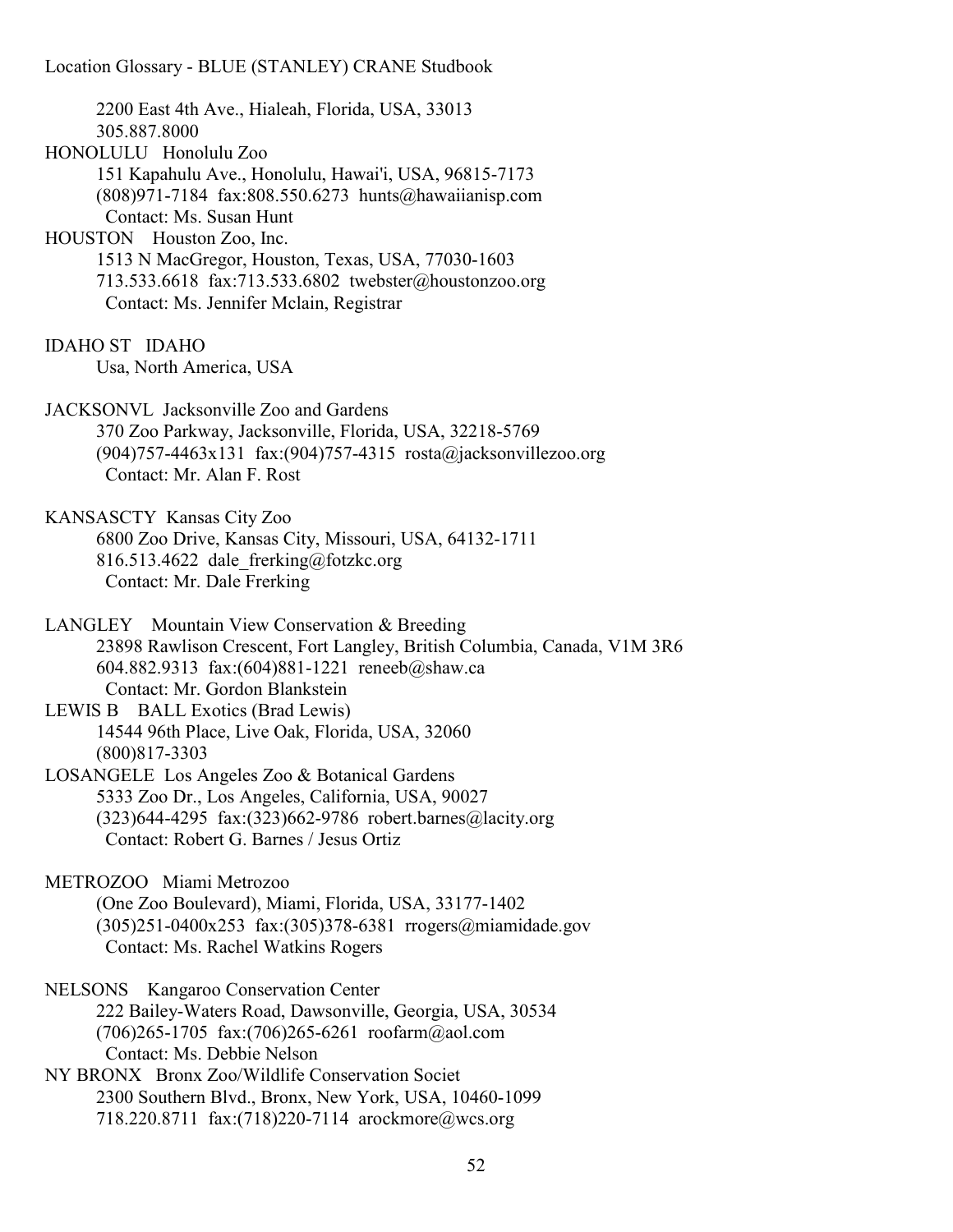2200 East 4th Ave., Hialeah, Florida, USA, 33013
305.887.8000

HONOLULU Honolulu Zoo
151 Kapahulu Ave., Honolulu, Hawai'i, USA, 96815-7173
(808)971-7184 fax:808.550.6273 hunts@hawaiianisp.com
Contact: Ms. Susan Hunt

HOUSTON Houston Zoo, Inc.
1513 N MacGregor, Houston, Texas, USA, 77030-1603
713.533.6618 fax:713.533.6802 twebster@houstonzoo.org
Contact: Ms. Jennifer Mclain, Registrar

IDAHO ST IDAHO
Usa, North America, USA

JACKSONVL Jacksonville Zoo and Gardens
370 Zoo Parkway, Jacksonville, Florida, USA, 32218-5769
(904)757-4463x131 fax:(904)757-4315 rosta@jacksonvillezoo.org
Contact: Mr. Alan F. Rost

KANSASCTY Kansas City Zoo
6800 Zoo Drive, Kansas City, Missouri, USA, 64132-1711
816.513.4622 dale_frerking@fotzkc.org
Contact: Mr. Dale Frerking

LANGLEY Mountain View Conservation & Breeding
23898 Rawlison Crescent, Fort Langley, British Columbia, Canada, V1M 3R6
604.882.9313 fax:(604)881-1221 reneeb@shaw.ca
Contact: Mr. Gordon Blankstein

LEWIS B BALL Exotics (Brad Lewis)
14544 96th Place, Live Oak, Florida, USA, 32060
(800)817-3303

LOSANGELE Los Angeles Zoo & Botanical Gardens
5333 Zoo Dr., Los Angeles, California, USA, 90027
(323)644-4295 fax:(323)662-9786 robert.barnes@lacity.org
Contact: Robert G. Barnes / Jesus Ortiz

METROZOO Miami Metrozoo
(One Zoo Boulevard), Miami, Florida, USA, 33177-1402
(305)251-0400x253 fax:(305)378-6381 rrogers@miamidade.gov
Contact: Ms. Rachel Watkins Rogers

NELSONS Kangaroo Conservation Center
222 Bailey-Waters Road, Dawsonville, Georgia, USA, 30534
(706)265-1705 fax:(706)265-6261 roofarm@aol.com
Contact: Ms. Debbie Nelson

NY BRONX Bronx Zoo/Wildlife Conservation Societ
2300 Southern Blvd., Bronx, New York, USA, 10460-1099
718.220.8711 fax:(718)220-7114 arockmore@wcs.org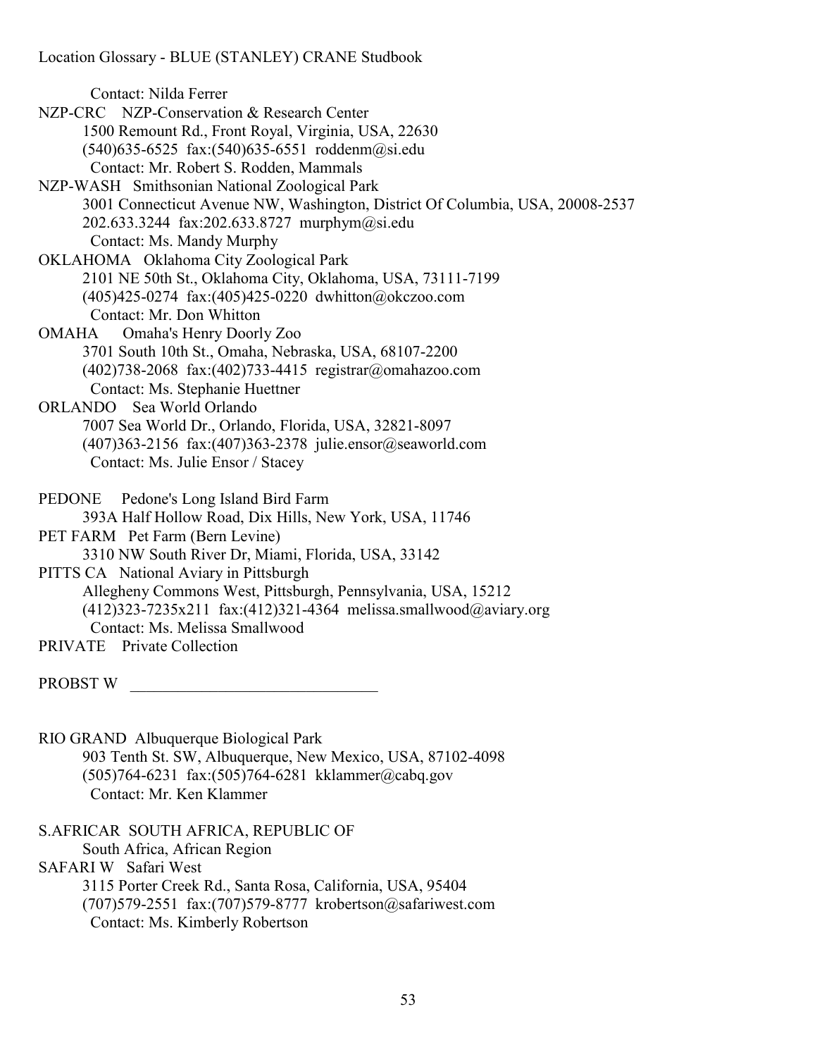Contact: Nilda Ferrer

NZP-CRC NZP-Conservation & Research Center
1500 Remount Rd., Front Royal, Virginia, USA, 22630
(540)635-6525 fax:(540)635-6551 roddenm@si.edu
Contact: Mr. Robert S. Rodden, Mammals

NZP-WASH Smithsonian National Zoological Park
3001 Connecticut Avenue NW, Washington, District Of Columbia, USA, 20008-2537
202.633.3244 fax:202.633.8727 murphym@si.edu
Contact: Ms. Mandy Murphy

OKLAHOMA Oklahoma City Zoological Park
2101 NE 50th St., Oklahoma City, Oklahoma, USA, 73111-7199
(405)425-0274 fax:(405)425-0220 dwhitton@okczoo.com
Contact: Mr. Don Whitton

OMAHA Omaha's Henry Doorly Zoo
3701 South 10th St., Omaha, Nebraska, USA, 68107-2200
(402)738-2068 fax:(402)733-4415 registrar@omahazoo.com
Contact: Ms. Stephanie Huettner

ORLANDO Sea World Orlando
7007 Sea World Dr., Orlando, Florida, USA, 32821-8097
(407)363-2156 fax:(407)363-2378 julie.ensor@seaworld.com
Contact: Ms. Julie Ensor / Stacey

PEDONE Pedone's Long Island Bird Farm
393A Half Hollow Road, Dix Hills, New York, USA, 11746

PET FARM Pet Farm (Bern Levine)
3310 NW South River Dr, Miami, Florida, USA, 33142

PITTS CA National Aviary in Pittsburgh
Allegheny Commons West, Pittsburgh, Pennsylvania, USA, 15212
(412)323-7235x211 fax:(412)321-4364 melissa.smallwood@aviary.org
Contact: Ms. Melissa Smallwood

PRIVATE Private Collection

PROBST W ______________________________

RIO GRAND Albuquerque Biological Park
903 Tenth St. SW, Albuquerque, New Mexico, USA, 87102-4098
(505)764-6231 fax:(505)764-6281 kklammer@cabq.gov
Contact: Mr. Ken Klammer

S.AFRICAR SOUTH AFRICA, REPUBLIC OF
South Africa, African Region

SAFARI W Safari West
3115 Porter Creek Rd., Santa Rosa, California, USA, 95404
(707)579-2551 fax:(707)579-8777 krobertson@safariwest.com
Contact: Ms. Kimberly Robertson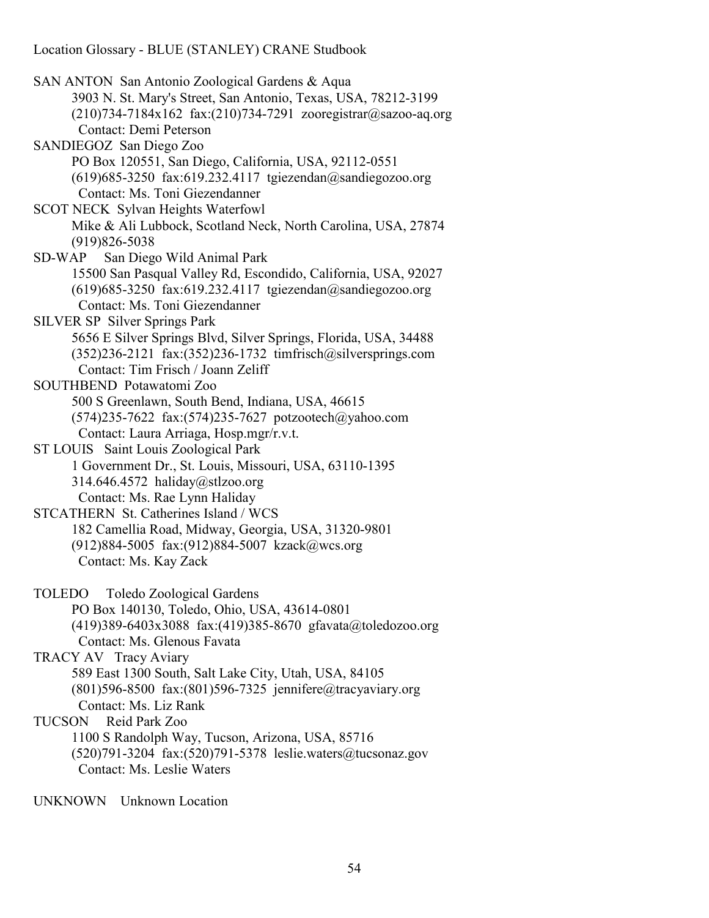Location Glossary - BLUE (STANLEY) CRANE Studbook

SAN ANTON  San Antonio Zoological Gardens & Aqua
  3903 N. St. Mary's Street, San Antonio, Texas, USA, 78212-3199
  (210)734-7184x162  fax:(210)734-7291  zooregistrar@sazoo-aq.org
  Contact: Demi Peterson

SANDIEGOZ  San Diego Zoo
  PO Box 120551, San Diego, California, USA, 92112-0551
  (619)685-3250  fax:619.232.4117  tgiezendan@sandiegozoo.org
  Contact: Ms. Toni Giezendanner

SCOT NECK  Sylvan Heights Waterfowl
  Mike & Ali Lubbock, Scotland Neck, North Carolina, USA, 27874
  (919)826-5038

SD-WAP  San Diego Wild Animal Park
  15500 San Pasqual Valley Rd, Escondido, California, USA, 92027
  (619)685-3250  fax:619.232.4117  tgiezendan@sandiegozoo.org
  Contact: Ms. Toni Giezendanner

SILVER SP  Silver Springs Park
  5656 E Silver Springs Blvd, Silver Springs, Florida, USA, 34488
  (352)236-2121  fax:(352)236-1732  timfrisch@silversprings.com
  Contact: Tim Frisch / Joann Zeliff

SOUTHBEND  Potawatomi Zoo
  500 S Greenlawn, South Bend, Indiana, USA, 46615
  (574)235-7622  fax:(574)235-7627  potzootech@yahoo.com
  Contact: Laura Arriaga, Hosp.mgr/r.v.t.

ST LOUIS  Saint Louis Zoological Park
  1 Government Dr., St. Louis, Missouri, USA, 63110-1395
  314.646.4572  haliday@stlzoo.org
  Contact: Ms. Rae Lynn Haliday

STCATHERN  St. Catherines Island / WCS
  182 Camellia Road, Midway, Georgia, USA, 31320-9801
  (912)884-5005  fax:(912)884-5007  kzack@wcs.org
  Contact: Ms. Kay Zack

TOLEDO  Toledo Zoological Gardens
  PO Box 140130, Toledo, Ohio, USA, 43614-0801
  (419)389-6403x3088  fax:(419)385-8670  gfavata@toledozoo.org
  Contact: Ms. Glenous Favata

TRACY AV  Tracy Aviary
  589 East 1300 South, Salt Lake City, Utah, USA, 84105
  (801)596-8500  fax:(801)596-7325  jennifere@tracyaviary.org
  Contact: Ms. Liz Rank

TUCSON  Reid Park Zoo
  1100 S Randolph Way, Tucson, Arizona, USA, 85716
  (520)791-3204  fax:(520)791-5378  leslie.waters@tucsonaz.gov
  Contact: Ms. Leslie Waters

UNKNOWN  Unknown Location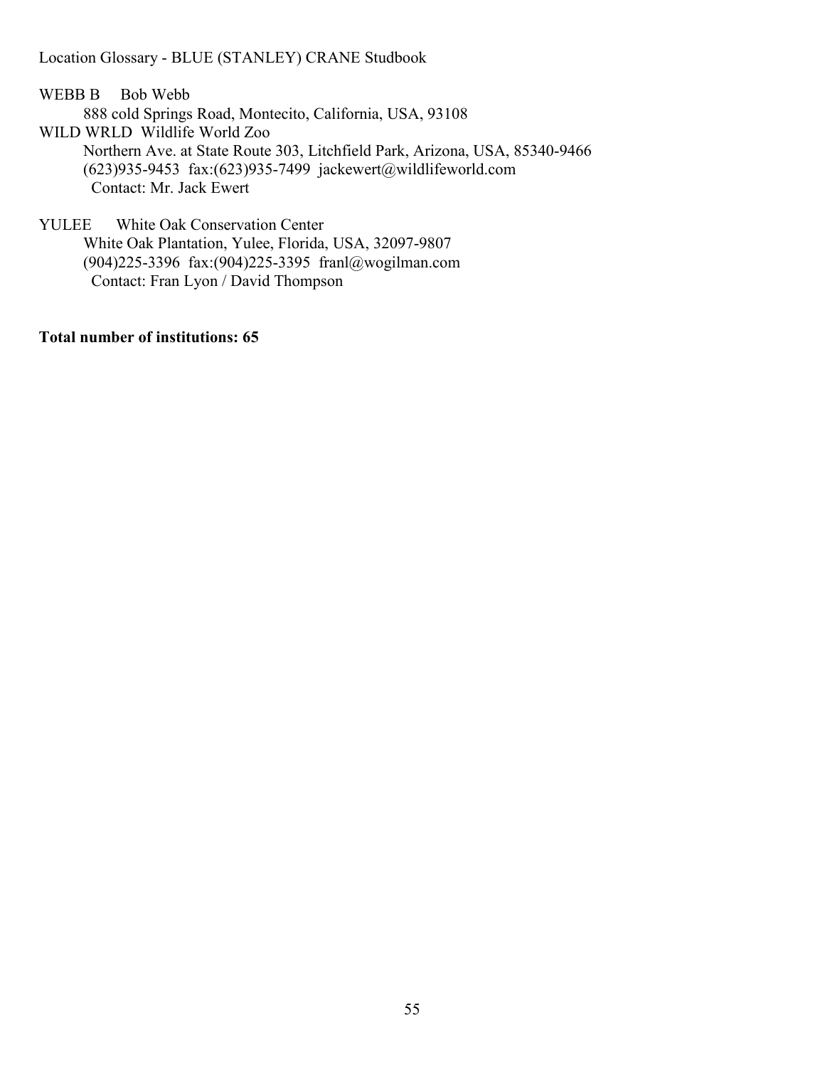WEBB B Bob Webb

888 cold Springs Road, Montecito, California, USA, 93108

WILD WRLD Wildlife World Zoo

Northern Ave. at State Route 303, Litchfield Park, Arizona, USA, 85340-9466
(623)935-9453 fax:(623)935-7499 jackewert@wildlifeworld.com
Contact: Mr. Jack Ewert

YULEE White Oak Conservation Center

White Oak Plantation, Yulee, Florida, USA, 32097-9807
(904)225-3396 fax:(904)225-3395 franl@wogilman.com
Contact: Fran Lyon / David Thompson

**Total number of institutions: 65**